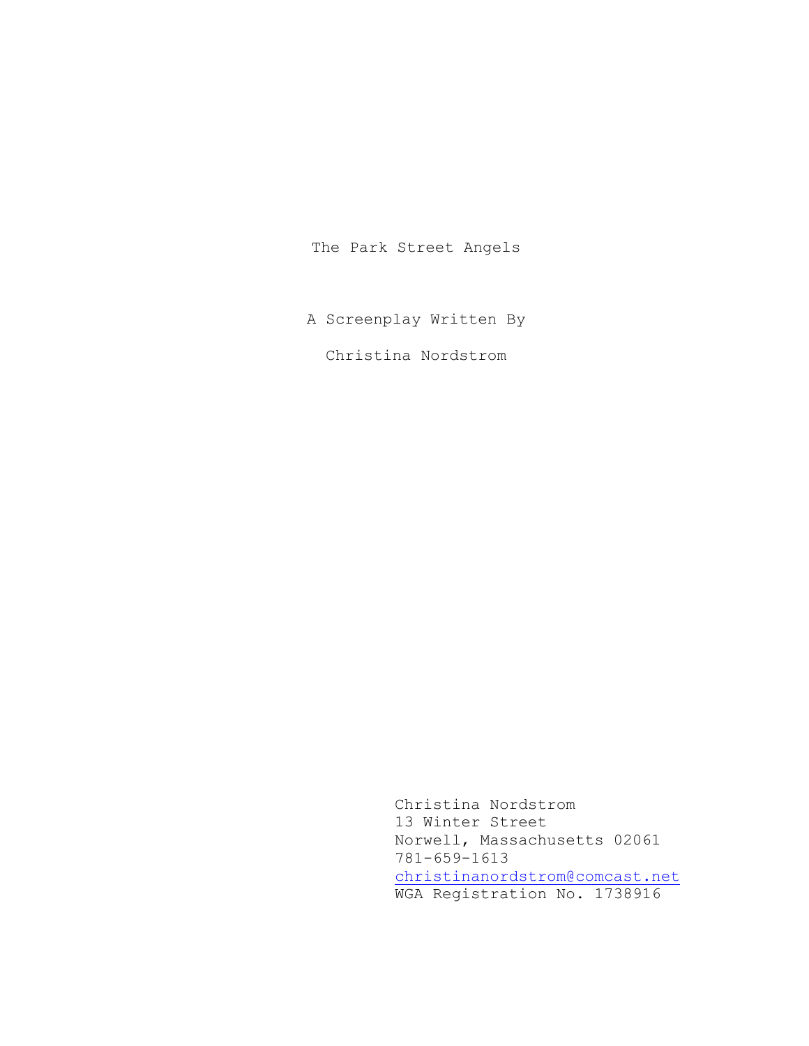# The Park Street Angels

A Screenplay Written By

Christina Nordstrom

Christina Nordstrom
13 Winter Street
Norwell, Massachusetts 02061
781-659-1613
christinanordstrom@comcast.net
WGA Registration No. 1738916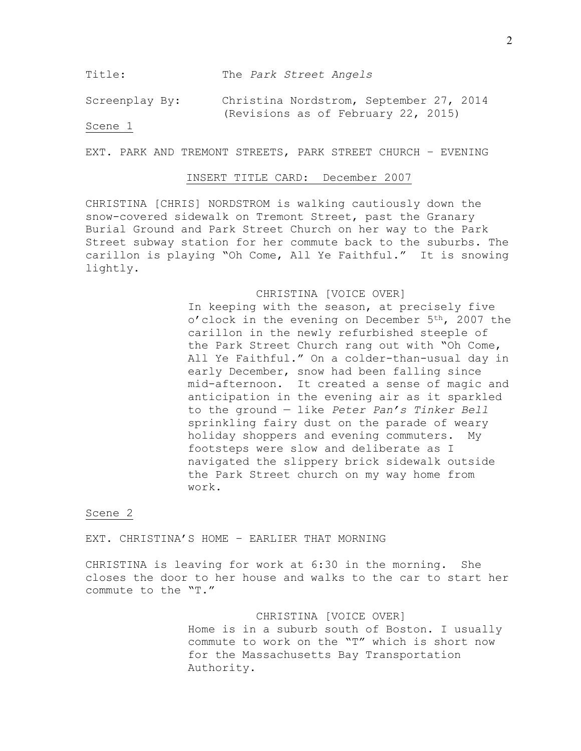Title: The *Park Street Angels*

Screenplay By: Christina Nordstrom, September 27, 2014
(Revisions as of February 22, 2015)

Scene 1

EXT. PARK AND TREMONT STREETS, PARK STREET CHURCH – EVENING

INSERT TITLE CARD: December 2007

CHRISTINA [CHRIS] NORDSTROM is walking cautiously down the snow-covered sidewalk on Tremont Street, past the Granary Burial Ground and Park Street Church on her way to the Park Street subway station for her commute back to the suburbs. The carillon is playing "Oh Come, All Ye Faithful." It is snowing lightly.

CHRISTINA [VOICE OVER]

In keeping with the season, at precisely five o'clock in the evening on December 5th, 2007 the carillon in the newly refurbished steeple of the Park Street Church rang out with "Oh Come, All Ye Faithful." On a colder-than-usual day in early December, snow had been falling since mid-afternoon. It created a sense of magic and anticipation in the evening air as it sparkled to the ground — like *Peter Pan's Tinker Bell* sprinkling fairy dust on the parade of weary holiday shoppers and evening commuters. My footsteps were slow and deliberate as I navigated the slippery brick sidewalk outside the Park Street church on my way home from work.

Scene 2

EXT. CHRISTINA'S HOME – EARLIER THAT MORNING

CHRISTINA is leaving for work at 6:30 in the morning. She closes the door to her house and walks to the car to start her commute to the "T."

CHRISTINA [VOICE OVER]

Home is in a suburb south of Boston. I usually commute to work on the "T" which is short now for the Massachusetts Bay Transportation Authority.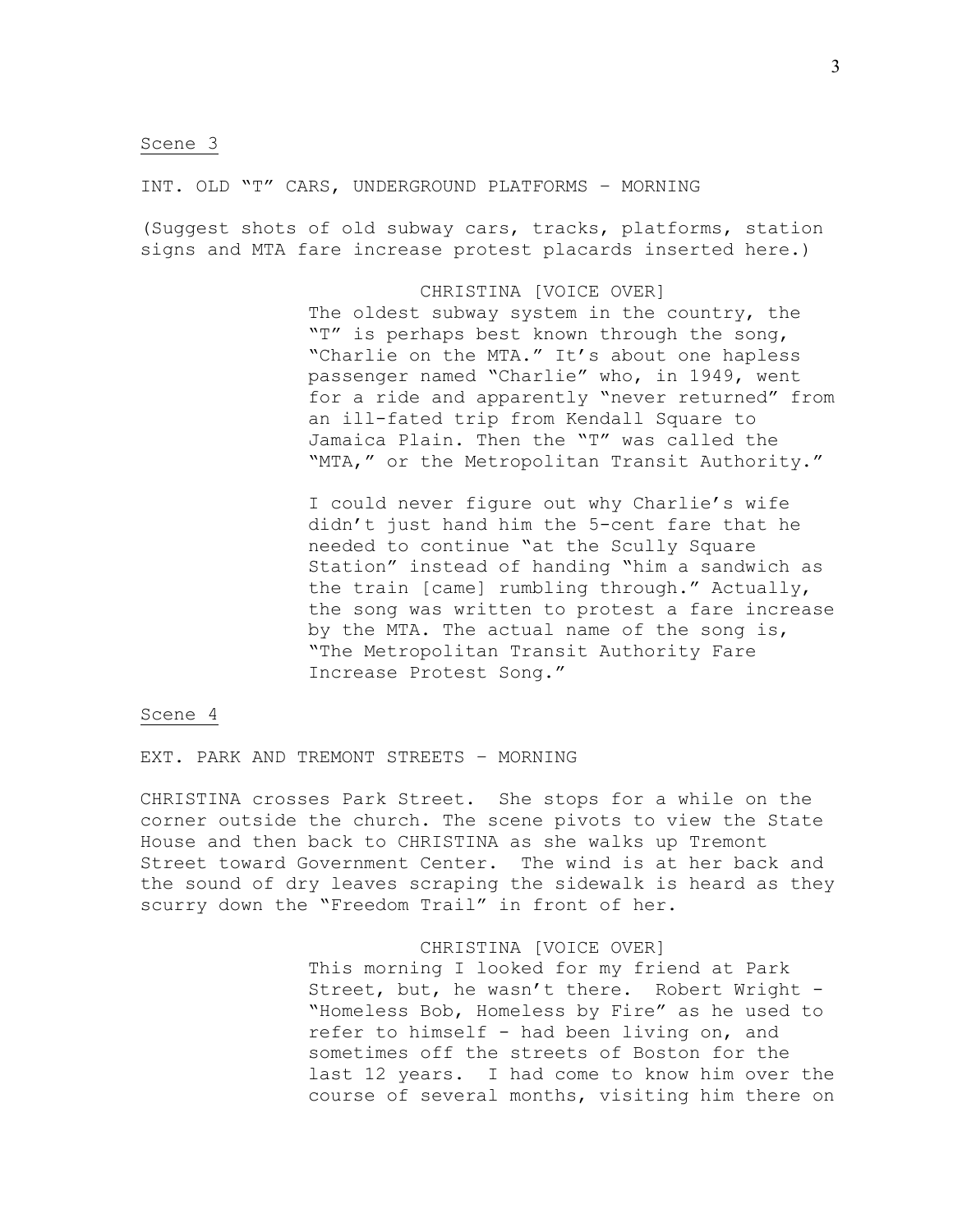Scene 3

INT. OLD "T" CARS, UNDERGROUND PLATFORMS – MORNING

(Suggest shots of old subway cars, tracks, platforms, station signs and MTA fare increase protest placards inserted here.)

CHRISTINA [VOICE OVER]

The oldest subway system in the country, the "T" is perhaps best known through the song, "Charlie on the MTA." It's about one hapless passenger named "Charlie" who, in 1949, went for a ride and apparently "never returned" from an ill-fated trip from Kendall Square to Jamaica Plain. Then the "T" was called the "MTA," or the Metropolitan Transit Authority."

I could never figure out why Charlie's wife didn't just hand him the 5-cent fare that he needed to continue "at the Scully Square Station" instead of handing "him a sandwich as the train [came] rumbling through." Actually, the song was written to protest a fare increase by the MTA. The actual name of the song is, "The Metropolitan Transit Authority Fare Increase Protest Song."

Scene 4

EXT. PARK AND TREMONT STREETS – MORNING

CHRISTINA crosses Park Street. She stops for a while on the corner outside the church. The scene pivots to view the State House and then back to CHRISTINA as she walks up Tremont Street toward Government Center. The wind is at her back and the sound of dry leaves scraping the sidewalk is heard as they scurry down the "Freedom Trail" in front of her.

CHRISTINA [VOICE OVER]

This morning I looked for my friend at Park Street, but, he wasn't there. Robert Wright - "Homeless Bob, Homeless by Fire" as he used to refer to himself - had been living on, and sometimes off the streets of Boston for the last 12 years. I had come to know him over the course of several months, visiting him there on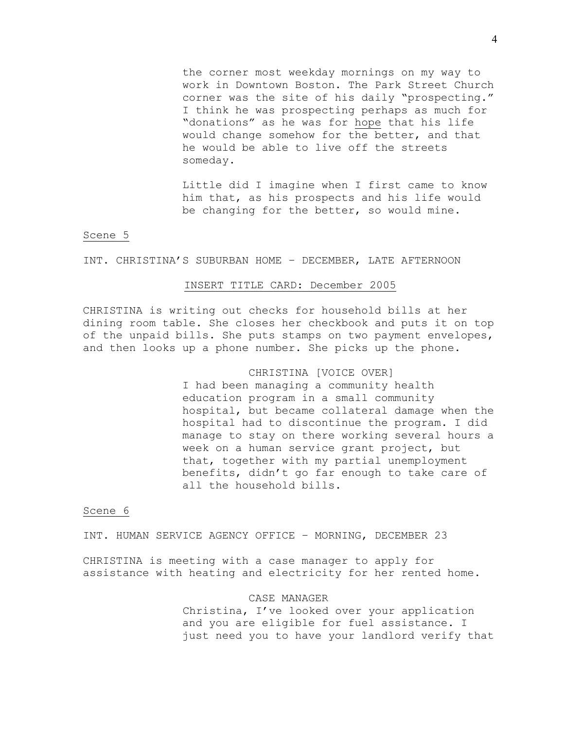the corner most weekday mornings on my way to work in Downtown Boston. The Park Street Church corner was the site of his daily "prospecting." I think he was prospecting perhaps as much for "donations" as he was for <u>hope</u> that his life would change somehow for the better, and that he would be able to live off the streets someday.

Little did I imagine when I first came to know him that, as his prospects and his life would be changing for the better, so would mine.

<u>Scene 5</u>

INT. CHRISTINA'S SUBURBAN HOME – DECEMBER, LATE AFTERNOON

<u>INSERT TITLE CARD: December 2005</u>

CHRISTINA is writing out checks for household bills at her dining room table. She closes her checkbook and puts it on top of the unpaid bills. She puts stamps on two payment envelopes, and then looks up a phone number. She picks up the phone.

CHRISTINA [VOICE OVER]

I had been managing a community health education program in a small community hospital, but became collateral damage when the hospital had to discontinue the program. I did manage to stay on there working several hours a week on a human service grant project, but that, together with my partial unemployment benefits, didn't go far enough to take care of all the household bills.

<u>Scene 6</u>

INT. HUMAN SERVICE AGENCY OFFICE – MORNING, DECEMBER 23

CHRISTINA is meeting with a case manager to apply for assistance with heating and electricity for her rented home.

CASE MANAGER

Christina, I've looked over your application and you are eligible for fuel assistance. I just need you to have your landlord verify that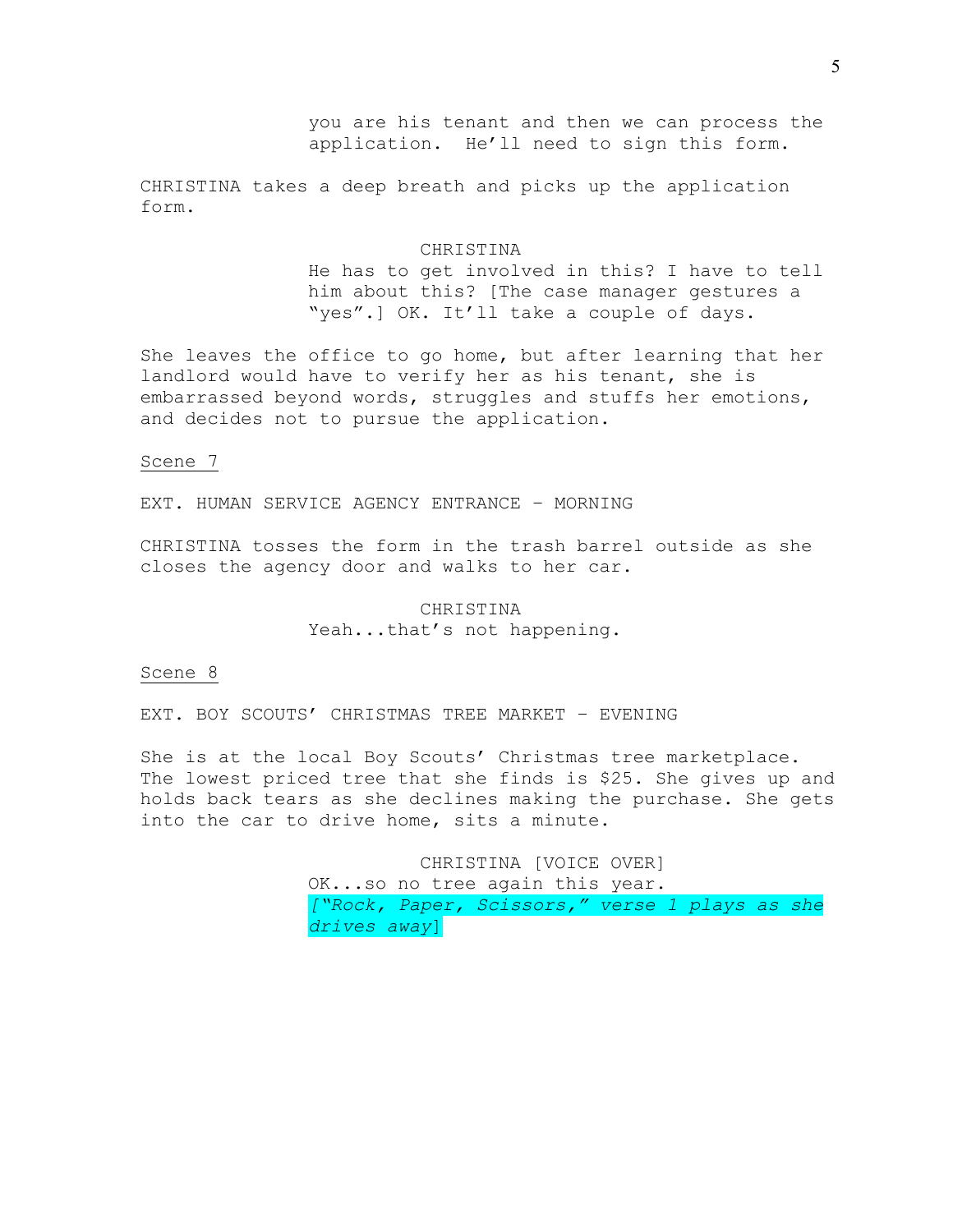you are his tenant and then we can process the application. He'll need to sign this form.

CHRISTINA takes a deep breath and picks up the application form.

CHRISTINA

He has to get involved in this? I have to tell him about this? [The case manager gestures a "yes".] OK. It'll take a couple of days.

She leaves the office to go home, but after learning that her landlord would have to verify her as his tenant, she is embarrassed beyond words, struggles and stuffs her emotions, and decides not to pursue the application.

<u>Scene 7</u>

EXT. HUMAN SERVICE AGENCY ENTRANCE – MORNING

CHRISTINA tosses the form in the trash barrel outside as she closes the agency door and walks to her car.

CHRISTINA

Yeah...that's not happening.

<u>Scene 8</u>

EXT. BOY SCOUTS' CHRISTMAS TREE MARKET – EVENING

She is at the local Boy Scouts' Christmas tree marketplace. The lowest priced tree that she finds is $25. She gives up and holds back tears as she declines making the purchase. She gets into the car to drive home, sits a minute.

CHRISTINA [VOICE OVER]

OK...so no tree again this year.

*["Rock, Paper, Scissors," verse 1 plays as she drives away]*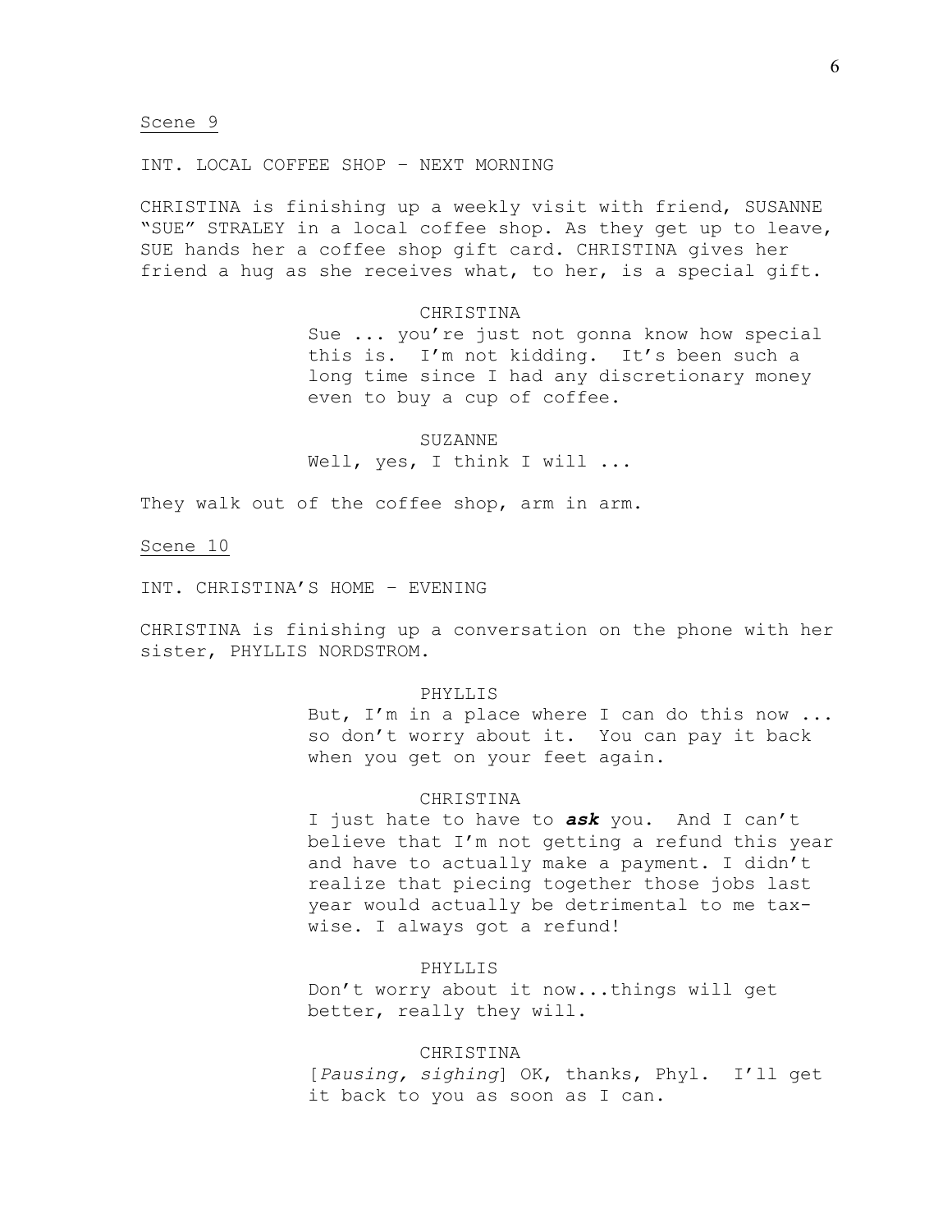Scene 9

INT. LOCAL COFFEE SHOP – NEXT MORNING

CHRISTINA is finishing up a weekly visit with friend, SUSANNE "SUE" STRALEY in a local coffee shop. As they get up to leave, SUE hands her a coffee shop gift card. CHRISTINA gives her friend a hug as she receives what, to her, is a special gift.

CHRISTINA

Sue ... you're just not gonna know how special this is. I'm not kidding. It's been such a long time since I had any discretionary money even to buy a cup of coffee.

SUZANNE

Well, yes, I think I will ...

They walk out of the coffee shop, arm in arm.

Scene 10

INT. CHRISTINA'S HOME – EVENING

CHRISTINA is finishing up a conversation on the phone with her sister, PHYLLIS NORDSTROM.

PHYLLIS

But, I'm in a place where I can do this now ... so don't worry about it. You can pay it back when you get on your feet again.

CHRISTINA

I just hate to have to ***ask*** you. And I can't believe that I'm not getting a refund this year and have to actually make a payment. I didn't realize that piecing together those jobs last year would actually be detrimental to me tax-wise. I always got a refund!

PHYLLIS

Don't worry about it now...things will get better, really they will.

CHRISTINA

[*Pausing, sighing*] OK, thanks, Phyl. I'll get it back to you as soon as I can.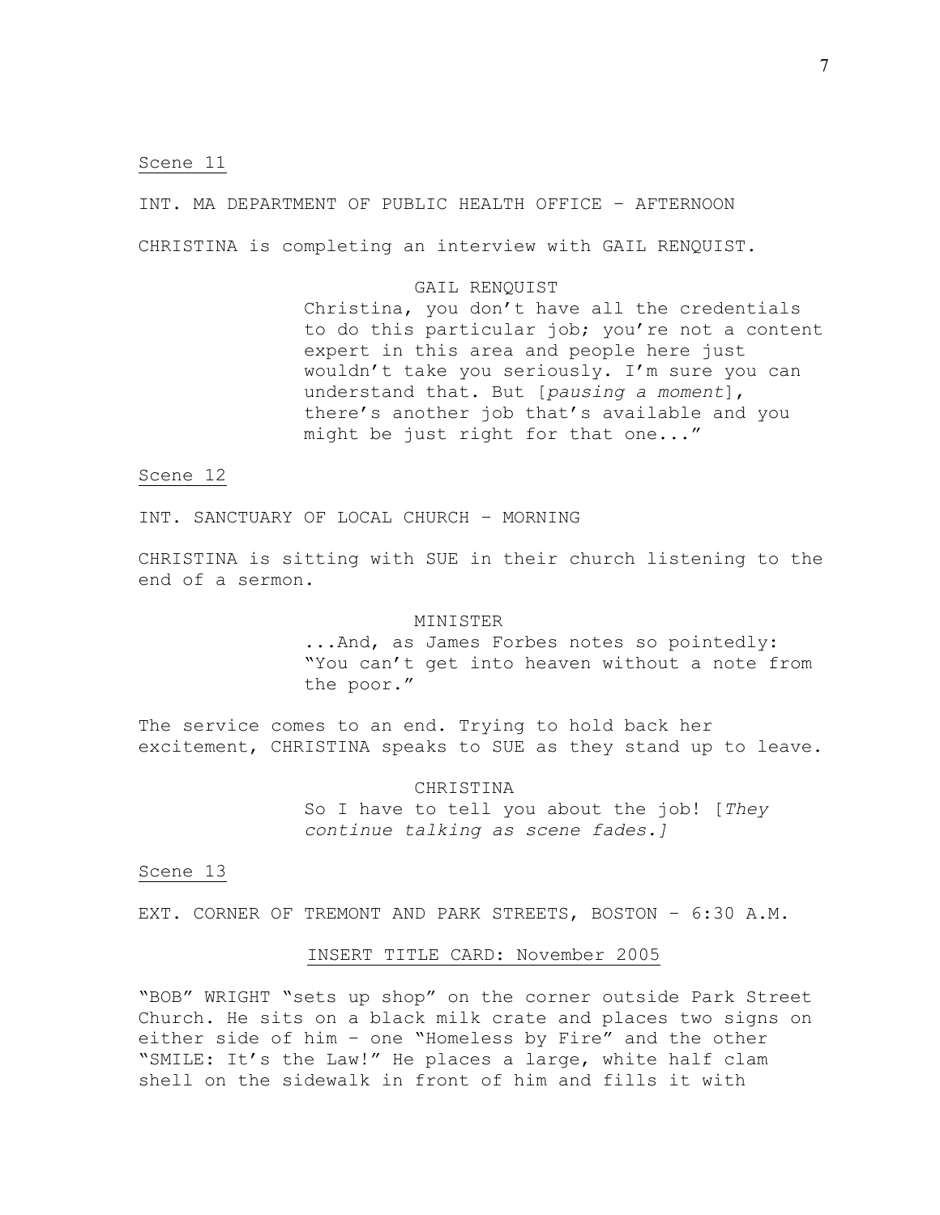Scene 11

INT. MA DEPARTMENT OF PUBLIC HEALTH OFFICE – AFTERNOON

CHRISTINA is completing an interview with GAIL RENQUIST.

GAIL RENQUIST

Christina, you don't have all the credentials to do this particular job; you're not a content expert in this area and people here just wouldn't take you seriously. I'm sure you can understand that. But [*pausing a moment*], there's another job that's available and you might be just right for that one..."

Scene 12

INT. SANCTUARY OF LOCAL CHURCH – MORNING

CHRISTINA is sitting with SUE in their church listening to the end of a sermon.

MINISTER

...And, as James Forbes notes so pointedly: "You can't get into heaven without a note from the poor."

The service comes to an end. Trying to hold back her excitement, CHRISTINA speaks to SUE as they stand up to leave.

CHRISTINA

So I have to tell you about the job! [*They continue talking as scene fades.]*

Scene 13

EXT. CORNER OF TREMONT AND PARK STREETS, BOSTON – 6:30 A.M.

INSERT TITLE CARD: November 2005

"BOB" WRIGHT "sets up shop" on the corner outside Park Street Church. He sits on a black milk crate and places two signs on either side of him – one "Homeless by Fire" and the other "SMILE: It's the Law!" He places a large, white half clam shell on the sidewalk in front of him and fills it with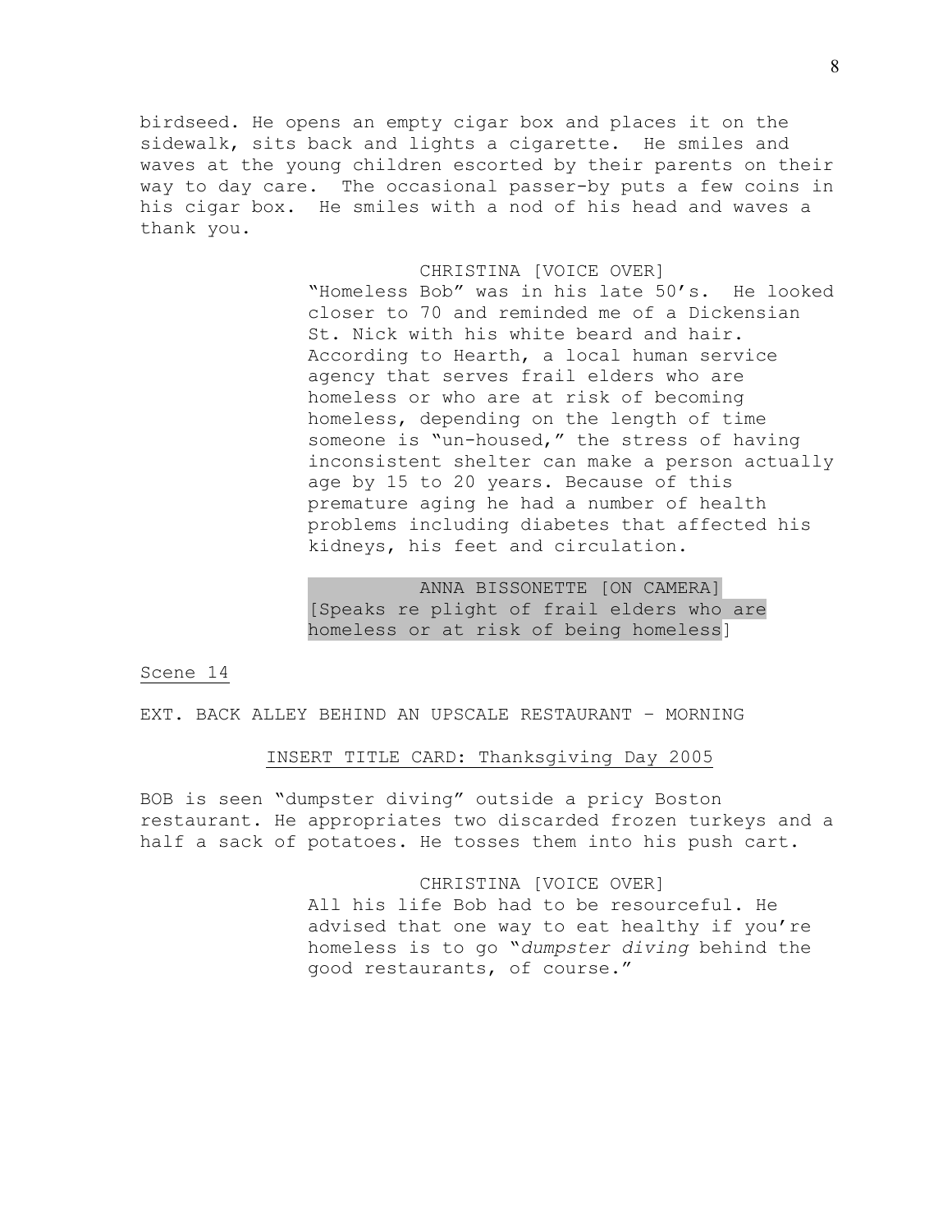birdseed. He opens an empty cigar box and places it on the sidewalk, sits back and lights a cigarette. He smiles and waves at the young children escorted by their parents on their way to day care. The occasional passer-by puts a few coins in his cigar box. He smiles with a nod of his head and waves a thank you.

CHRISTINA [VOICE OVER]
"Homeless Bob" was in his late 50's. He looked closer to 70 and reminded me of a Dickensian St. Nick with his white beard and hair. According to Hearth, a local human service agency that serves frail elders who are homeless or who are at risk of becoming homeless, depending on the length of time someone is "un-housed," the stress of having inconsistent shelter can make a person actually age by 15 to 20 years. Because of this premature aging he had a number of health problems including diabetes that affected his kidneys, his feet and circulation.

ANNA BISSONETTE [ON CAMERA]
[Speaks re plight of frail elders who are homeless or at risk of being homeless]

<u>Scene 14</u>

EXT. BACK ALLEY BEHIND AN UPSCALE RESTAURANT – MORNING

<u>INSERT TITLE CARD: Thanksgiving Day 2005</u>

BOB is seen "dumpster diving" outside a pricy Boston restaurant. He appropriates two discarded frozen turkeys and a half a sack of potatoes. He tosses them into his push cart.

CHRISTINA [VOICE OVER]
All his life Bob had to be resourceful. He advised that one way to eat healthy if you're homeless is to go "*dumpster diving* behind the good restaurants, of course."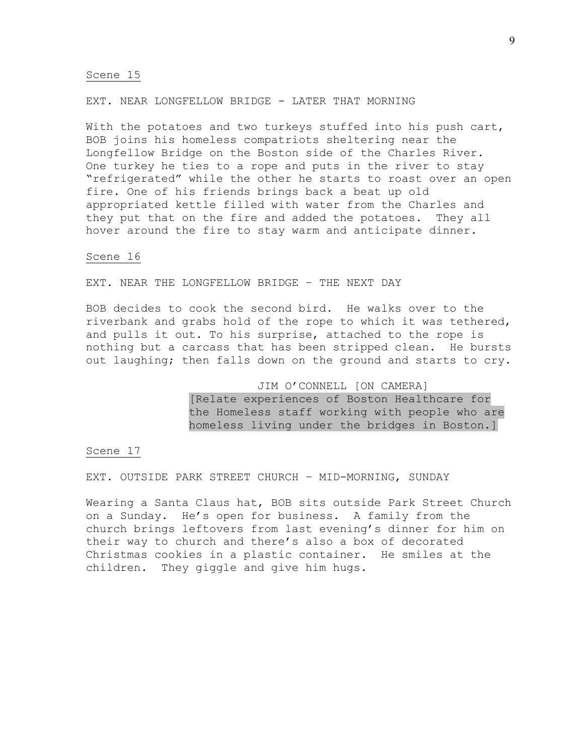Scene 15

EXT. NEAR LONGFELLOW BRIDGE - LATER THAT MORNING

With the potatoes and two turkeys stuffed into his push cart, BOB joins his homeless compatriots sheltering near the Longfellow Bridge on the Boston side of the Charles River. One turkey he ties to a rope and puts in the river to stay "refrigerated" while the other he starts to roast over an open fire. One of his friends brings back a beat up old appropriated kettle filled with water from the Charles and they put that on the fire and added the potatoes. They all hover around the fire to stay warm and anticipate dinner.

Scene 16

EXT. NEAR THE LONGFELLOW BRIDGE – THE NEXT DAY

BOB decides to cook the second bird. He walks over to the riverbank and grabs hold of the rope to which it was tethered, and pulls it out. To his surprise, attached to the rope is nothing but a carcass that has been stripped clean. He bursts out laughing; then falls down on the ground and starts to cry.

JIM O'CONNELL [ON CAMERA]
[Relate experiences of Boston Healthcare for the Homeless staff working with people who are homeless living under the bridges in Boston.]

Scene 17

EXT. OUTSIDE PARK STREET CHURCH – MID-MORNING, SUNDAY

Wearing a Santa Claus hat, BOB sits outside Park Street Church on a Sunday. He's open for business. A family from the church brings leftovers from last evening's dinner for him on their way to church and there's also a box of decorated Christmas cookies in a plastic container. He smiles at the children. They giggle and give him hugs.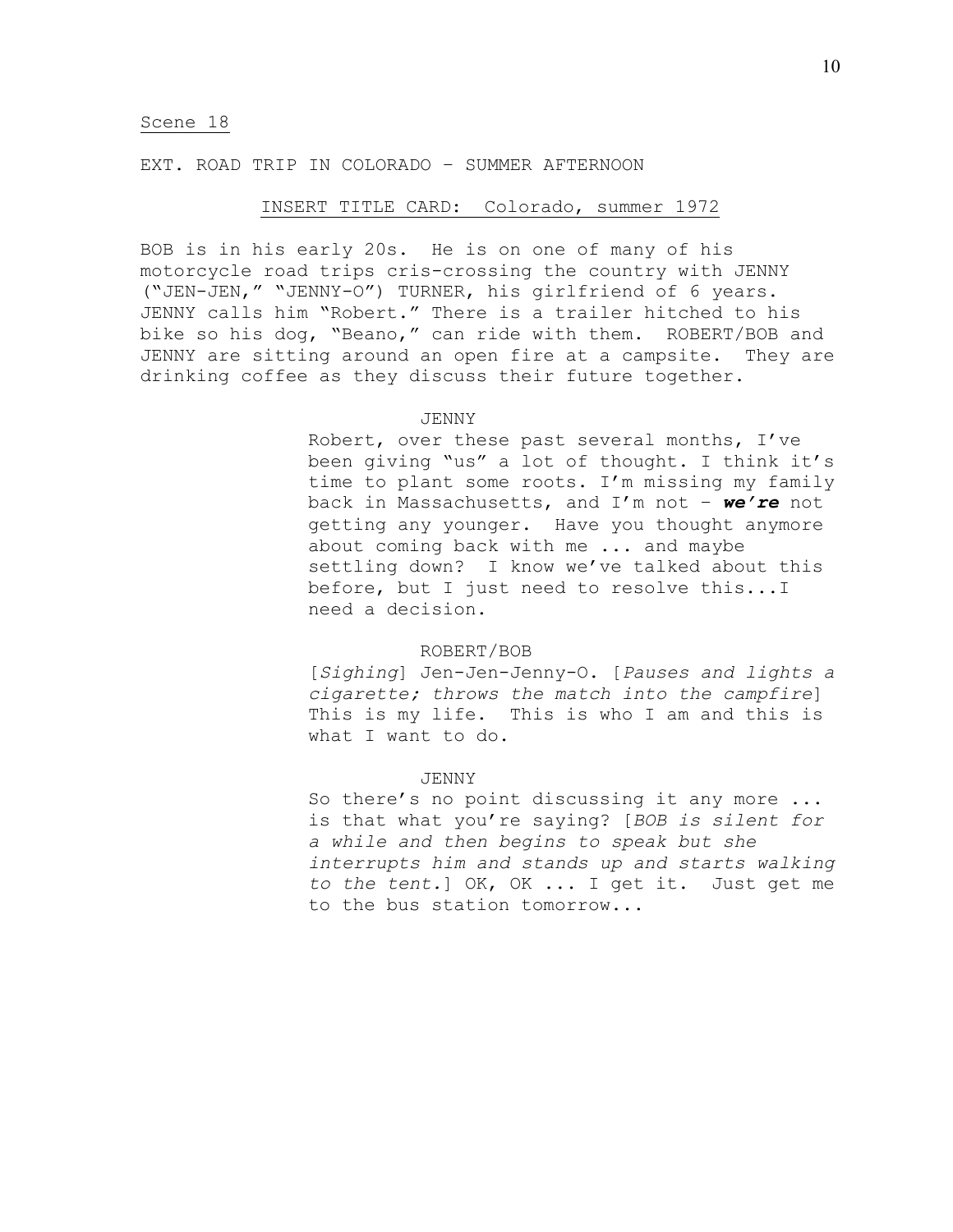<u>Scene 18</u>

EXT. ROAD TRIP IN COLORADO – SUMMER AFTERNOON

<u>INSERT TITLE CARD: Colorado, summer 1972</u>

BOB is in his early 20s. He is on one of many of his motorcycle road trips cris-crossing the country with JENNY ("JEN-JEN," "JENNY-O") TURNER, his girlfriend of 6 years. JENNY calls him "Robert." There is a trailer hitched to his bike so his dog, "Beano," can ride with them. ROBERT/BOB and JENNY are sitting around an open fire at a campsite. They are drinking coffee as they discuss their future together.

JENNY

Robert, over these past several months, I've been giving "us" a lot of thought. I think it's time to plant some roots. I'm missing my family back in Massachusetts, and I'm not – ***we're*** not getting any younger. Have you thought anymore about coming back with me ... and maybe settling down? I know we've talked about this before, but I just need to resolve this...I need a decision.

ROBERT/BOB

[*Sighing*] Jen-Jen-Jenny-O. [*Pauses and lights a cigarette; throws the match into the campfire*] This is my life. This is who I am and this is what I want to do.

JENNY

So there's no point discussing it any more ... is that what you're saying? [*BOB is silent for a while and then begins to speak but she interrupts him and stands up and starts walking to the tent.*] OK, OK ... I get it. Just get me to the bus station tomorrow...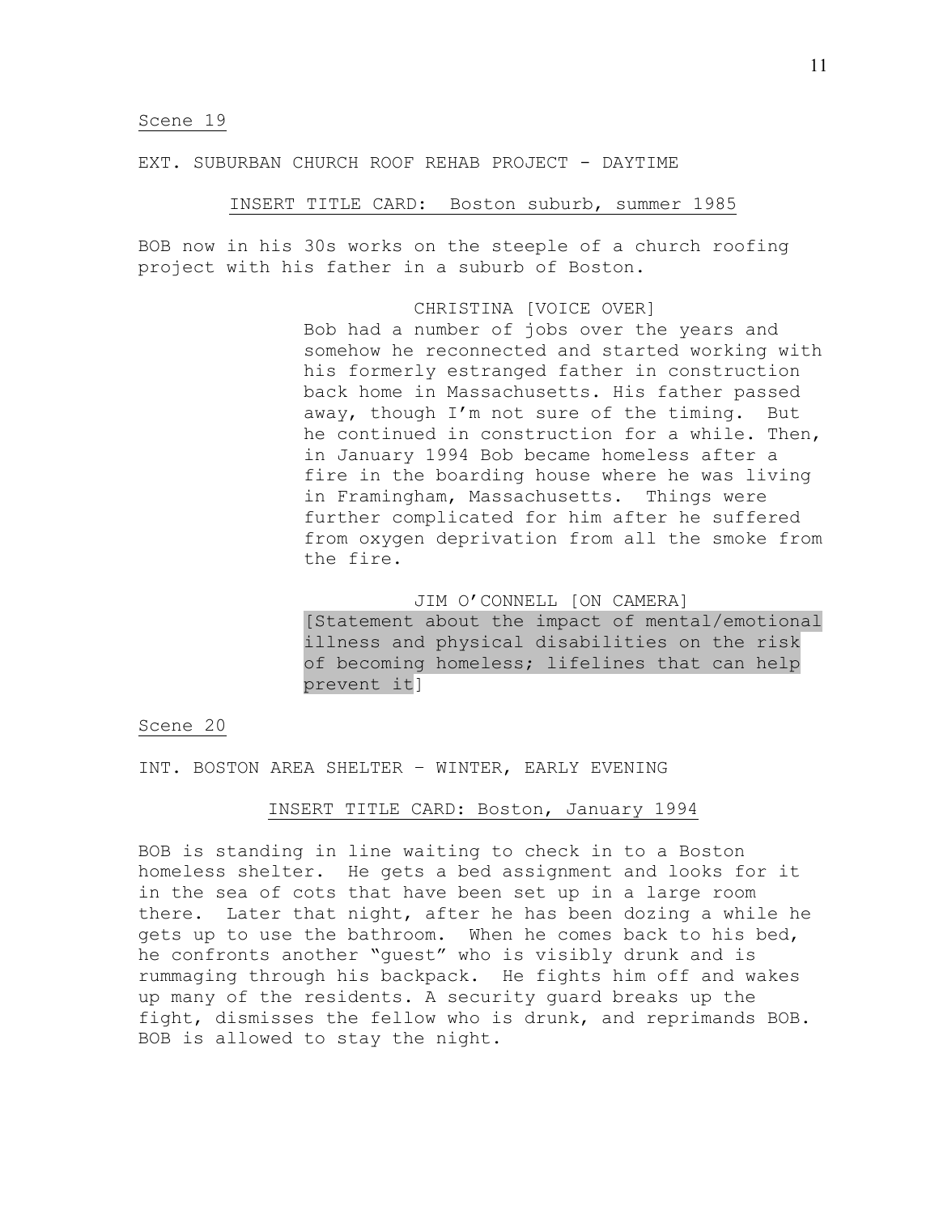Scene 19

EXT. SUBURBAN CHURCH ROOF REHAB PROJECT - DAYTIME

INSERT TITLE CARD: Boston suburb, summer 1985

BOB now in his 30s works on the steeple of a church roofing project with his father in a suburb of Boston.

CHRISTINA [VOICE OVER]

Bob had a number of jobs over the years and somehow he reconnected and started working with his formerly estranged father in construction back home in Massachusetts. His father passed away, though I'm not sure of the timing. But he continued in construction for a while. Then, in January 1994 Bob became homeless after a fire in the boarding house where he was living in Framingham, Massachusetts. Things were further complicated for him after he suffered from oxygen deprivation from all the smoke from the fire.

JIM O'CONNELL [ON CAMERA]

[Statement about the impact of mental/emotional illness and physical disabilities on the risk of becoming homeless; lifelines that can help prevent it]

Scene 20

INT. BOSTON AREA SHELTER – WINTER, EARLY EVENING

INSERT TITLE CARD: Boston, January 1994

BOB is standing in line waiting to check in to a Boston homeless shelter. He gets a bed assignment and looks for it in the sea of cots that have been set up in a large room there. Later that night, after he has been dozing a while he gets up to use the bathroom. When he comes back to his bed, he confronts another "guest" who is visibly drunk and is rummaging through his backpack. He fights him off and wakes up many of the residents. A security guard breaks up the fight, dismisses the fellow who is drunk, and reprimands BOB. BOB is allowed to stay the night.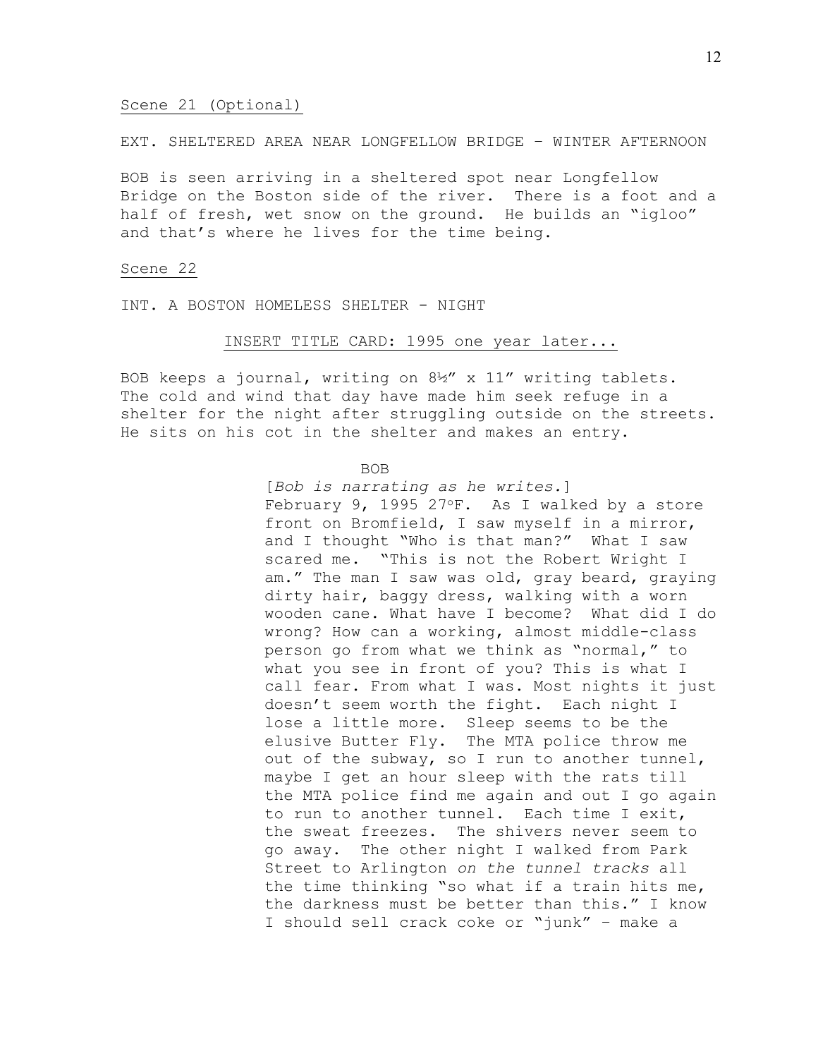Scene 21 (Optional)

EXT. SHELTERED AREA NEAR LONGFELLOW BRIDGE – WINTER AFTERNOON

BOB is seen arriving in a sheltered spot near Longfellow Bridge on the Boston side of the river. There is a foot and a half of fresh, wet snow on the ground. He builds an "igloo" and that's where he lives for the time being.

Scene 22

INT. A BOSTON HOMELESS SHELTER - NIGHT

INSERT TITLE CARD: 1995 one year later...

BOB keeps a journal, writing on 8½" x 11" writing tablets. The cold and wind that day have made him seek refuge in a shelter for the night after struggling outside on the streets. He sits on his cot in the shelter and makes an entry.

BOB

[*Bob is narrating as he writes.*]
February 9, 1995 27°F. As I walked by a store front on Bromfield, I saw myself in a mirror, and I thought "Who is that man?" What I saw scared me. "This is not the Robert Wright I am." The man I saw was old, gray beard, graying dirty hair, baggy dress, walking with a worn wooden cane. What have I become? What did I do wrong? How can a working, almost middle-class person go from what we think as "normal," to what you see in front of you? This is what I call fear. From what I was. Most nights it just doesn't seem worth the fight. Each night I lose a little more. Sleep seems to be the elusive Butter Fly. The MTA police throw me out of the subway, so I run to another tunnel, maybe I get an hour sleep with the rats till the MTA police find me again and out I go again to run to another tunnel. Each time I exit, the sweat freezes. The shivers never seem to go away. The other night I walked from Park Street to Arlington *on the tunnel tracks* all the time thinking "so what if a train hits me, the darkness must be better than this." I know I should sell crack coke or "junk" – make a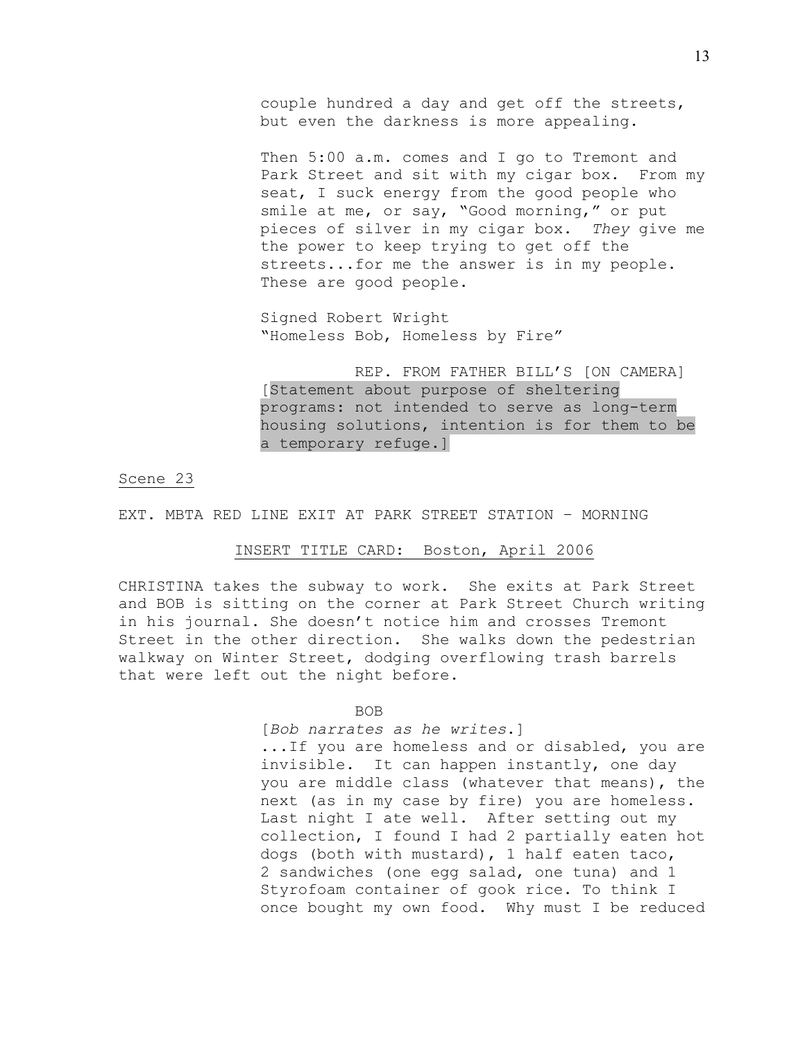couple hundred a day and get off the streets, but even the darkness is more appealing.

Then 5:00 a.m. comes and I go to Tremont and Park Street and sit with my cigar box. From my seat, I suck energy from the good people who smile at me, or say, "Good morning," or put pieces of silver in my cigar box. *They* give me the power to keep trying to get off the streets...for me the answer is in my people. These are good people.

Signed Robert Wright
"Homeless Bob, Homeless by Fire"

REP. FROM FATHER BILL'S [ON CAMERA]
[Statement about purpose of sheltering programs: not intended to serve as long-term housing solutions, intention is for them to be a temporary refuge.]

Scene 23

EXT. MBTA RED LINE EXIT AT PARK STREET STATION – MORNING

INSERT TITLE CARD: Boston, April 2006

CHRISTINA takes the subway to work. She exits at Park Street and BOB is sitting on the corner at Park Street Church writing in his journal. She doesn't notice him and crosses Tremont Street in the other direction. She walks down the pedestrian walkway on Winter Street, dodging overflowing trash barrels that were left out the night before.

BOB
[*Bob narrates as he writes*.]
...If you are homeless and or disabled, you are invisible. It can happen instantly, one day you are middle class (whatever that means), the next (as in my case by fire) you are homeless. Last night I ate well. After setting out my collection, I found I had 2 partially eaten hot dogs (both with mustard), 1 half eaten taco, 2 sandwiches (one egg salad, one tuna) and 1 Styrofoam container of gook rice. To think I once bought my own food. Why must I be reduced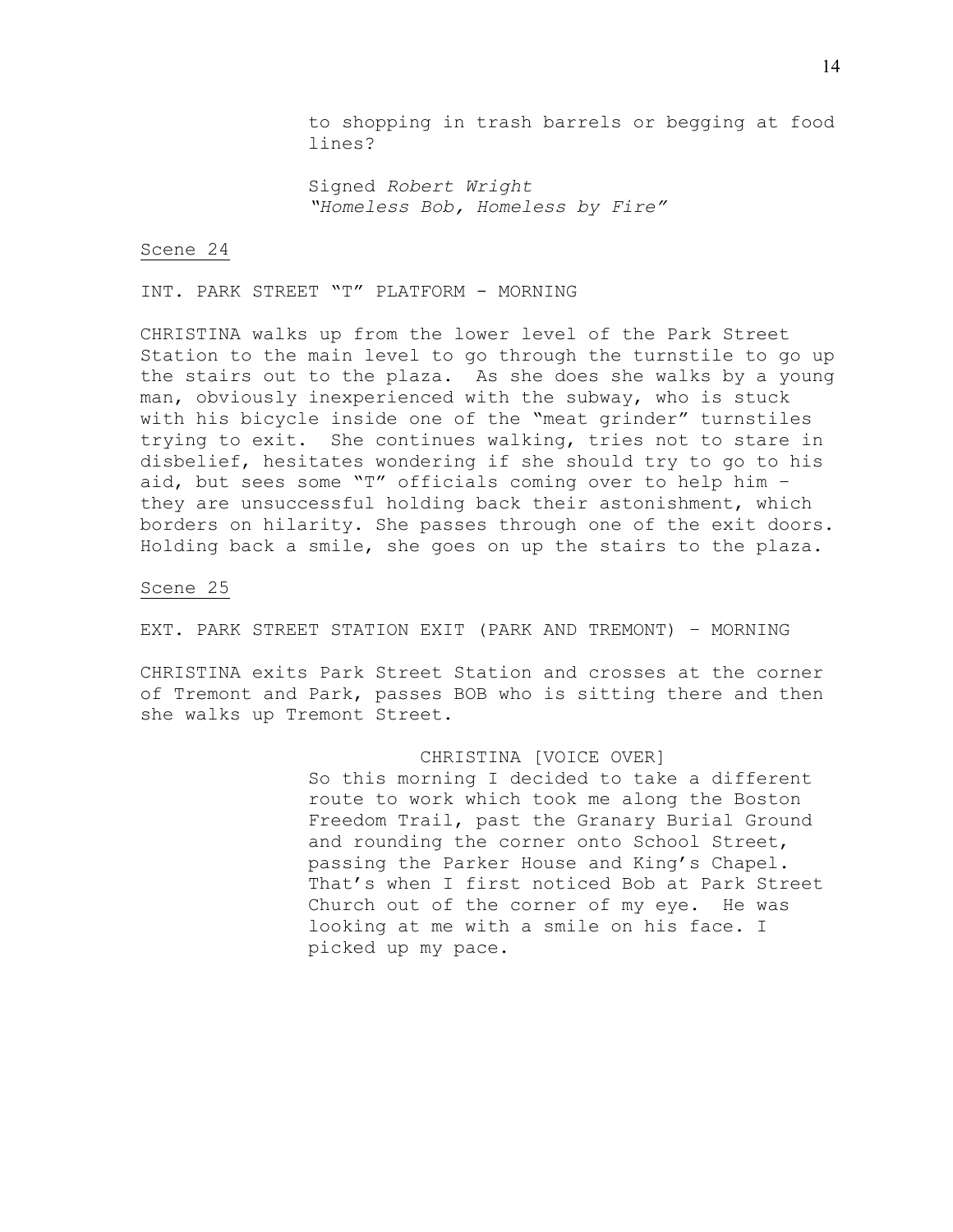to shopping in trash barrels or begging at food lines?

Signed *Robert Wright*
*"Homeless Bob, Homeless by Fire"*

Scene 24

INT. PARK STREET "T" PLATFORM - MORNING

CHRISTINA walks up from the lower level of the Park Street Station to the main level to go through the turnstile to go up the stairs out to the plaza. As she does she walks by a young man, obviously inexperienced with the subway, who is stuck with his bicycle inside one of the "meat grinder" turnstiles trying to exit. She continues walking, tries not to stare in disbelief, hesitates wondering if she should try to go to his aid, but sees some "T" officials coming over to help him – they are unsuccessful holding back their astonishment, which borders on hilarity. She passes through one of the exit doors. Holding back a smile, she goes on up the stairs to the plaza.

Scene 25

EXT. PARK STREET STATION EXIT (PARK AND TREMONT) – MORNING

CHRISTINA exits Park Street Station and crosses at the corner of Tremont and Park, passes BOB who is sitting there and then she walks up Tremont Street.

CHRISTINA [VOICE OVER]
So this morning I decided to take a different route to work which took me along the Boston Freedom Trail, past the Granary Burial Ground and rounding the corner onto School Street, passing the Parker House and King's Chapel. That's when I first noticed Bob at Park Street Church out of the corner of my eye. He was looking at me with a smile on his face. I picked up my pace.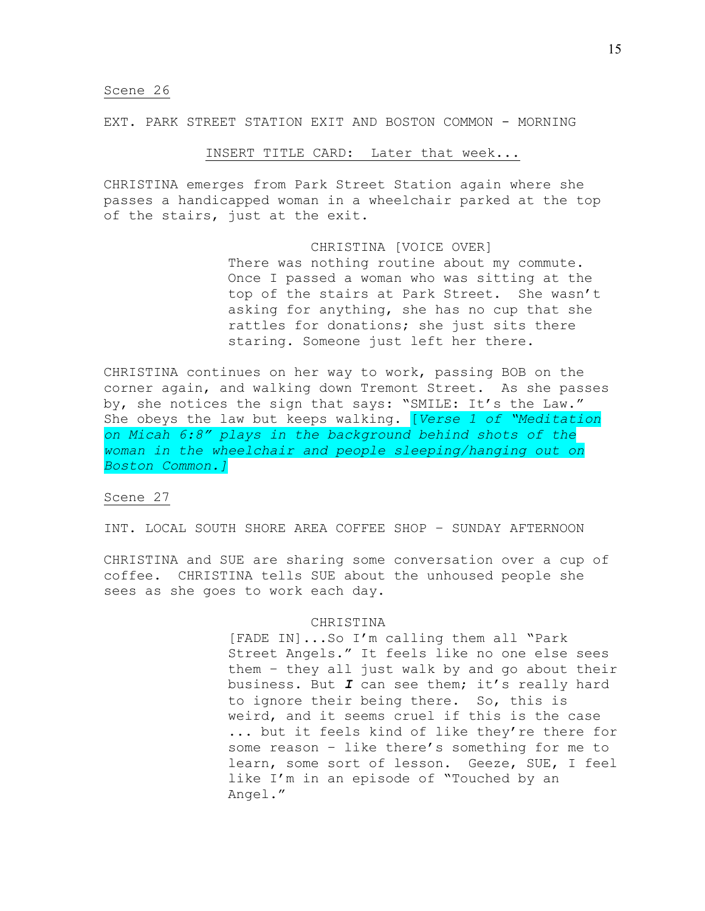Scene 26

EXT. PARK STREET STATION EXIT AND BOSTON COMMON - MORNING

INSERT TITLE CARD: Later that week...

CHRISTINA emerges from Park Street Station again where she passes a handicapped woman in a wheelchair parked at the top of the stairs, just at the exit.

CHRISTINA [VOICE OVER]
There was nothing routine about my commute. Once I passed a woman who was sitting at the top of the stairs at Park Street. She wasn't asking for anything, she has no cup that she rattles for donations; she just sits there staring. Someone just left her there.

CHRISTINA continues on her way to work, passing BOB on the corner again, and walking down Tremont Street. As she passes by, she notices the sign that says: "SMILE: It's the Law." She obeys the law but keeps walking. *[Verse 1 of "Meditation on Micah 6:8" plays in the background behind shots of the woman in the wheelchair and people sleeping/hanging out on Boston Common.]*

Scene 27

INT. LOCAL SOUTH SHORE AREA COFFEE SHOP – SUNDAY AFTERNOON

CHRISTINA and SUE are sharing some conversation over a cup of coffee. CHRISTINA tells SUE about the unhoused people she sees as she goes to work each day.

CHRISTINA
[FADE IN]...So I'm calling them all "Park Street Angels." It feels like no one else sees them – they all just walk by and go about their business. But ***I*** can see them; it's really hard to ignore their being there. So, this is weird, and it seems cruel if this is the case ... but it feels kind of like they're there for some reason – like there's something for me to learn, some sort of lesson. Geeze, SUE, I feel like I'm in an episode of "Touched by an Angel."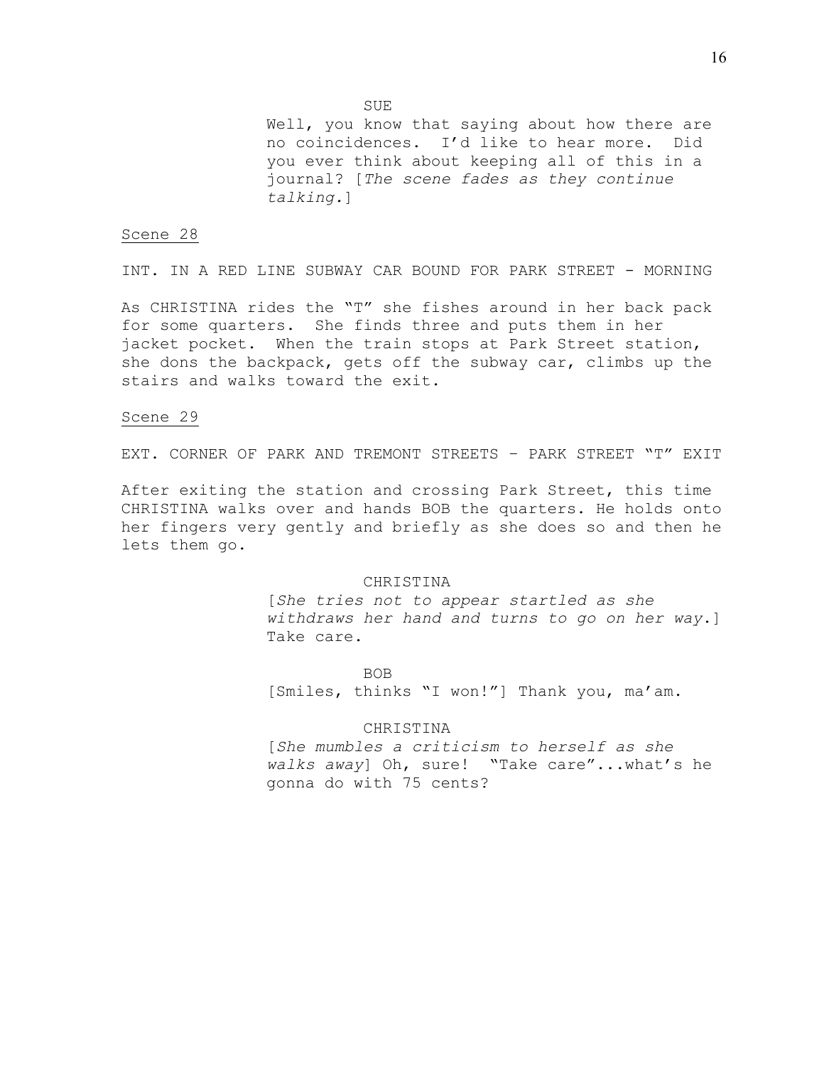SUE

Well, you know that saying about how there are no coincidences. I'd like to hear more. Did you ever think about keeping all of this in a journal? [*The scene fades as they continue talking.*]

<u>Scene 28</u>

INT. IN A RED LINE SUBWAY CAR BOUND FOR PARK STREET - MORNING

As CHRISTINA rides the "T" she fishes around in her back pack for some quarters. She finds three and puts them in her jacket pocket. When the train stops at Park Street station, she dons the backpack, gets off the subway car, climbs up the stairs and walks toward the exit.

<u>Scene 29</u>

EXT. CORNER OF PARK AND TREMONT STREETS – PARK STREET "T" EXIT

After exiting the station and crossing Park Street, this time CHRISTINA walks over and hands BOB the quarters. He holds onto her fingers very gently and briefly as she does so and then he lets them go.

CHRISTINA

[*She tries not to appear startled as she withdraws her hand and turns to go on her way*.] Take care.

BOB

[Smiles, thinks "I won!"] Thank you, ma'am.

CHRISTINA

[*She mumbles a criticism to herself as she walks away*] Oh, sure! "Take care"...what's he gonna do with 75 cents?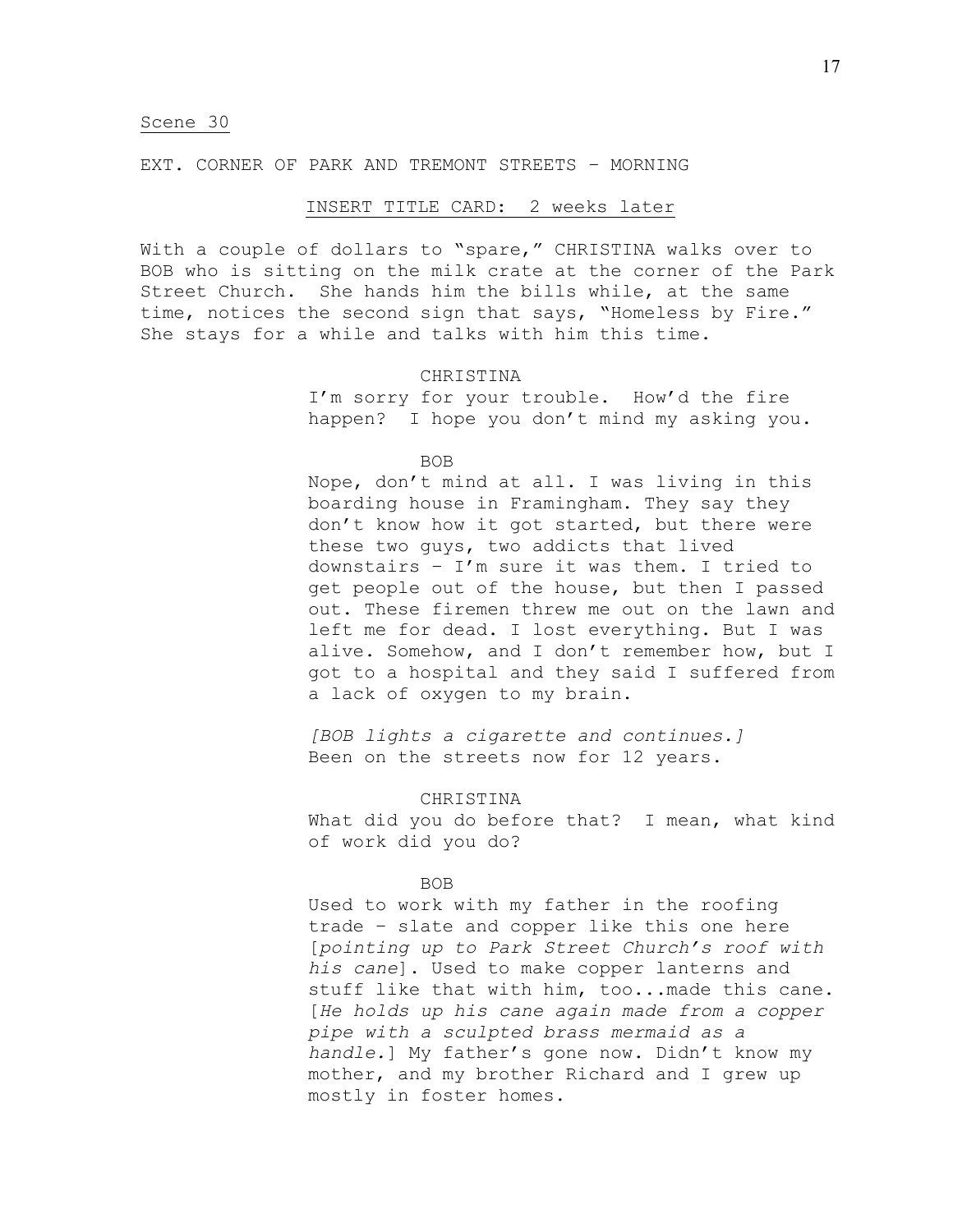<u>Scene 30</u>

EXT. CORNER OF PARK AND TREMONT STREETS – MORNING

<u>INSERT TITLE CARD: 2 weeks later</u>

With a couple of dollars to "spare," CHRISTINA walks over to BOB who is sitting on the milk crate at the corner of the Park Street Church. She hands him the bills while, at the same time, notices the second sign that says, "Homeless by Fire." She stays for a while and talks with him this time.

CHRISTINA

I'm sorry for your trouble. How'd the fire happen? I hope you don't mind my asking you.

BOB

Nope, don't mind at all. I was living in this boarding house in Framingham. They say they don't know how it got started, but there were these two guys, two addicts that lived downstairs – I'm sure it was them. I tried to get people out of the house, but then I passed out. These firemen threw me out on the lawn and left me for dead. I lost everything. But I was alive. Somehow, and I don't remember how, but I got to a hospital and they said I suffered from a lack of oxygen to my brain.

*[BOB lights a cigarette and continues.]*
Been on the streets now for 12 years.

CHRISTINA

What did you do before that? I mean, what kind of work did you do?

BOB

Used to work with my father in the roofing trade – slate and copper like this one here [*pointing up to Park Street Church's roof with his cane*]. Used to make copper lanterns and stuff like that with him, too...made this cane. [*He holds up his cane again made from a copper pipe with a sculpted brass mermaid as a handle.*] My father's gone now. Didn't know my mother, and my brother Richard and I grew up mostly in foster homes.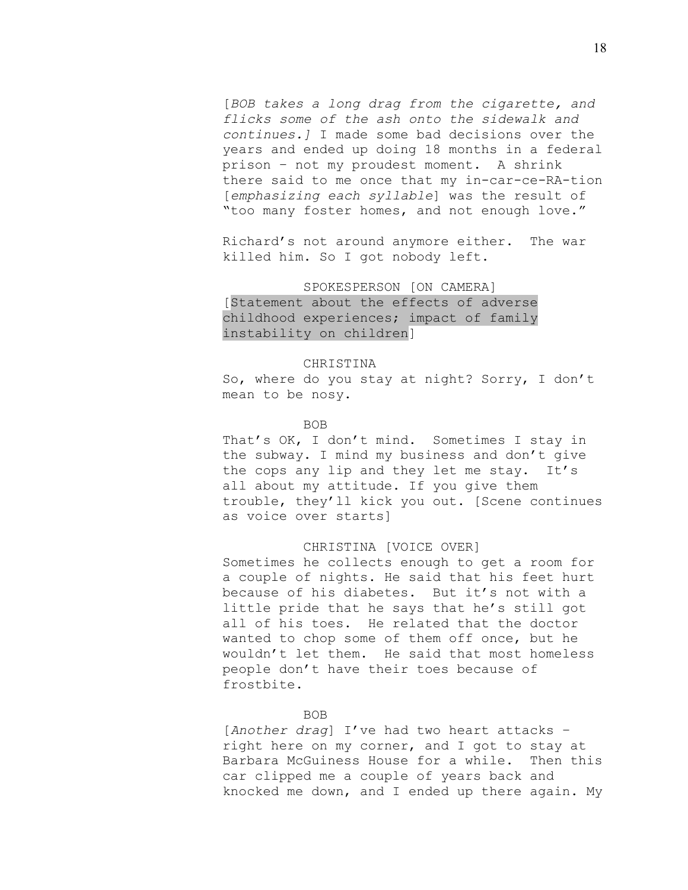[*BOB takes a long drag from the cigarette, and flicks some of the ash onto the sidewalk and continues.]* I made some bad decisions over the years and ended up doing 18 months in a federal prison – not my proudest moment. A shrink there said to me once that my in-car-ce-RA-tion [*emphasizing each syllable*] was the result of "too many foster homes, and not enough love."

Richard's not around anymore either. The war killed him. So I got nobody left.

SPOKESPERSON [ON CAMERA]

[Statement about the effects of adverse childhood experiences; impact of family instability on children]

CHRISTINA

So, where do you stay at night? Sorry, I don't mean to be nosy.

BOB

That's OK, I don't mind. Sometimes I stay in the subway. I mind my business and don't give the cops any lip and they let me stay. It's all about my attitude. If you give them trouble, they'll kick you out. [Scene continues as voice over starts]

CHRISTINA [VOICE OVER]

Sometimes he collects enough to get a room for a couple of nights. He said that his feet hurt because of his diabetes. But it's not with a little pride that he says that he's still got all of his toes. He related that the doctor wanted to chop some of them off once, but he wouldn't let them. He said that most homeless people don't have their toes because of frostbite.

BOB

[*Another drag*] I've had two heart attacks – right here on my corner, and I got to stay at Barbara McGuiness House for a while. Then this car clipped me a couple of years back and knocked me down, and I ended up there again. My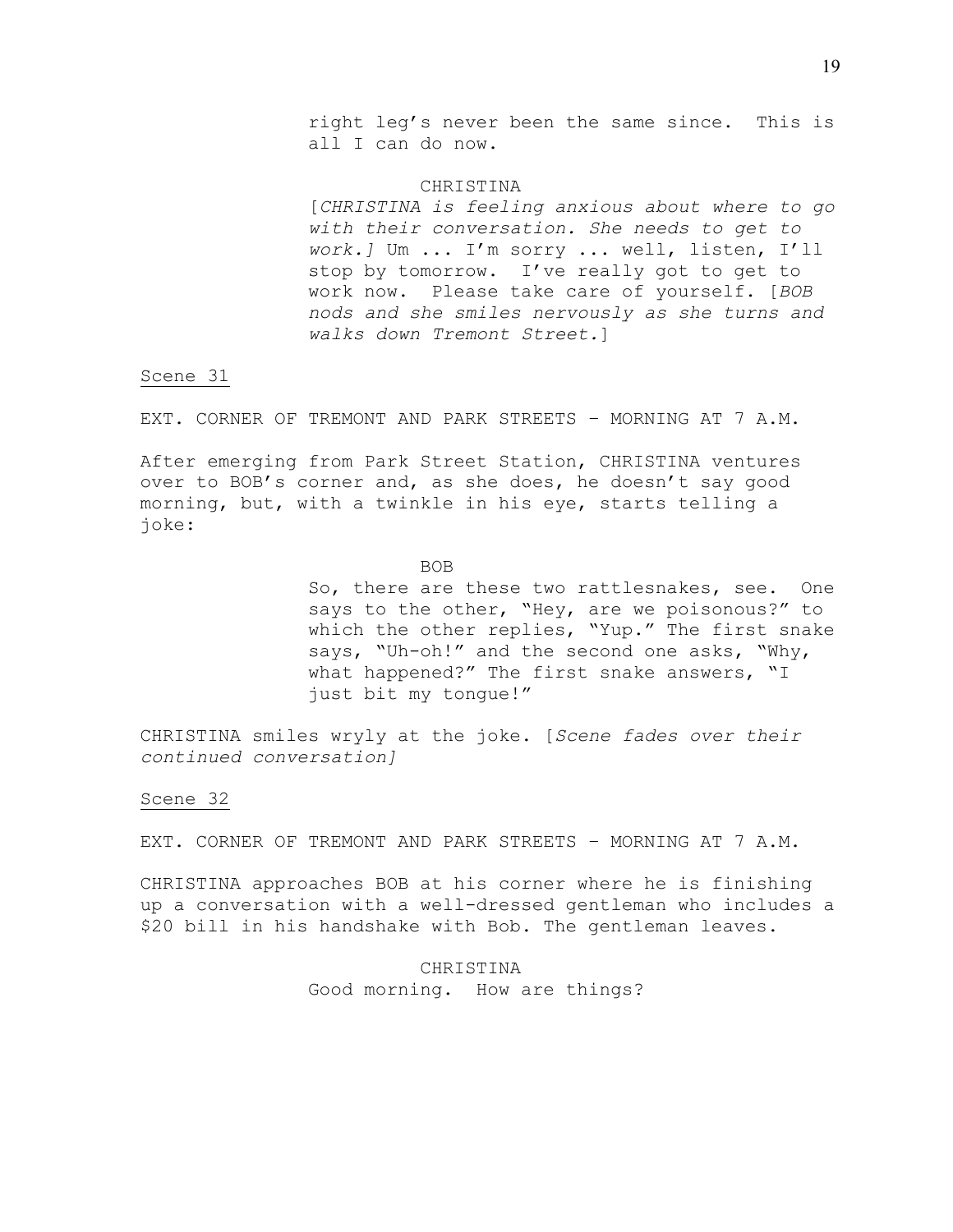right leg's never been the same since. This is all I can do now.

CHRISTINA

[*CHRISTINA is feeling anxious about where to go with their conversation. She needs to get to work.]* Um ... I'm sorry ... well, listen, I'll stop by tomorrow. I've really got to get to work now. Please take care of yourself. [*BOB nods and she smiles nervously as she turns and walks down Tremont Street.*]

Scene 31

EXT. CORNER OF TREMONT AND PARK STREETS – MORNING AT 7 A.M.

After emerging from Park Street Station, CHRISTINA ventures over to BOB's corner and, as she does, he doesn't say good morning, but, with a twinkle in his eye, starts telling a joke:

BOB

So, there are these two rattlesnakes, see. One says to the other, "Hey, are we poisonous?" to which the other replies, "Yup." The first snake says, "Uh-oh!" and the second one asks, "Why, what happened?" The first snake answers, "I just bit my tongue!"

CHRISTINA smiles wryly at the joke. [*Scene fades over their continued conversation]*

Scene 32

EXT. CORNER OF TREMONT AND PARK STREETS – MORNING AT 7 A.M.

CHRISTINA approaches BOB at his corner where he is finishing up a conversation with a well-dressed gentleman who includes a $20 bill in his handshake with Bob. The gentleman leaves.

CHRISTINA

Good morning. How are things?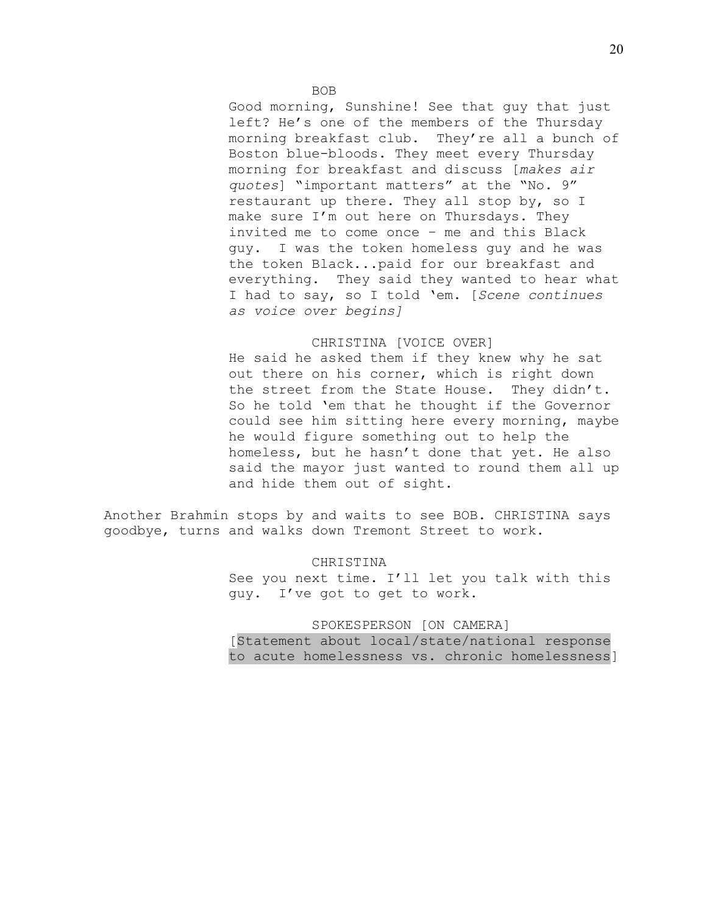BOB

Good morning, Sunshine! See that guy that just left? He's one of the members of the Thursday morning breakfast club. They're all a bunch of Boston blue-bloods. They meet every Thursday morning for breakfast and discuss [*makes air quotes*] "important matters" at the "No. 9" restaurant up there. They all stop by, so I make sure I'm out here on Thursdays. They invited me to come once – me and this Black guy. I was the token homeless guy and he was the token Black...paid for our breakfast and everything. They said they wanted to hear what I had to say, so I told 'em. [*Scene continues as voice over begins]*

CHRISTINA [VOICE OVER]

He said he asked them if they knew why he sat out there on his corner, which is right down the street from the State House. They didn't. So he told 'em that he thought if the Governor could see him sitting here every morning, maybe he would figure something out to help the homeless, but he hasn't done that yet. He also said the mayor just wanted to round them all up and hide them out of sight.

Another Brahmin stops by and waits to see BOB. CHRISTINA says goodbye, turns and walks down Tremont Street to work.

CHRISTINA

See you next time. I'll let you talk with this guy. I've got to get to work.

SPOKESPERSON [ON CAMERA]

[Statement about local/state/national response to acute homelessness vs. chronic homelessness]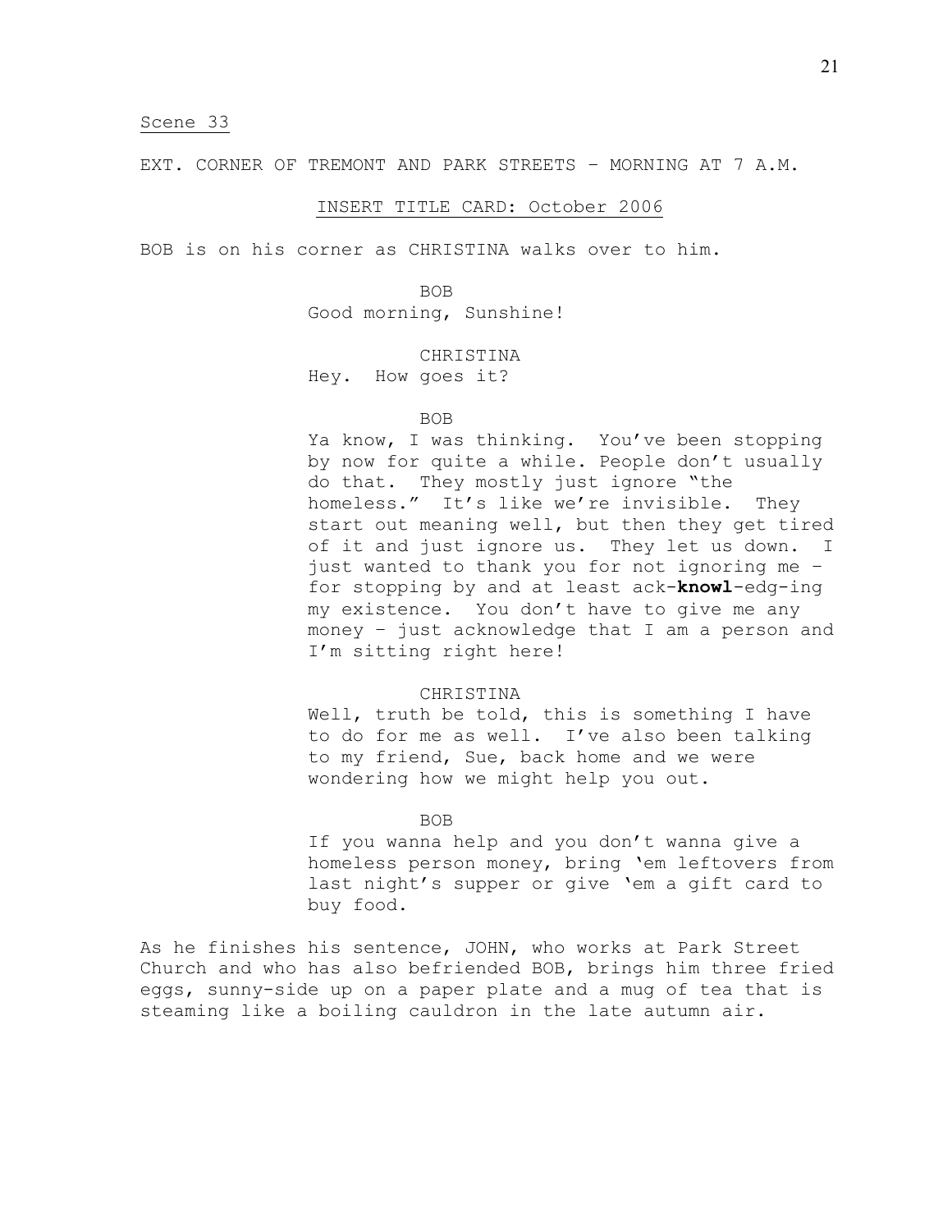<u>Scene 33</u>

EXT. CORNER OF TREMONT AND PARK STREETS – MORNING AT 7 A.M.

<u>INSERT TITLE CARD: October 2006</u>

BOB is on his corner as CHRISTINA walks over to him.

BOB
Good morning, Sunshine!

CHRISTINA
Hey. How goes it?

BOB
Ya know, I was thinking. You've been stopping by now for quite a while. People don't usually do that. They mostly just ignore "the homeless." It's like we're invisible. They start out meaning well, but then they get tired of it and just ignore us. They let us down. I just wanted to thank you for not ignoring me – for stopping by and at least ack-**knowl**-edg-ing my existence. You don't have to give me any money – just acknowledge that I am a person and I'm sitting right here!

CHRISTINA
Well, truth be told, this is something I have to do for me as well. I've also been talking to my friend, Sue, back home and we were wondering how we might help you out.

BOB
If you wanna help and you don't wanna give a homeless person money, bring 'em leftovers from last night's supper or give 'em a gift card to buy food.

As he finishes his sentence, JOHN, who works at Park Street Church and who has also befriended BOB, brings him three fried eggs, sunny-side up on a paper plate and a mug of tea that is steaming like a boiling cauldron in the late autumn air.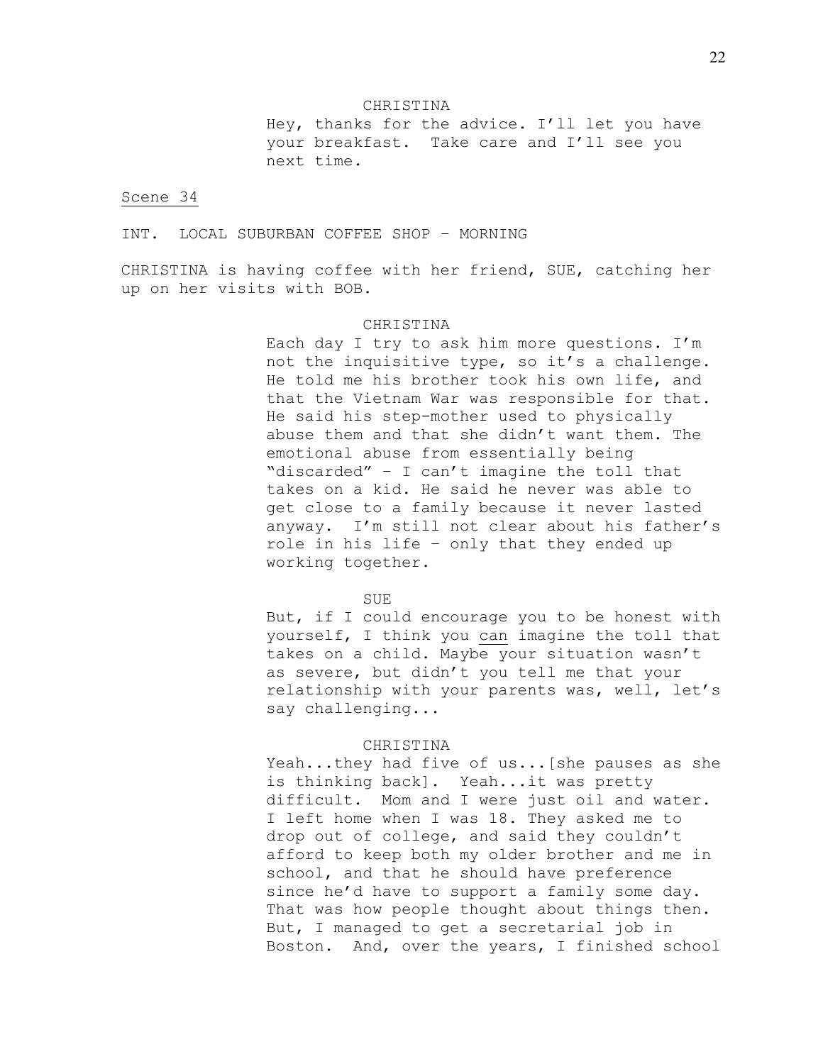CHRISTINA

Hey, thanks for the advice. I'll let you have your breakfast. Take care and I'll see you next time.

Scene 34

INT. LOCAL SUBURBAN COFFEE SHOP – MORNING

CHRISTINA is having coffee with her friend, SUE, catching her up on her visits with BOB.

CHRISTINA

Each day I try to ask him more questions. I'm not the inquisitive type, so it's a challenge. He told me his brother took his own life, and that the Vietnam War was responsible for that. He said his step-mother used to physically abuse them and that she didn't want them. The emotional abuse from essentially being "discarded" – I can't imagine the toll that takes on a kid. He said he never was able to get close to a family because it never lasted anyway. I'm still not clear about his father's role in his life – only that they ended up working together.

SUE

But, if I could encourage you to be honest with yourself, I think you can imagine the toll that takes on a child. Maybe your situation wasn't as severe, but didn't you tell me that your relationship with your parents was, well, let's say challenging...

CHRISTINA

Yeah...they had five of us...[she pauses as she is thinking back]. Yeah...it was pretty difficult. Mom and I were just oil and water. I left home when I was 18. They asked me to drop out of college, and said they couldn't afford to keep both my older brother and me in school, and that he should have preference since he'd have to support a family some day. That was how people thought about things then. But, I managed to get a secretarial job in Boston. And, over the years, I finished school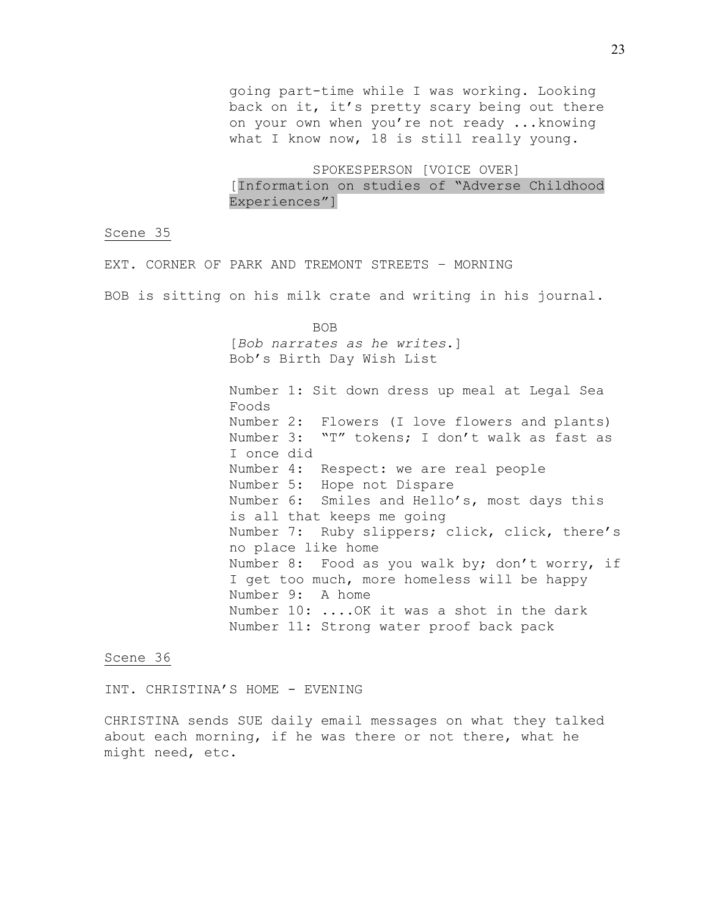going part-time while I was working. Looking back on it, it's pretty scary being out there on your own when you're not ready ...knowing what I know now, 18 is still really young.

SPOKESPERSON [VOICE OVER]
[Information on studies of "Adverse Childhood Experiences"]

Scene 35

EXT. CORNER OF PARK AND TREMONT STREETS – MORNING

BOB is sitting on his milk crate and writing in his journal.

BOB
[*Bob narrates as he writes*.]
Bob's Birth Day Wish List

Number 1: Sit down dress up meal at Legal Sea Foods
Number 2: Flowers (I love flowers and plants)
Number 3: "T" tokens; I don't walk as fast as I once did
Number 4: Respect: we are real people
Number 5: Hope not Dispare
Number 6: Smiles and Hello's, most days this is all that keeps me going
Number 7: Ruby slippers; click, click, there's no place like home
Number 8: Food as you walk by; don't worry, if I get too much, more homeless will be happy
Number 9: A home
Number 10: ....OK it was a shot in the dark
Number 11: Strong water proof back pack

Scene 36

INT. CHRISTINA'S HOME - EVENING

CHRISTINA sends SUE daily email messages on what they talked about each morning, if he was there or not there, what he might need, etc.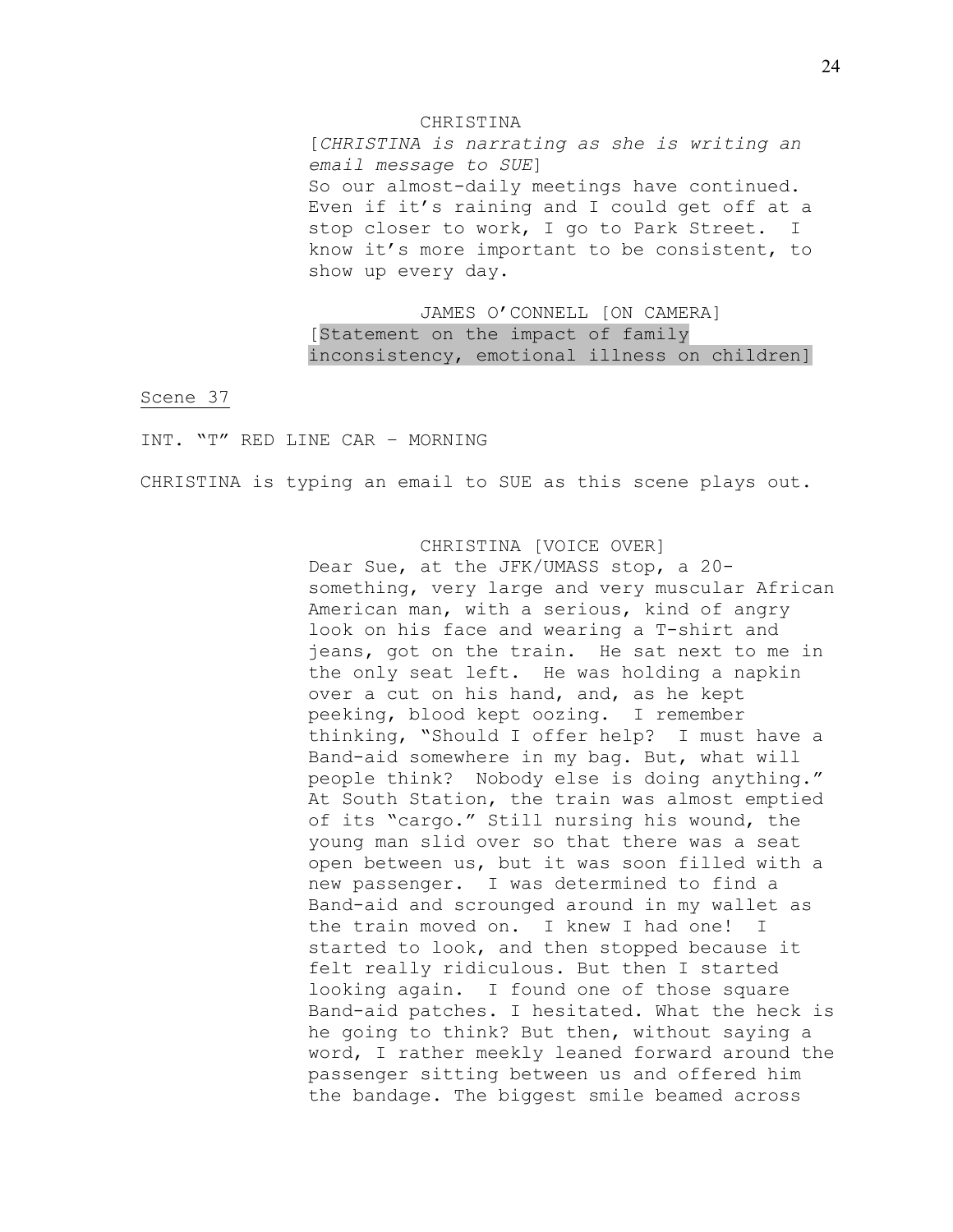CHRISTINA

[*CHRISTINA is narrating as she is writing an email message to SUE*]

So our almost-daily meetings have continued. Even if it's raining and I could get off at a stop closer to work, I go to Park Street. I know it's more important to be consistent, to show up every day.

JAMES O'CONNELL [ON CAMERA]

[Statement on the impact of family inconsistency, emotional illness on children]

<u>Scene 37</u>

INT. "T" RED LINE CAR – MORNING

CHRISTINA is typing an email to SUE as this scene plays out.

CHRISTINA [VOICE OVER]

Dear Sue, at the JFK/UMASS stop, a 20-something, very large and very muscular African American man, with a serious, kind of angry look on his face and wearing a T-shirt and jeans, got on the train. He sat next to me in the only seat left. He was holding a napkin over a cut on his hand, and, as he kept peeking, blood kept oozing. I remember thinking, "Should I offer help? I must have a Band-aid somewhere in my bag. But, what will people think? Nobody else is doing anything." At South Station, the train was almost emptied of its "cargo." Still nursing his wound, the young man slid over so that there was a seat open between us, but it was soon filled with a new passenger. I was determined to find a Band-aid and scrounged around in my wallet as the train moved on. I knew I had one! I started to look, and then stopped because it felt really ridiculous. But then I started looking again. I found one of those square Band-aid patches. I hesitated. What the heck is he going to think? But then, without saying a word, I rather meekly leaned forward around the passenger sitting between us and offered him the bandage. The biggest smile beamed across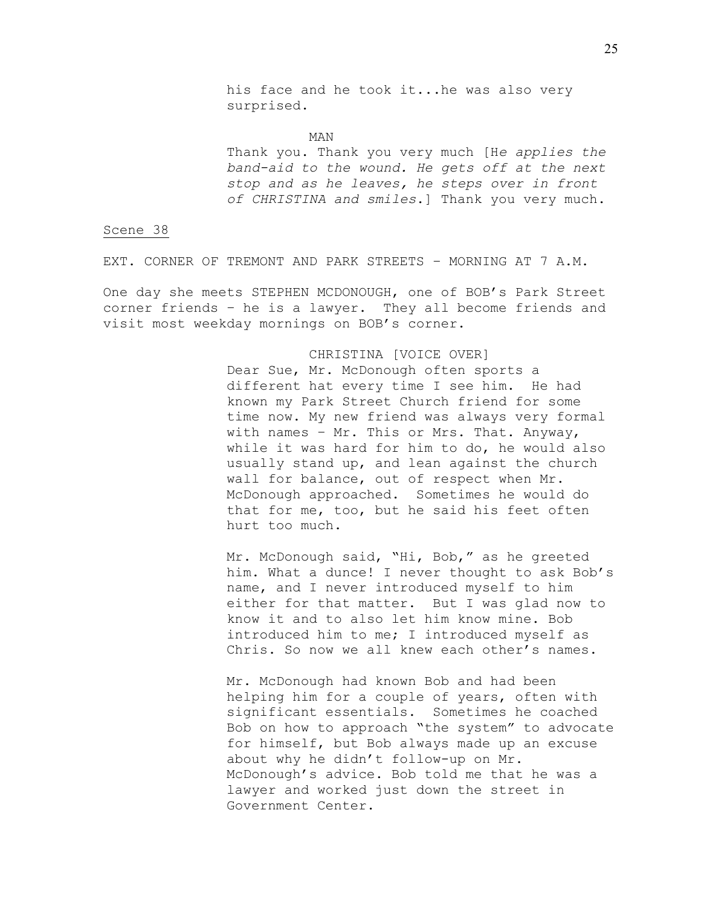his face and he took it...he was also very surprised.

MAN

Thank you. Thank you very much [He *applies the band-aid to the wound. He gets off at the next stop and as he leaves, he steps over in front of CHRISTINA and smiles*.] Thank you very much.

Scene 38

EXT. CORNER OF TREMONT AND PARK STREETS – MORNING AT 7 A.M.

One day she meets STEPHEN MCDONOUGH, one of BOB's Park Street corner friends – he is a lawyer. They all become friends and visit most weekday mornings on BOB's corner.

CHRISTINA [VOICE OVER]

Dear Sue, Mr. McDonough often sports a different hat every time I see him. He had known my Park Street Church friend for some time now. My new friend was always very formal with names – Mr. This or Mrs. That. Anyway, while it was hard for him to do, he would also usually stand up, and lean against the church wall for balance, out of respect when Mr. McDonough approached. Sometimes he would do that for me, too, but he said his feet often hurt too much.

Mr. McDonough said, "Hi, Bob," as he greeted him. What a dunce! I never thought to ask Bob's name, and I never introduced myself to him either for that matter. But I was glad now to know it and to also let him know mine. Bob introduced him to me; I introduced myself as Chris. So now we all knew each other's names.

Mr. McDonough had known Bob and had been helping him for a couple of years, often with significant essentials. Sometimes he coached Bob on how to approach "the system" to advocate for himself, but Bob always made up an excuse about why he didn't follow-up on Mr. McDonough's advice. Bob told me that he was a lawyer and worked just down the street in Government Center.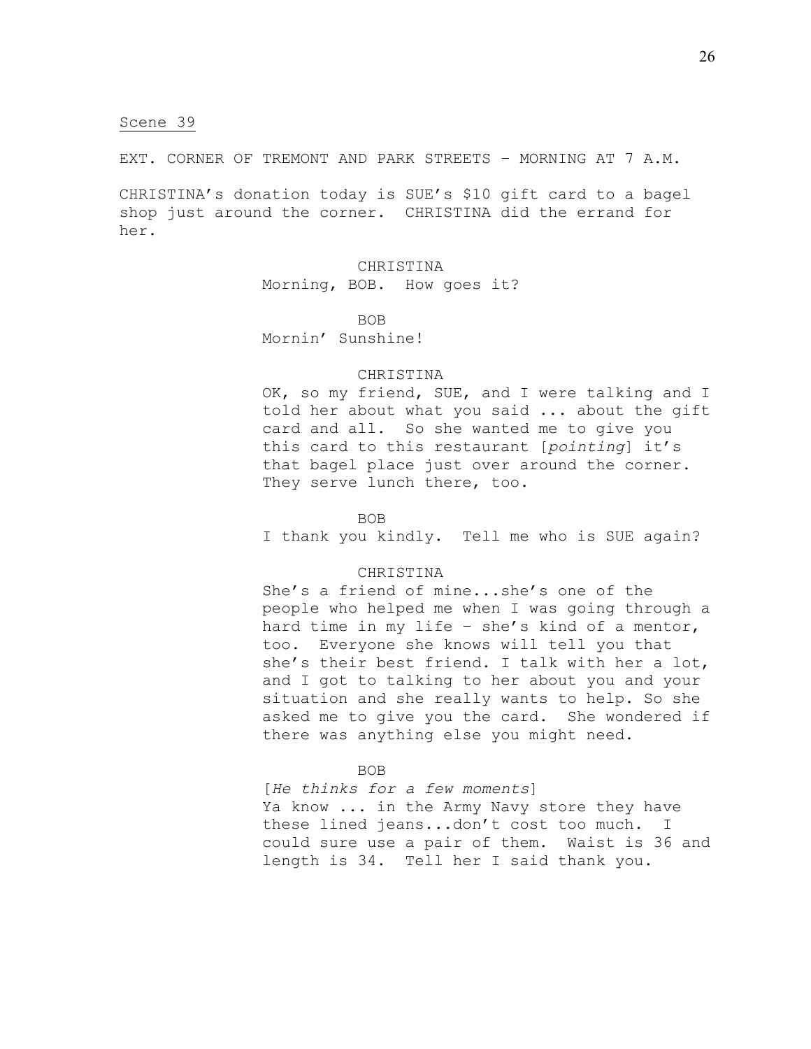Scene 39

EXT. CORNER OF TREMONT AND PARK STREETS – MORNING AT 7 A.M.

CHRISTINA's donation today is SUE's $10 gift card to a bagel shop just around the corner. CHRISTINA did the errand for her.

CHRISTINA
Morning, BOB. How goes it?

BOB
Mornin' Sunshine!

CHRISTINA
OK, so my friend, SUE, and I were talking and I told her about what you said ... about the gift card and all. So she wanted me to give you this card to this restaurant [*pointing*] it's that bagel place just over around the corner. They serve lunch there, too.

BOB
I thank you kindly. Tell me who is SUE again?

CHRISTINA
She's a friend of mine...she's one of the people who helped me when I was going through a hard time in my life – she's kind of a mentor, too. Everyone she knows will tell you that she's their best friend. I talk with her a lot, and I got to talking to her about you and your situation and she really wants to help. So she asked me to give you the card. She wondered if there was anything else you might need.

BOB
[*He thinks for a few moments*]
Ya know ... in the Army Navy store they have these lined jeans...don't cost too much. I could sure use a pair of them. Waist is 36 and length is 34. Tell her I said thank you.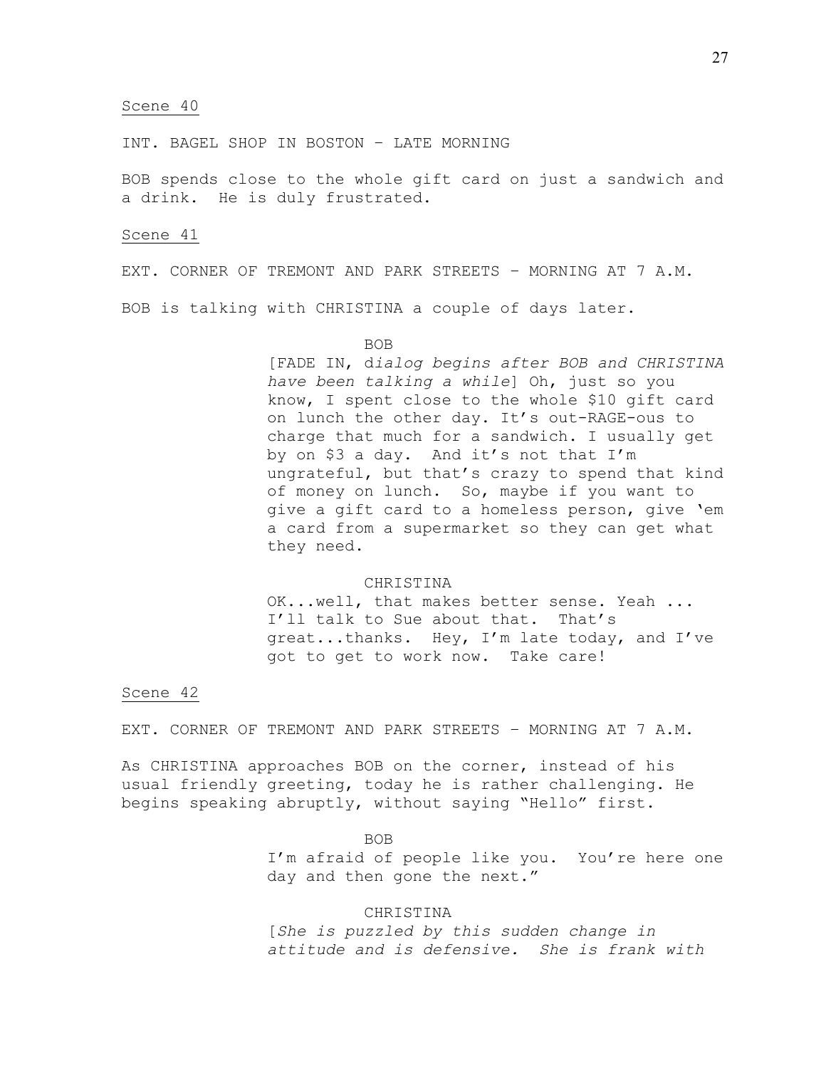Scene 40

INT. BAGEL SHOP IN BOSTON – LATE MORNING

BOB spends close to the whole gift card on just a sandwich and a drink. He is duly frustrated.

Scene 41

EXT. CORNER OF TREMONT AND PARK STREETS – MORNING AT 7 A.M.

BOB is talking with CHRISTINA a couple of days later.

BOB

[FADE IN, d*ialog begins after BOB and CHRISTINA have been talking a while*] Oh, just so you know, I spent close to the whole $10 gift card on lunch the other day. It's out-RAGE-ous to charge that much for a sandwich. I usually get by on $3 a day. And it's not that I'm ungrateful, but that's crazy to spend that kind of money on lunch. So, maybe if you want to give a gift card to a homeless person, give 'em a card from a supermarket so they can get what they need.

CHRISTINA

OK...well, that makes better sense. Yeah ... I'll talk to Sue about that. That's great...thanks. Hey, I'm late today, and I've got to get to work now. Take care!

Scene 42

EXT. CORNER OF TREMONT AND PARK STREETS – MORNING AT 7 A.M.

As CHRISTINA approaches BOB on the corner, instead of his usual friendly greeting, today he is rather challenging. He begins speaking abruptly, without saying "Hello" first.

BOB

I'm afraid of people like you. You're here one day and then gone the next."

CHRISTINA

[*She is puzzled by this sudden change in attitude and is defensive. She is frank with*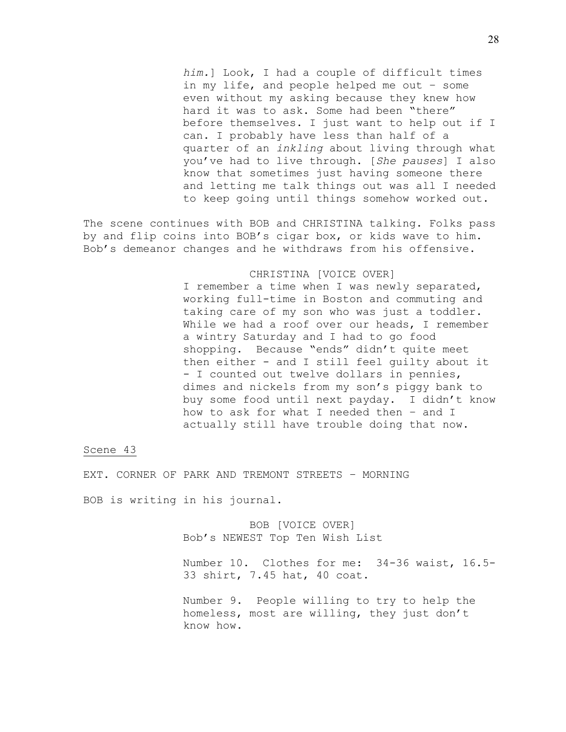*him.*] Look, I had a couple of difficult times in my life, and people helped me out – some even without my asking because they knew how hard it was to ask. Some had been "there" before themselves. I just want to help out if I can. I probably have less than half of a quarter of an *inkling* about living through what you've had to live through. [*She pauses*] I also know that sometimes just having someone there and letting me talk things out was all I needed to keep going until things somehow worked out.

The scene continues with BOB and CHRISTINA talking. Folks pass by and flip coins into BOB's cigar box, or kids wave to him. Bob's demeanor changes and he withdraws from his offensive.

CHRISTINA [VOICE OVER]

I remember a time when I was newly separated, working full-time in Boston and commuting and taking care of my son who was just a toddler. While we had a roof over our heads, I remember a wintry Saturday and I had to go food shopping. Because "ends" didn't quite meet then either - and I still feel guilty about it - I counted out twelve dollars in pennies, dimes and nickels from my son's piggy bank to buy some food until next payday. I didn't know how to ask for what I needed then – and I actually still have trouble doing that now.

<u>Scene 43</u>

EXT. CORNER OF PARK AND TREMONT STREETS – MORNING

BOB is writing in his journal.

BOB [VOICE OVER]

Bob's NEWEST Top Ten Wish List

Number 10. Clothes for me: 34-36 waist, 16.5-33 shirt, 7.45 hat, 40 coat.

Number 9. People willing to try to help the homeless, most are willing, they just don't know how.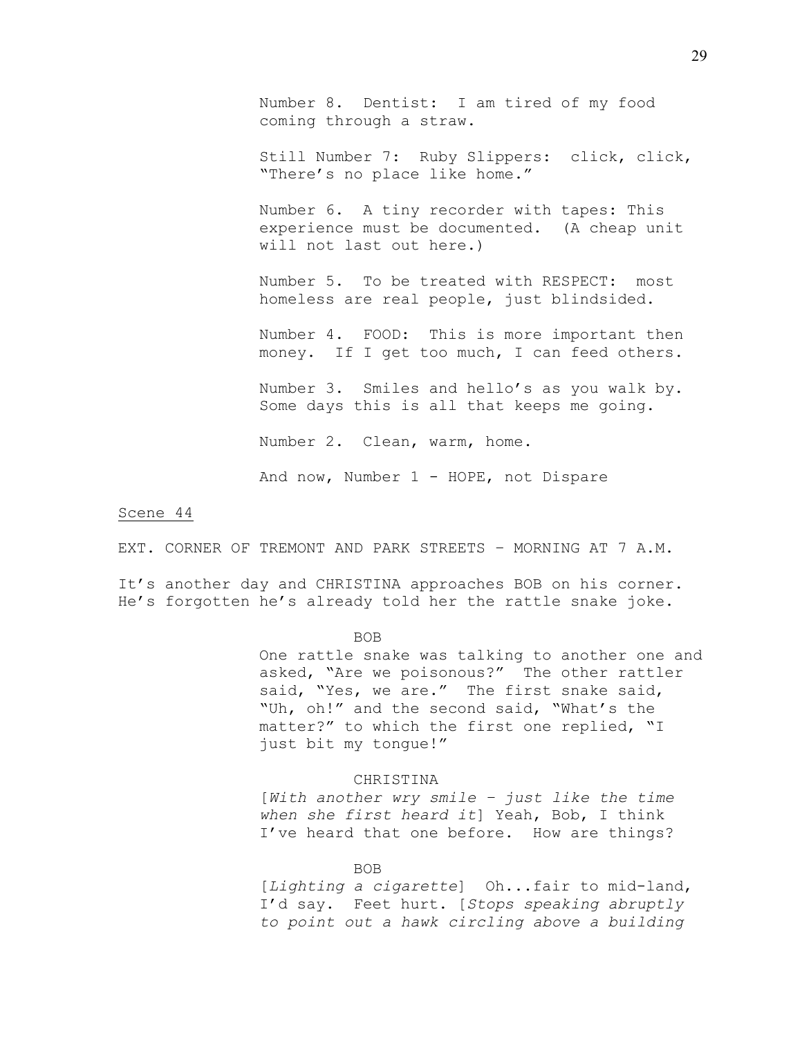Number 8. Dentist: I am tired of my food coming through a straw.

Still Number 7: Ruby Slippers: click, click, "There's no place like home."

Number 6. A tiny recorder with tapes: This experience must be documented. (A cheap unit will not last out here.)

Number 5. To be treated with RESPECT: most homeless are real people, just blindsided.

Number 4. FOOD: This is more important then money. If I get too much, I can feed others.

Number 3. Smiles and hello's as you walk by. Some days this is all that keeps me going.

Number 2. Clean, warm, home.

And now, Number 1 - HOPE, not Dispare

Scene 44

EXT. CORNER OF TREMONT AND PARK STREETS – MORNING AT 7 A.M.

It's another day and CHRISTINA approaches BOB on his corner. He's forgotten he's already told her the rattle snake joke.

BOB

One rattle snake was talking to another one and asked, "Are we poisonous?" The other rattler said, "Yes, we are." The first snake said, "Uh, oh!" and the second said, "What's the matter?" to which the first one replied, "I just bit my tongue!"

CHRISTINA

[*With another wry smile – just like the time when she first heard it*] Yeah, Bob, I think I've heard that one before. How are things?

BOB

[*Lighting a cigarette*] Oh...fair to mid-land, I'd say. Feet hurt. [*Stops speaking abruptly to point out a hawk circling above a building*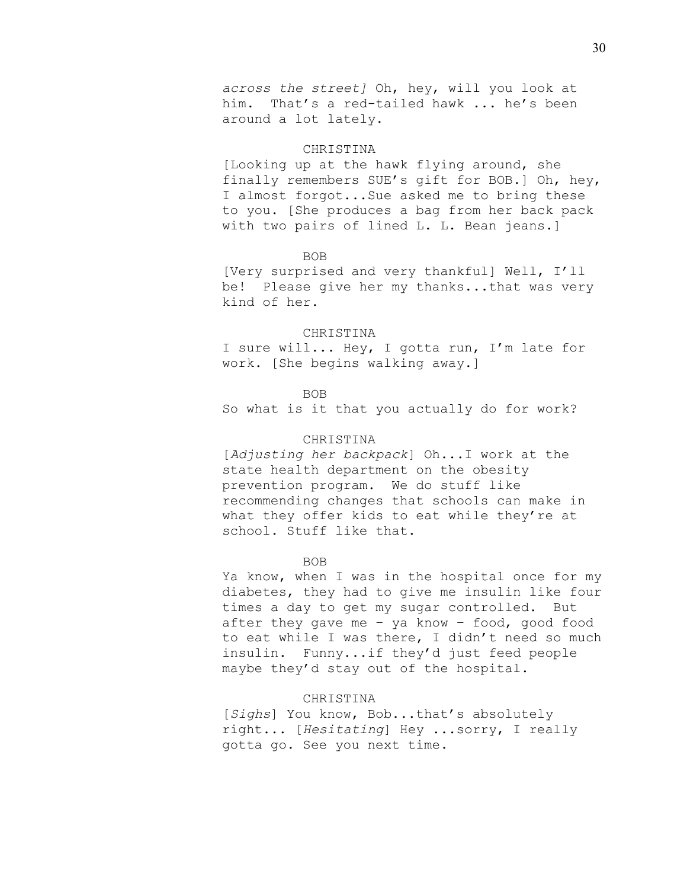*across the street]* Oh, hey, will you look at him. That's a red-tailed hawk ... he's been around a lot lately.

CHRISTINA

[Looking up at the hawk flying around, she finally remembers SUE's gift for BOB.] Oh, hey, I almost forgot...Sue asked me to bring these to you. [She produces a bag from her back pack with two pairs of lined L. L. Bean jeans.]

BOB

[Very surprised and very thankful] Well, I'll be! Please give her my thanks...that was very kind of her.

CHRISTINA

I sure will... Hey, I gotta run, I'm late for work. [She begins walking away.]

BOB

So what is it that you actually do for work?

CHRISTINA

[*Adjusting her backpack*] Oh...I work at the state health department on the obesity prevention program. We do stuff like recommending changes that schools can make in what they offer kids to eat while they're at school. Stuff like that.

BOB

Ya know, when I was in the hospital once for my diabetes, they had to give me insulin like four times a day to get my sugar controlled. But after they gave me – ya know – food, good food to eat while I was there, I didn't need so much insulin. Funny...if they'd just feed people maybe they'd stay out of the hospital.

CHRISTINA

[*Sighs*] You know, Bob...that's absolutely right... [*Hesitating*] Hey ...sorry, I really gotta go. See you next time.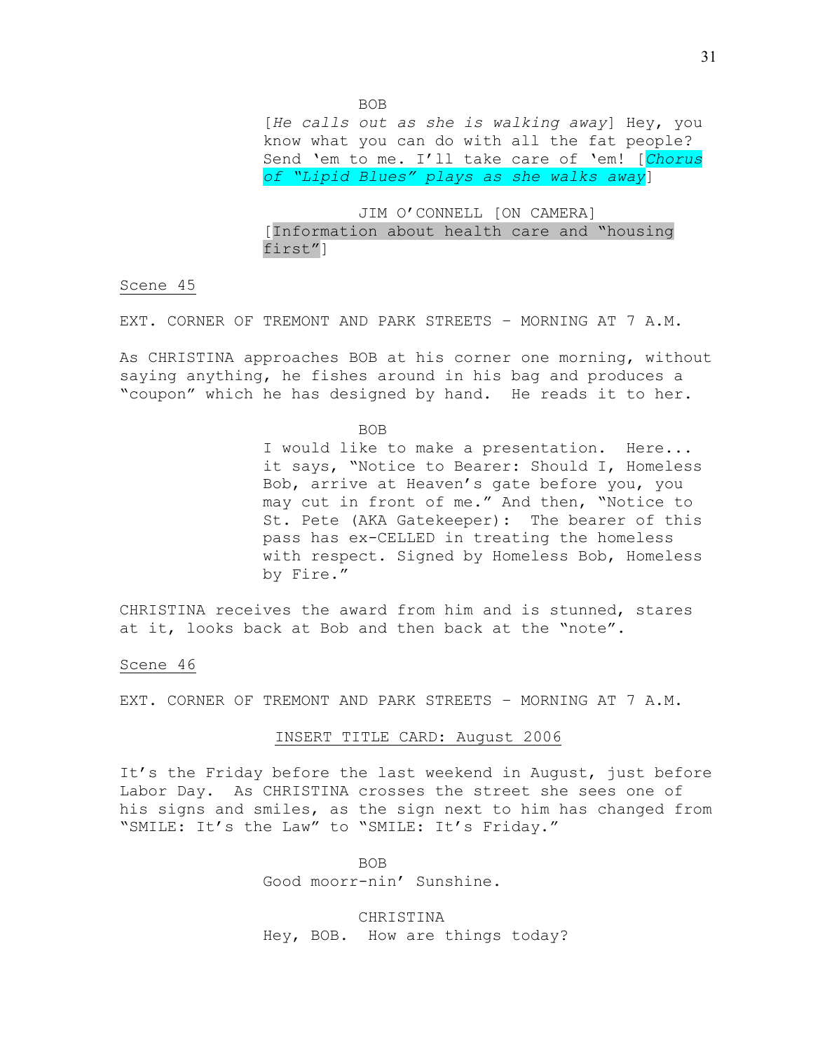BOB

[*He calls out as she is walking away*] Hey, you know what you can do with all the fat people? Send 'em to me. I'll take care of 'em! [*Chorus of "Lipid Blues" plays as she walks away*]

JIM O'CONNELL [ON CAMERA]

[Information about health care and "housing first"]

Scene 45

EXT. CORNER OF TREMONT AND PARK STREETS – MORNING AT 7 A.M.

As CHRISTINA approaches BOB at his corner one morning, without saying anything, he fishes around in his bag and produces a "coupon" which he has designed by hand. He reads it to her.

BOB

I would like to make a presentation. Here... it says, "Notice to Bearer: Should I, Homeless Bob, arrive at Heaven's gate before you, you may cut in front of me." And then, "Notice to St. Pete (AKA Gatekeeper): The bearer of this pass has ex-CELLED in treating the homeless with respect. Signed by Homeless Bob, Homeless by Fire."

CHRISTINA receives the award from him and is stunned, stares at it, looks back at Bob and then back at the "note".

Scene 46

EXT. CORNER OF TREMONT AND PARK STREETS – MORNING AT 7 A.M.

INSERT TITLE CARD: August 2006

It's the Friday before the last weekend in August, just before Labor Day. As CHRISTINA crosses the street she sees one of his signs and smiles, as the sign next to him has changed from "SMILE: It's the Law" to "SMILE: It's Friday."

BOB

Good moorr-nin' Sunshine.

CHRISTINA

Hey, BOB. How are things today?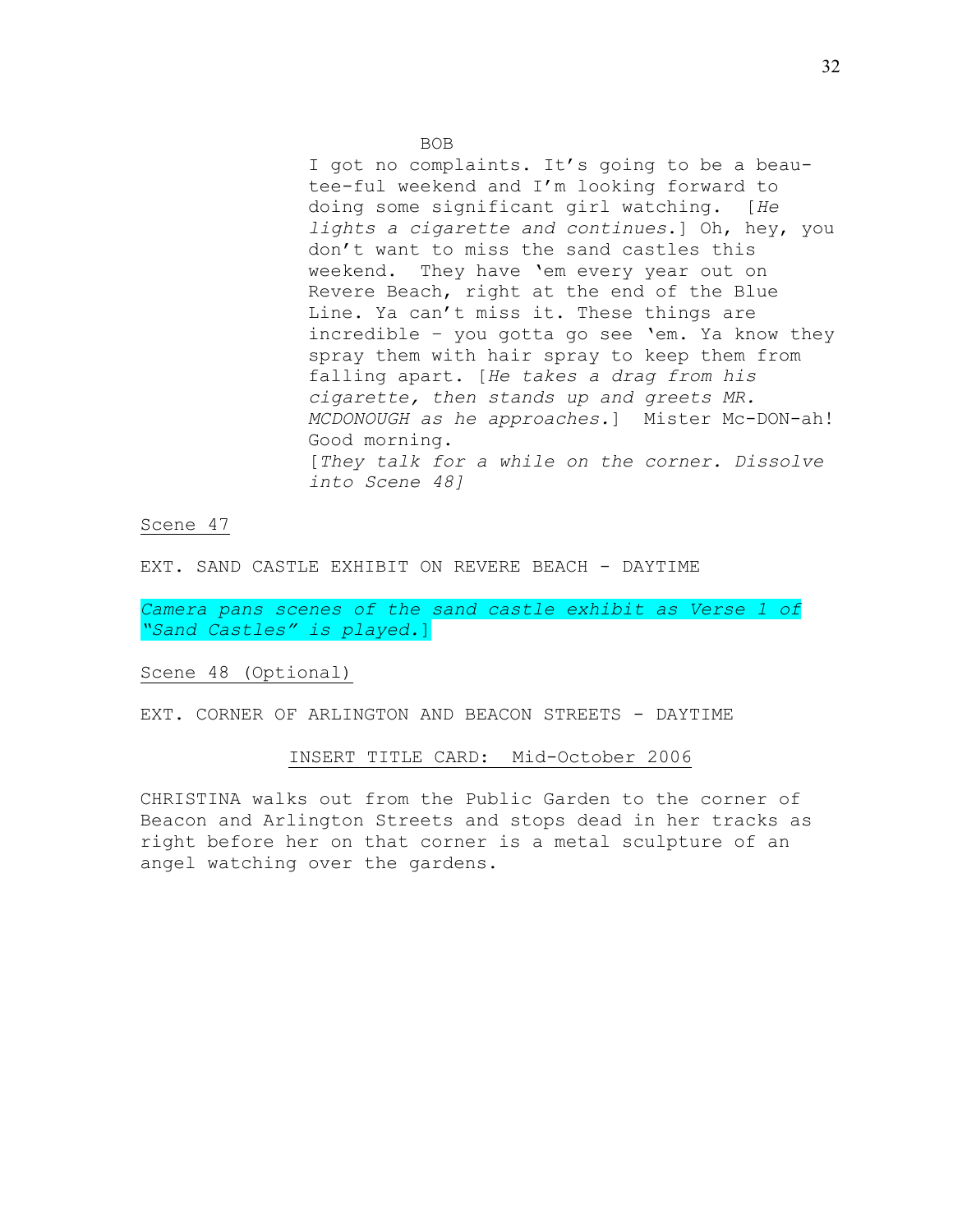BOB

I got no complaints. It's going to be a beau-tee-ful weekend and I'm looking forward to doing some significant girl watching. [*He lights a cigarette and continues*.] Oh, hey, you don't want to miss the sand castles this weekend. They have 'em every year out on Revere Beach, right at the end of the Blue Line. Ya can't miss it. These things are incredible – you gotta go see 'em. Ya know they spray them with hair spray to keep them from falling apart. [*He takes a drag from his cigarette, then stands up and greets MR. MCDONOUGH as he approaches.*] Mister Mc-DON-ah! Good morning.
[*They talk for a while on the corner. Dissolve into Scene 48]*

Scene 47

EXT. SAND CASTLE EXHIBIT ON REVERE BEACH - DAYTIME

*Camera pans scenes of the sand castle exhibit as Verse 1 of "Sand Castles" is played.*]

Scene 48 (Optional)

EXT. CORNER OF ARLINGTON AND BEACON STREETS - DAYTIME

INSERT TITLE CARD: Mid-October 2006

CHRISTINA walks out from the Public Garden to the corner of Beacon and Arlington Streets and stops dead in her tracks as right before her on that corner is a metal sculpture of an angel watching over the gardens.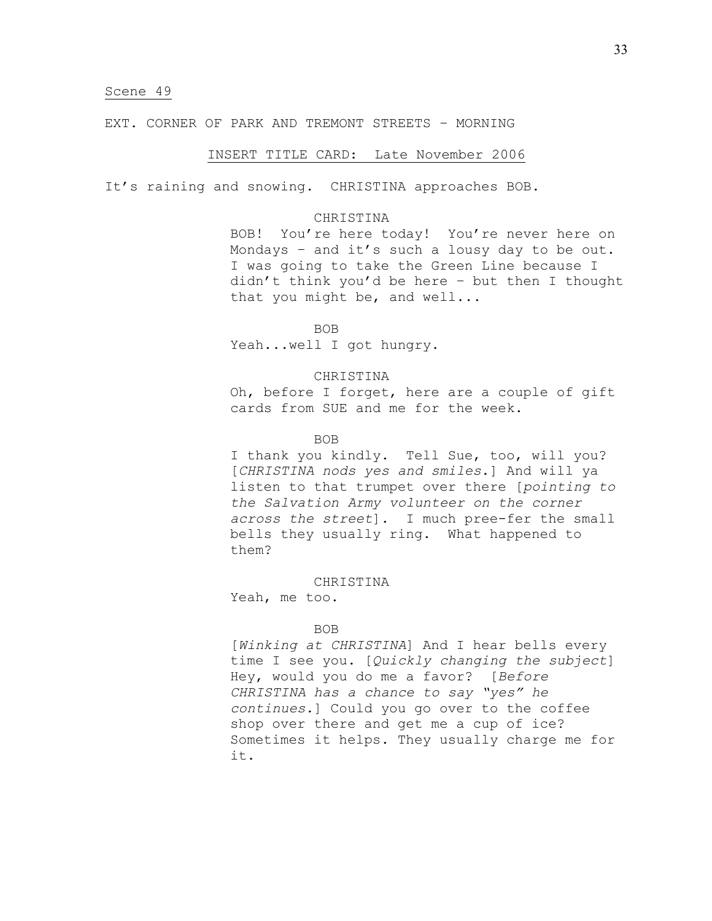<u>Scene 49</u>

EXT. CORNER OF PARK AND TREMONT STREETS – MORNING

<u>INSERT TITLE CARD: Late November 2006</u>

It's raining and snowing. CHRISTINA approaches BOB.

CHRISTINA
BOB! You're here today! You're never here on Mondays – and it's such a lousy day to be out. I was going to take the Green Line because I didn't think you'd be here – but then I thought that you might be, and well...

BOB
Yeah...well I got hungry.

CHRISTINA
Oh, before I forget, here are a couple of gift cards from SUE and me for the week.

BOB
I thank you kindly. Tell Sue, too, will you? [*CHRISTINA nods yes and smiles*.] And will ya listen to that trumpet over there [*pointing to the Salvation Army volunteer on the corner across the street*]. I much pree-fer the small bells they usually ring. What happened to them?

CHRISTINA
Yeah, me too.

BOB
[*Winking at CHRISTINA*] And I hear bells every time I see you. [*Quickly changing the subject*] Hey, would you do me a favor? [*Before CHRISTINA has a chance to say "yes" he continues.*] Could you go over to the coffee shop over there and get me a cup of ice? Sometimes it helps. They usually charge me for it.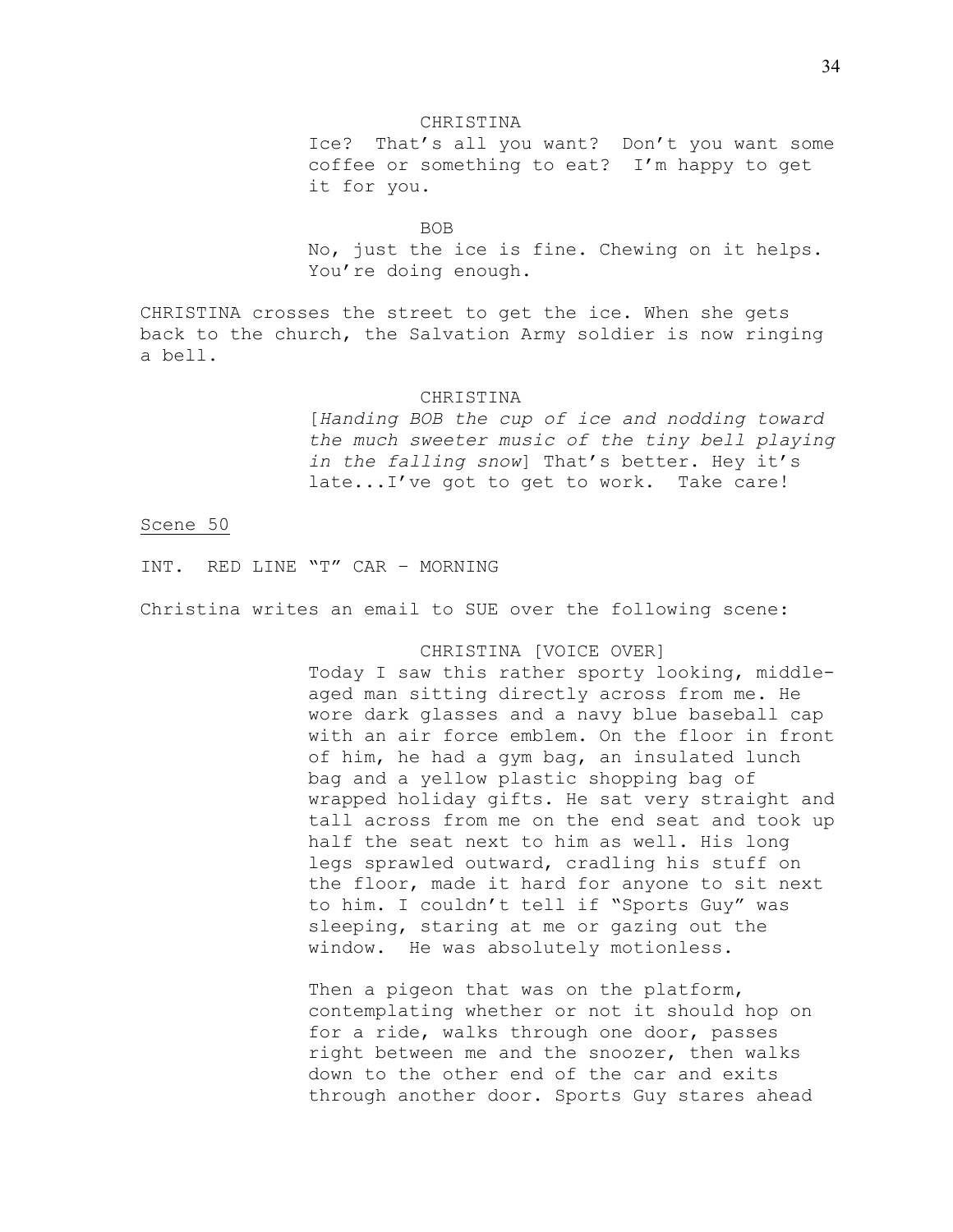CHRISTINA

Ice? That's all you want? Don't you want some coffee or something to eat? I'm happy to get it for you.

BOB

No, just the ice is fine. Chewing on it helps. You're doing enough.

CHRISTINA crosses the street to get the ice. When she gets back to the church, the Salvation Army soldier is now ringing a bell.

CHRISTINA

[*Handing BOB the cup of ice and nodding toward the much sweeter music of the tiny bell playing in the falling snow*] That's better. Hey it's late...I've got to get to work. Take care!

Scene 50

INT. RED LINE "T" CAR – MORNING

Christina writes an email to SUE over the following scene:

CHRISTINA [VOICE OVER]

Today I saw this rather sporty looking, middle-aged man sitting directly across from me. He wore dark glasses and a navy blue baseball cap with an air force emblem. On the floor in front of him, he had a gym bag, an insulated lunch bag and a yellow plastic shopping bag of wrapped holiday gifts. He sat very straight and tall across from me on the end seat and took up half the seat next to him as well. His long legs sprawled outward, cradling his stuff on the floor, made it hard for anyone to sit next to him. I couldn't tell if "Sports Guy" was sleeping, staring at me or gazing out the window. He was absolutely motionless.

Then a pigeon that was on the platform, contemplating whether or not it should hop on for a ride, walks through one door, passes right between me and the snoozer, then walks down to the other end of the car and exits through another door. Sports Guy stares ahead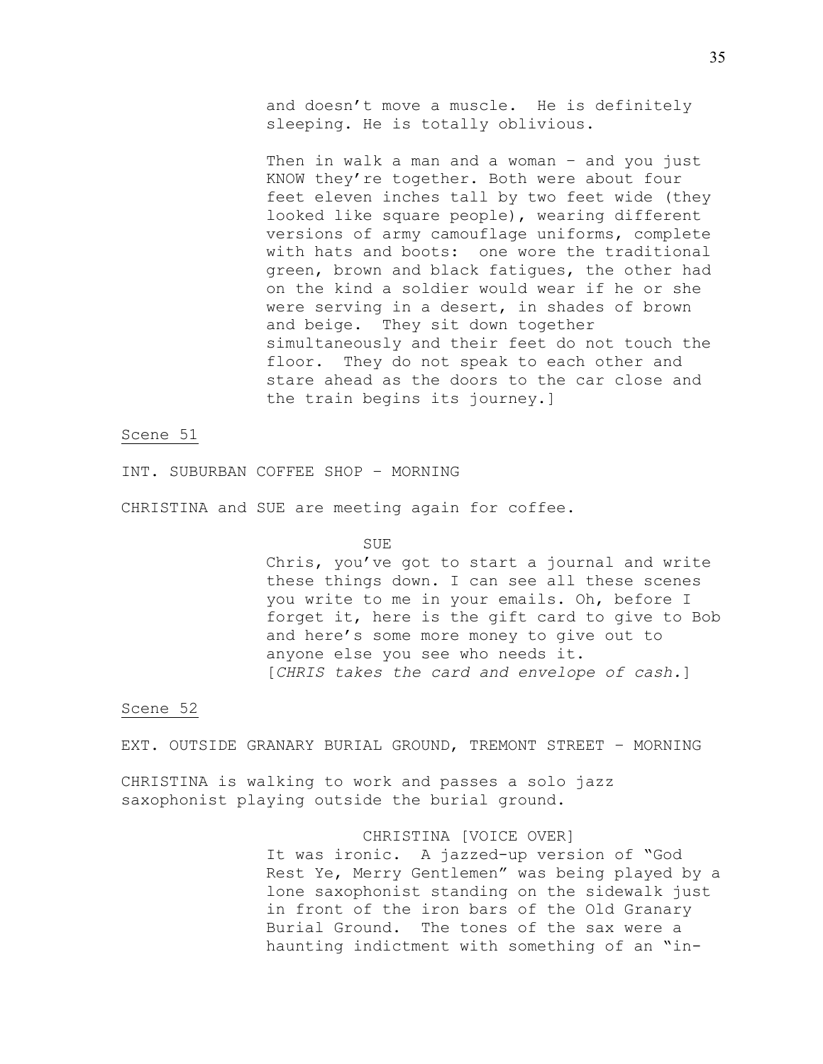and doesn't move a muscle. He is definitely sleeping. He is totally oblivious.

Then in walk a man and a woman – and you just KNOW they're together. Both were about four feet eleven inches tall by two feet wide (they looked like square people), wearing different versions of army camouflage uniforms, complete with hats and boots: one wore the traditional green, brown and black fatigues, the other had on the kind a soldier would wear if he or she were serving in a desert, in shades of brown and beige. They sit down together simultaneously and their feet do not touch the floor. They do not speak to each other and stare ahead as the doors to the car close and the train begins its journey.]

<u>Scene 51</u>

INT. SUBURBAN COFFEE SHOP – MORNING

CHRISTINA and SUE are meeting again for coffee.

SUE

Chris, you've got to start a journal and write these things down. I can see all these scenes you write to me in your emails. Oh, before I forget it, here is the gift card to give to Bob and here's some more money to give out to anyone else you see who needs it.
[*CHRIS takes the card and envelope of cash.*]

<u>Scene 52</u>

EXT. OUTSIDE GRANARY BURIAL GROUND, TREMONT STREET – MORNING

CHRISTINA is walking to work and passes a solo jazz saxophonist playing outside the burial ground.

CHRISTINA [VOICE OVER]

It was ironic. A jazzed-up version of "God Rest Ye, Merry Gentlemen" was being played by a lone saxophonist standing on the sidewalk just in front of the iron bars of the Old Granary Burial Ground. The tones of the sax were a haunting indictment with something of an "in-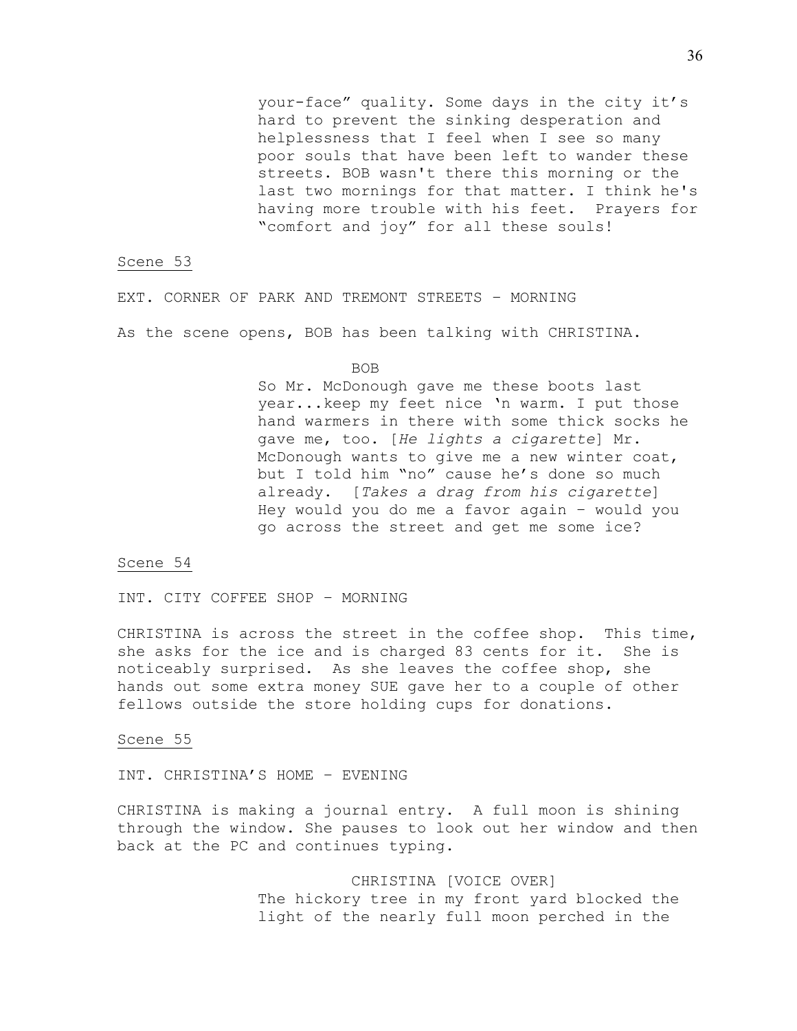your-face" quality. Some days in the city it's hard to prevent the sinking desperation and helplessness that I feel when I see so many poor souls that have been left to wander these streets. BOB wasn't there this morning or the last two mornings for that matter. I think he's having more trouble with his feet. Prayers for "comfort and joy" for all these souls!

<u>Scene 53</u>

EXT. CORNER OF PARK AND TREMONT STREETS – MORNING

As the scene opens, BOB has been talking with CHRISTINA.

BOB

So Mr. McDonough gave me these boots last year...keep my feet nice 'n warm. I put those hand warmers in there with some thick socks he gave me, too. [*He lights a cigarette*] Mr. McDonough wants to give me a new winter coat, but I told him "no" cause he's done so much already. [*Takes a drag from his cigarette*] Hey would you do me a favor again – would you go across the street and get me some ice?

<u>Scene 54</u>

INT. CITY COFFEE SHOP – MORNING

CHRISTINA is across the street in the coffee shop. This time, she asks for the ice and is charged 83 cents for it. She is noticeably surprised. As she leaves the coffee shop, she hands out some extra money SUE gave her to a couple of other fellows outside the store holding cups for donations.

<u>Scene 55</u>

INT. CHRISTINA'S HOME – EVENING

CHRISTINA is making a journal entry. A full moon is shining through the window. She pauses to look out her window and then back at the PC and continues typing.

CHRISTINA [VOICE OVER]

The hickory tree in my front yard blocked the light of the nearly full moon perched in the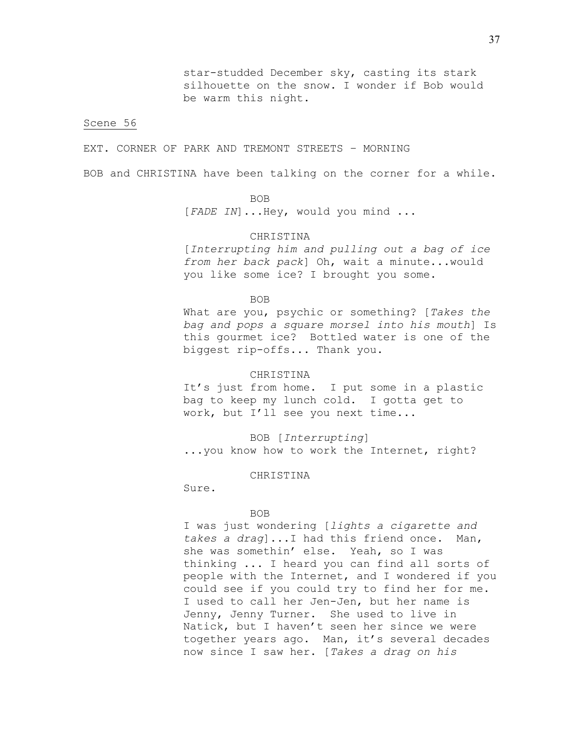star-studded December sky, casting its stark silhouette on the snow. I wonder if Bob would be warm this night.

Scene 56

EXT. CORNER OF PARK AND TREMONT STREETS – MORNING

BOB and CHRISTINA have been talking on the corner for a while.

BOB
[*FADE IN*]...Hey, would you mind ...

CHRISTINA
[*Interrupting him and pulling out a bag of ice from her back pack*] Oh, wait a minute...would you like some ice? I brought you some.

BOB
What are you, psychic or something? [*Takes the bag and pops a square morsel into his mouth*] Is this gourmet ice? Bottled water is one of the biggest rip-offs... Thank you.

CHRISTINA
It's just from home. I put some in a plastic bag to keep my lunch cold. I gotta get to work, but I'll see you next time...

BOB [*Interrupting*]
...you know how to work the Internet, right?

CHRISTINA
Sure.

BOB
I was just wondering [*lights a cigarette and takes a drag*]...I had this friend once. Man, she was somethin' else. Yeah, so I was thinking ... I heard you can find all sorts of people with the Internet, and I wondered if you could see if you could try to find her for me. I used to call her Jen-Jen, but her name is Jenny, Jenny Turner. She used to live in Natick, but I haven't seen her since we were together years ago. Man, it's several decades now since I saw her. [*Takes a drag on his*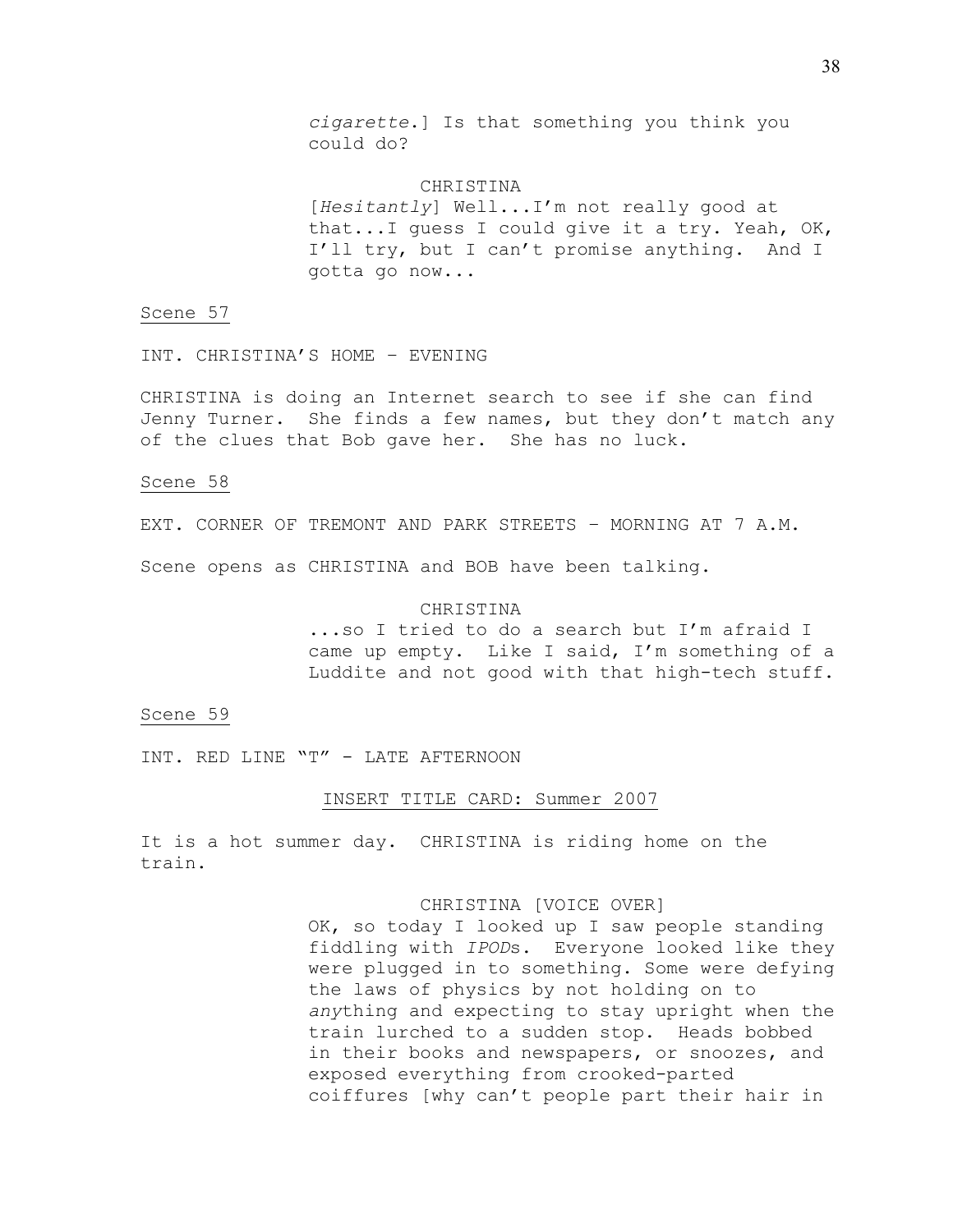*cigarette*.] Is that something you think you could do?

CHRISTINA

[*Hesitantly*] Well...I'm not really good at that...I guess I could give it a try. Yeah, OK, I'll try, but I can't promise anything. And I gotta go now...

Scene 57

INT. CHRISTINA'S HOME – EVENING

CHRISTINA is doing an Internet search to see if she can find Jenny Turner. She finds a few names, but they don't match any of the clues that Bob gave her. She has no luck.

Scene 58

EXT. CORNER OF TREMONT AND PARK STREETS – MORNING AT 7 A.M.

Scene opens as CHRISTINA and BOB have been talking.

CHRISTINA

...so I tried to do a search but I'm afraid I came up empty. Like I said, I'm something of a Luddite and not good with that high-tech stuff.

Scene 59

INT. RED LINE "T" - LATE AFTERNOON

INSERT TITLE CARD: Summer 2007

It is a hot summer day. CHRISTINA is riding home on the train.

CHRISTINA [VOICE OVER]

OK, so today I looked up I saw people standing fiddling with *IPOD*s. Everyone looked like they were plugged in to something. Some were defying the laws of physics by not holding on to *any*thing and expecting to stay upright when the train lurched to a sudden stop. Heads bobbed in their books and newspapers, or snoozes, and exposed everything from crooked-parted coiffures [why can't people part their hair in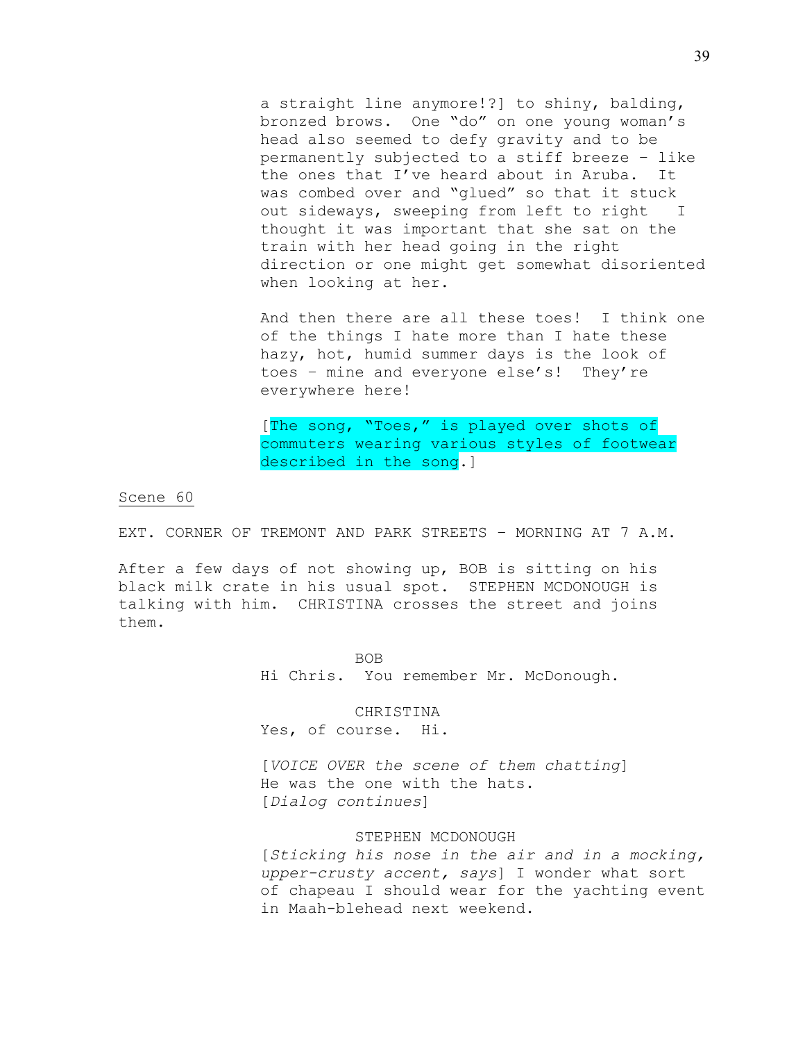a straight line anymore!?] to shiny, balding, bronzed brows. One "do" on one young woman's head also seemed to defy gravity and to be permanently subjected to a stiff breeze – like the ones that I've heard about in Aruba. It was combed over and "glued" so that it stuck out sideways, sweeping from left to right I thought it was important that she sat on the train with her head going in the right direction or one might get somewhat disoriented when looking at her.

And then there are all these toes! I think one of the things I hate more than I hate these hazy, hot, humid summer days is the look of toes – mine and everyone else's! They're everywhere here!

[The song, "Toes," is played over shots of commuters wearing various styles of footwear described in the song.]

Scene 60

EXT. CORNER OF TREMONT AND PARK STREETS – MORNING AT 7 A.M.

After a few days of not showing up, BOB is sitting on his black milk crate in his usual spot. STEPHEN MCDONOUGH is talking with him. CHRISTINA crosses the street and joins them.

BOB
Hi Chris. You remember Mr. McDonough.

CHRISTINA
Yes, of course. Hi.

[*VOICE OVER the scene of them chatting*]
He was the one with the hats.
[*Dialog continues*]

STEPHEN MCDONOUGH
[*Sticking his nose in the air and in a mocking, upper-crusty accent, says*] I wonder what sort of chapeau I should wear for the yachting event in Maah-blehead next weekend.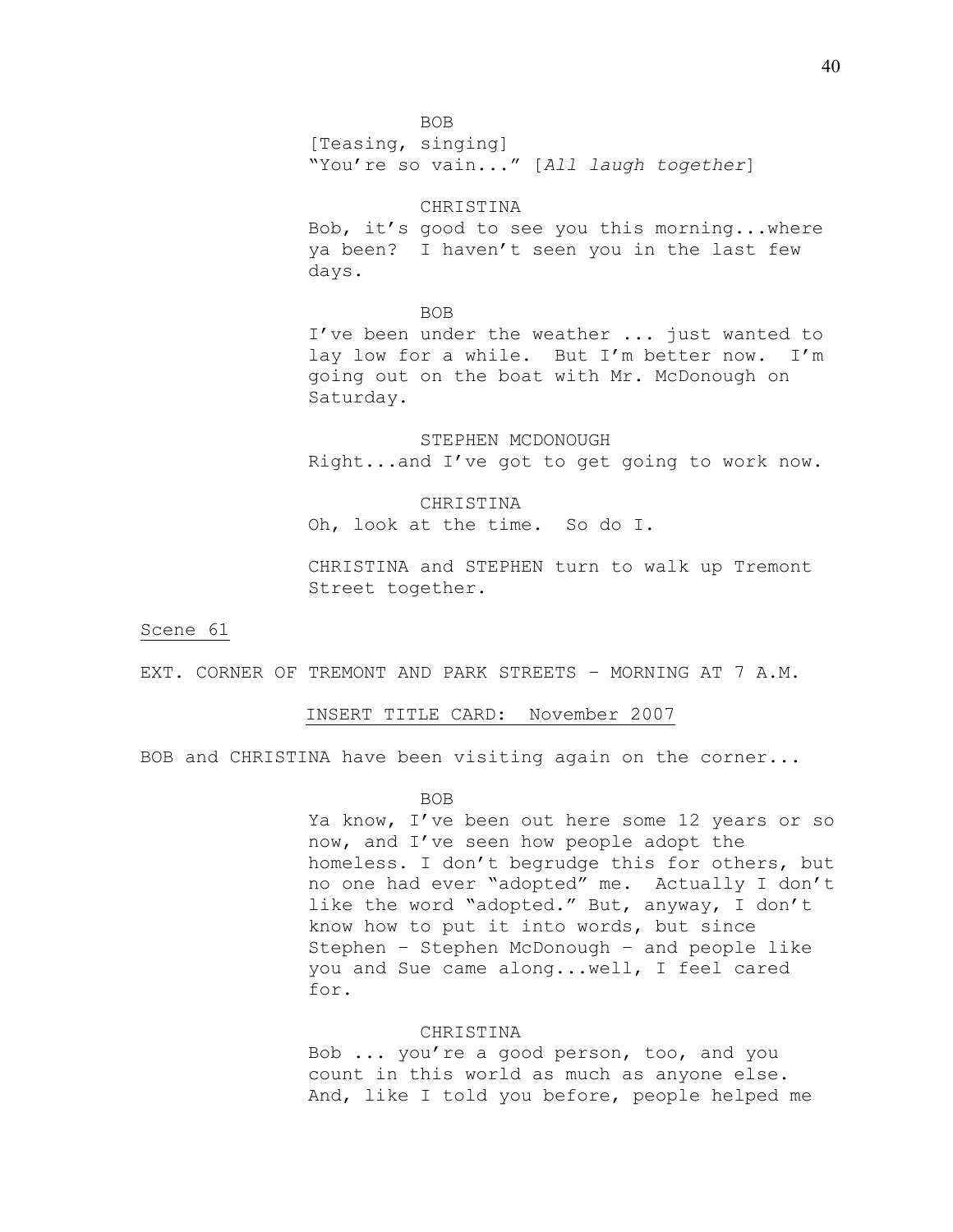BOB
[Teasing, singing]
"You're so vain..." [*All laugh together*]

CHRISTINA
Bob, it's good to see you this morning...where ya been? I haven't seen you in the last few days.

BOB
I've been under the weather ... just wanted to lay low for a while. But I'm better now. I'm going out on the boat with Mr. McDonough on Saturday.

STEPHEN MCDONOUGH
Right...and I've got to get going to work now.

CHRISTINA
Oh, look at the time. So do I.

CHRISTINA and STEPHEN turn to walk up Tremont Street together.

<u>Scene 61</u>

EXT. CORNER OF TREMONT AND PARK STREETS – MORNING AT 7 A.M.

<u>INSERT TITLE CARD: November 2007</u>

BOB and CHRISTINA have been visiting again on the corner...

BOB
Ya know, I've been out here some 12 years or so now, and I've seen how people adopt the homeless. I don't begrudge this for others, but no one had ever "adopted" me. Actually I don't like the word "adopted." But, anyway, I don't know how to put it into words, but since Stephen – Stephen McDonough – and people like you and Sue came along...well, I feel cared for.

CHRISTINA
Bob ... you're a good person, too, and you count in this world as much as anyone else. And, like I told you before, people helped me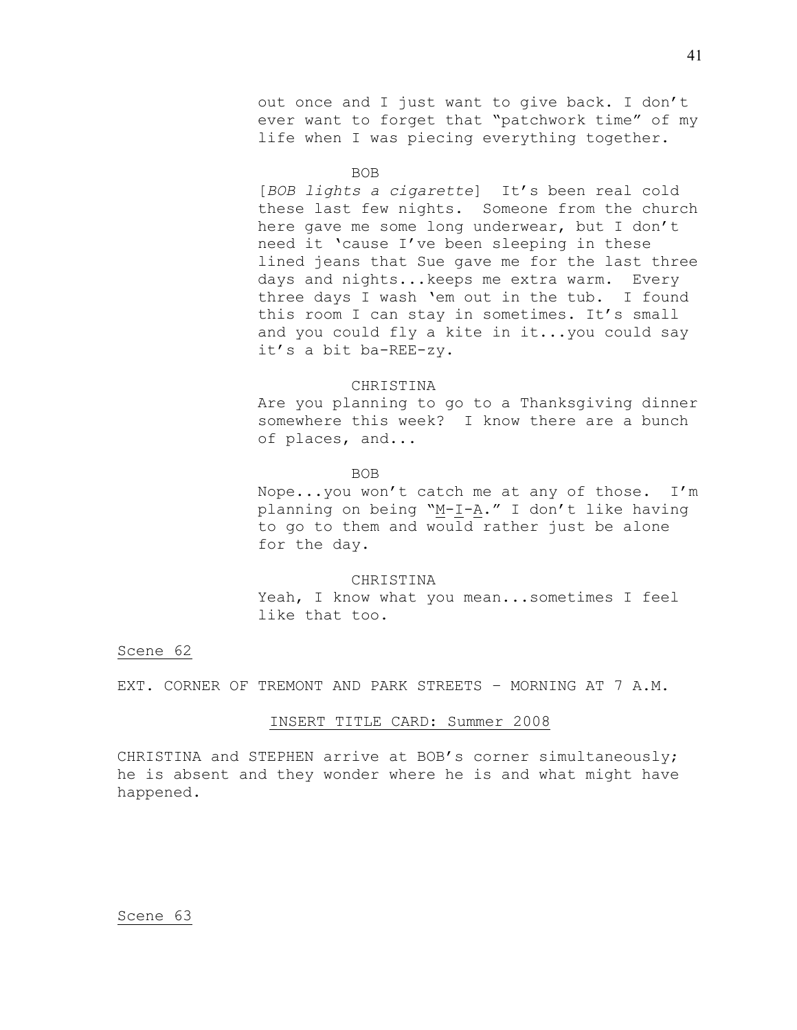out once and I just want to give back. I don't ever want to forget that "patchwork time" of my life when I was piecing everything together.

BOB

[*BOB lights a cigarette*] It's been real cold these last few nights. Someone from the church here gave me some long underwear, but I don't need it 'cause I've been sleeping in these lined jeans that Sue gave me for the last three days and nights...keeps me extra warm. Every three days I wash 'em out in the tub. I found this room I can stay in sometimes. It's small and you could fly a kite in it...you could say it's a bit ba-REE-zy.

CHRISTINA

Are you planning to go to a Thanksgiving dinner somewhere this week? I know there are a bunch of places, and...

BOB

Nope...you won't catch me at any of those. I'm planning on being "<u>M</u>-<u>I</u>-<u>A</u>." I don't like having to go to them and would rather just be alone for the day.

CHRISTINA

Yeah, I know what you mean...sometimes I feel like that too.

<u>Scene 62</u>

EXT. CORNER OF TREMONT AND PARK STREETS – MORNING AT 7 A.M.

<u>INSERT TITLE CARD: Summer 2008</u>

CHRISTINA and STEPHEN arrive at BOB's corner simultaneously; he is absent and they wonder where he is and what might have happened.

<u>Scene 63</u>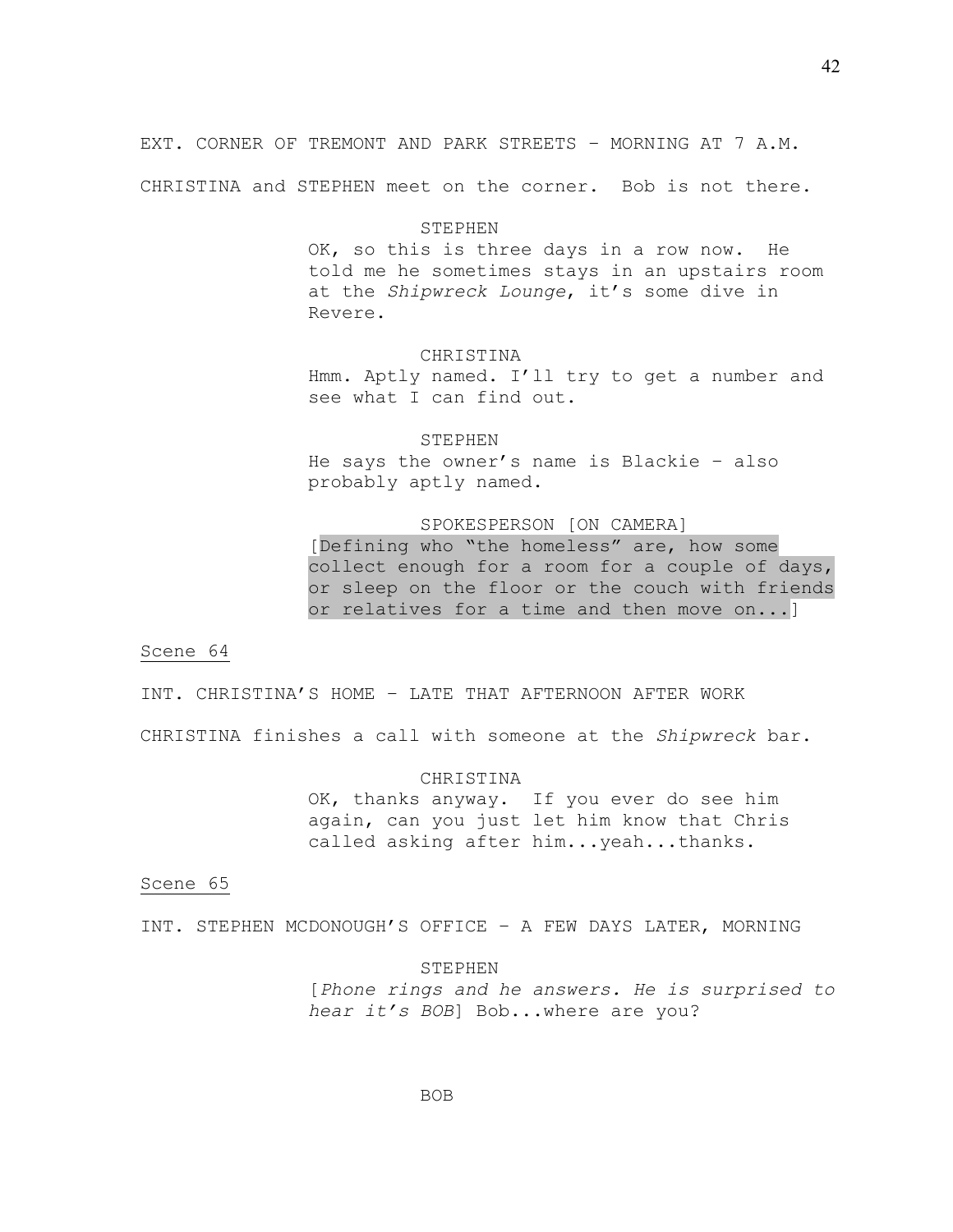EXT. CORNER OF TREMONT AND PARK STREETS – MORNING AT 7 A.M.

CHRISTINA and STEPHEN meet on the corner. Bob is not there.

STEPHEN

OK, so this is three days in a row now. He told me he sometimes stays in an upstairs room at the *Shipwreck Lounge*, it's some dive in Revere.

CHRISTINA

Hmm. Aptly named. I'll try to get a number and see what I can find out.

STEPHEN

He says the owner's name is Blackie – also probably aptly named.

SPOKESPERSON [ON CAMERA]

[Defining who "the homeless" are, how some collect enough for a room for a couple of days, or sleep on the floor or the couch with friends or relatives for a time and then move on...]

Scene 64

INT. CHRISTINA'S HOME – LATE THAT AFTERNOON AFTER WORK

CHRISTINA finishes a call with someone at the *Shipwreck* bar.

CHRISTINA

OK, thanks anyway. If you ever do see him again, can you just let him know that Chris called asking after him...yeah...thanks.

Scene 65

INT. STEPHEN MCDONOUGH'S OFFICE – A FEW DAYS LATER, MORNING

STEPHEN

[*Phone rings and he answers. He is surprised to hear it's BOB*] Bob...where are you?

BOB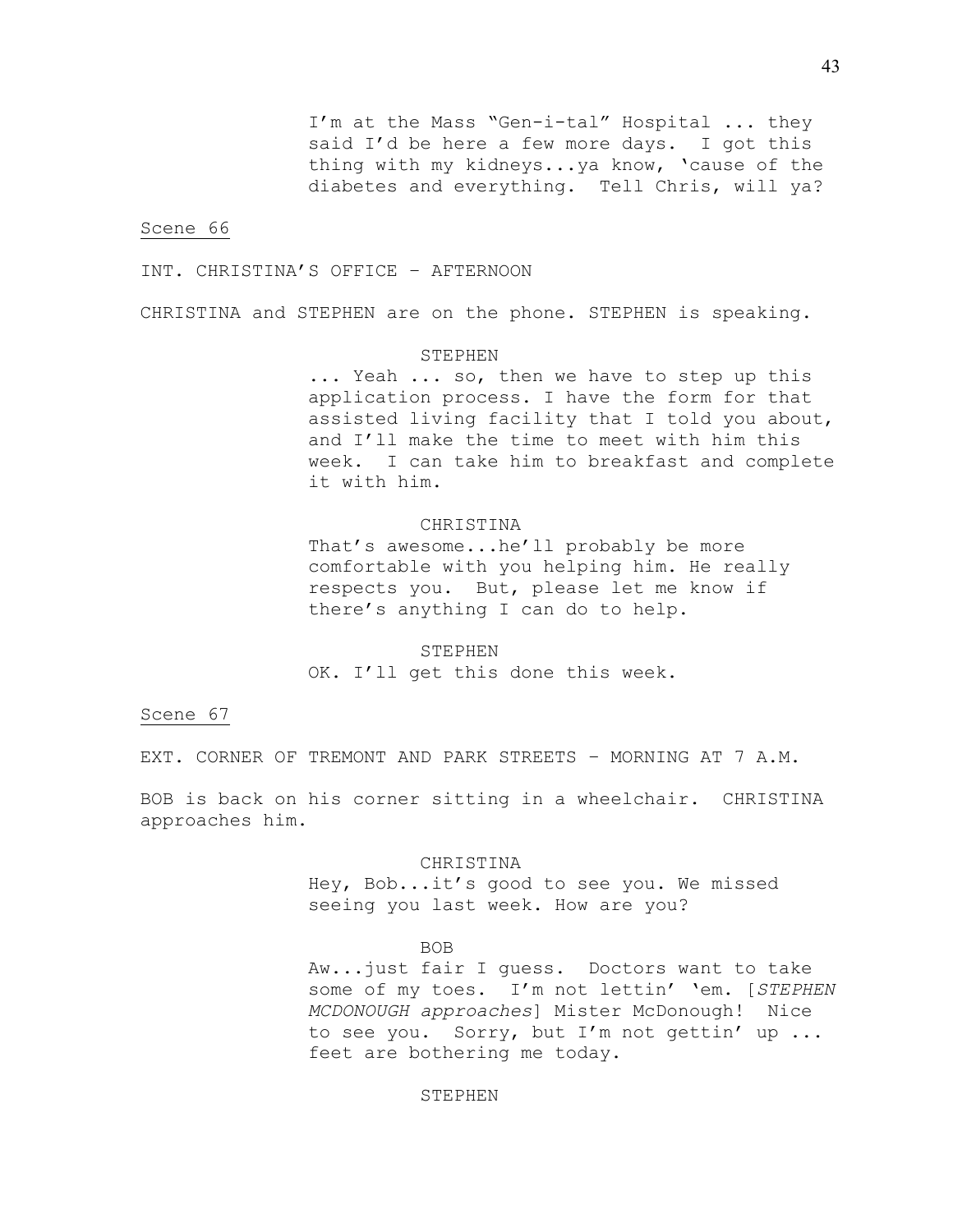I'm at the Mass "Gen-i-tal" Hospital ... they said I'd be here a few more days. I got this thing with my kidneys...ya know, 'cause of the diabetes and everything. Tell Chris, will ya?

<u>Scene 66</u>

INT. CHRISTINA'S OFFICE – AFTERNOON

CHRISTINA and STEPHEN are on the phone. STEPHEN is speaking.

STEPHEN

... Yeah ... so, then we have to step up this application process. I have the form for that assisted living facility that I told you about, and I'll make the time to meet with him this week. I can take him to breakfast and complete it with him.

CHRISTINA

That's awesome...he'll probably be more comfortable with you helping him. He really respects you. But, please let me know if there's anything I can do to help.

STEPHEN

OK. I'll get this done this week.

<u>Scene 67</u>

EXT. CORNER OF TREMONT AND PARK STREETS – MORNING AT 7 A.M.

BOB is back on his corner sitting in a wheelchair. CHRISTINA approaches him.

CHRISTINA

Hey, Bob...it's good to see you. We missed seeing you last week. How are you?

BOB

Aw...just fair I guess. Doctors want to take some of my toes. I'm not lettin' 'em. [*STEPHEN MCDONOUGH approaches*] Mister McDonough! Nice to see you. Sorry, but I'm not gettin' up ... feet are bothering me today.

STEPHEN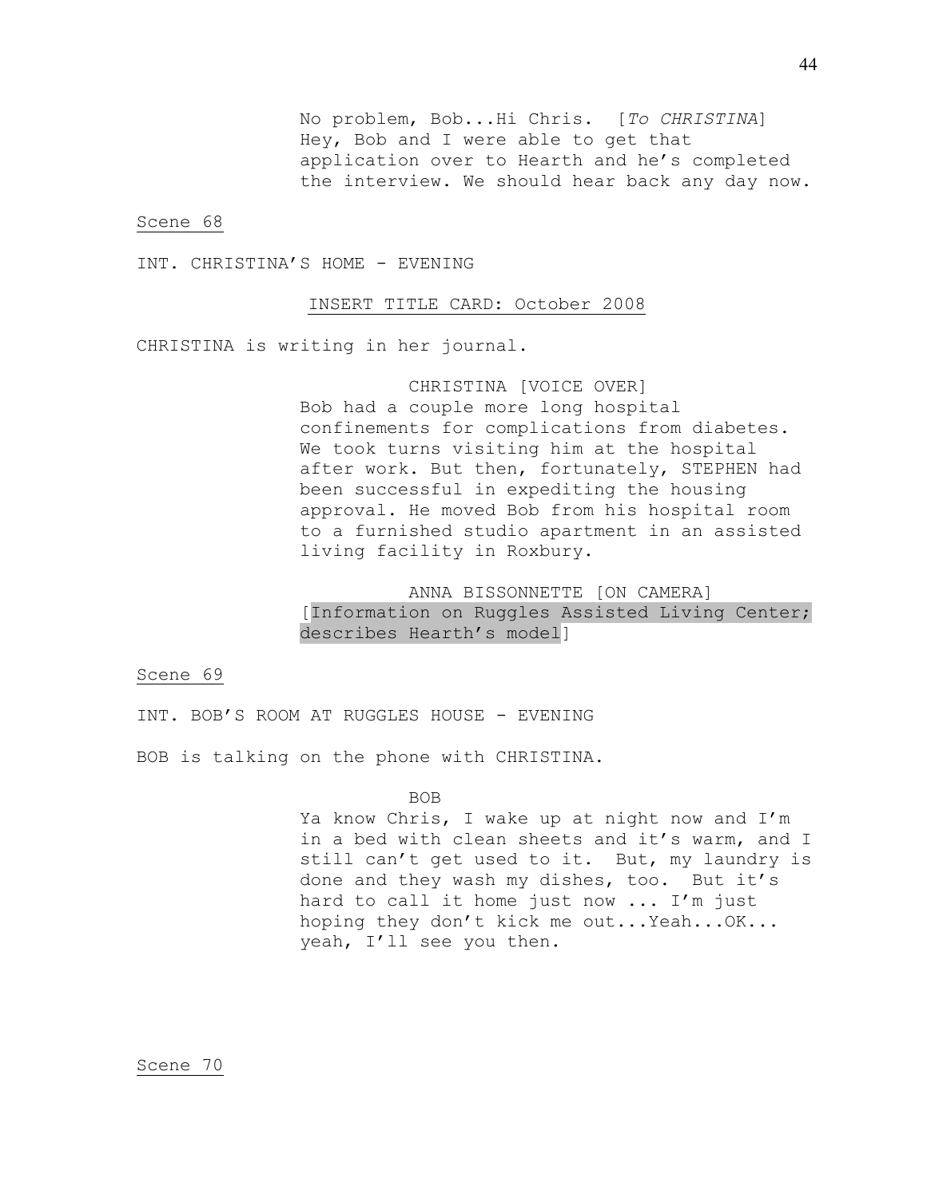No problem, Bob...Hi Chris. [*To CHRISTINA*] Hey, Bob and I were able to get that application over to Hearth and he's completed the interview. We should hear back any day now.

Scene 68

INT. CHRISTINA'S HOME - EVENING

INSERT TITLE CARD: October 2008

CHRISTINA is writing in her journal.

CHRISTINA [VOICE OVER]

Bob had a couple more long hospital confinements for complications from diabetes. We took turns visiting him at the hospital after work. But then, fortunately, STEPHEN had been successful in expediting the housing approval. He moved Bob from his hospital room to a furnished studio apartment in an assisted living facility in Roxbury.

ANNA BISSONNETTE [ON CAMERA]

[Information on Ruggles Assisted Living Center; describes Hearth's model]

Scene 69

INT. BOB'S ROOM AT RUGGLES HOUSE - EVENING

BOB is talking on the phone with CHRISTINA.

BOB

Ya know Chris, I wake up at night now and I'm in a bed with clean sheets and it's warm, and I still can't get used to it. But, my laundry is done and they wash my dishes, too. But it's hard to call it home just now ... I'm just hoping they don't kick me out...Yeah...OK... yeah, I'll see you then.

Scene 70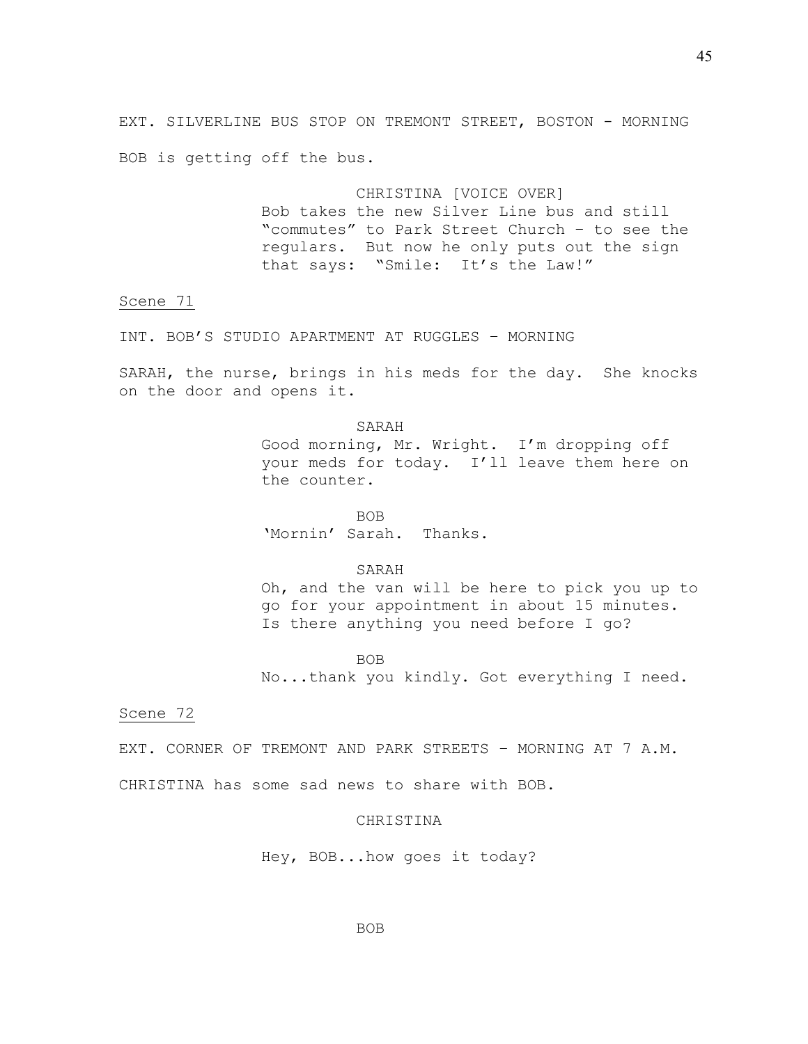EXT. SILVERLINE BUS STOP ON TREMONT STREET, BOSTON - MORNING

BOB is getting off the bus.

CHRISTINA [VOICE OVER]
Bob takes the new Silver Line bus and still "commutes" to Park Street Church – to see the regulars. But now he only puts out the sign that says: "Smile: It's the Law!"

Scene 71

INT. BOB'S STUDIO APARTMENT AT RUGGLES – MORNING

SARAH, the nurse, brings in his meds for the day. She knocks on the door and opens it.

SARAH
Good morning, Mr. Wright. I'm dropping off your meds for today. I'll leave them here on the counter.

BOB
'Mornin' Sarah. Thanks.

SARAH
Oh, and the van will be here to pick you up to go for your appointment in about 15 minutes. Is there anything you need before I go?

BOB
No...thank you kindly. Got everything I need.

Scene 72

EXT. CORNER OF TREMONT AND PARK STREETS – MORNING AT 7 A.M.

CHRISTINA has some sad news to share with BOB.

CHRISTINA

Hey, BOB...how goes it today?

BOB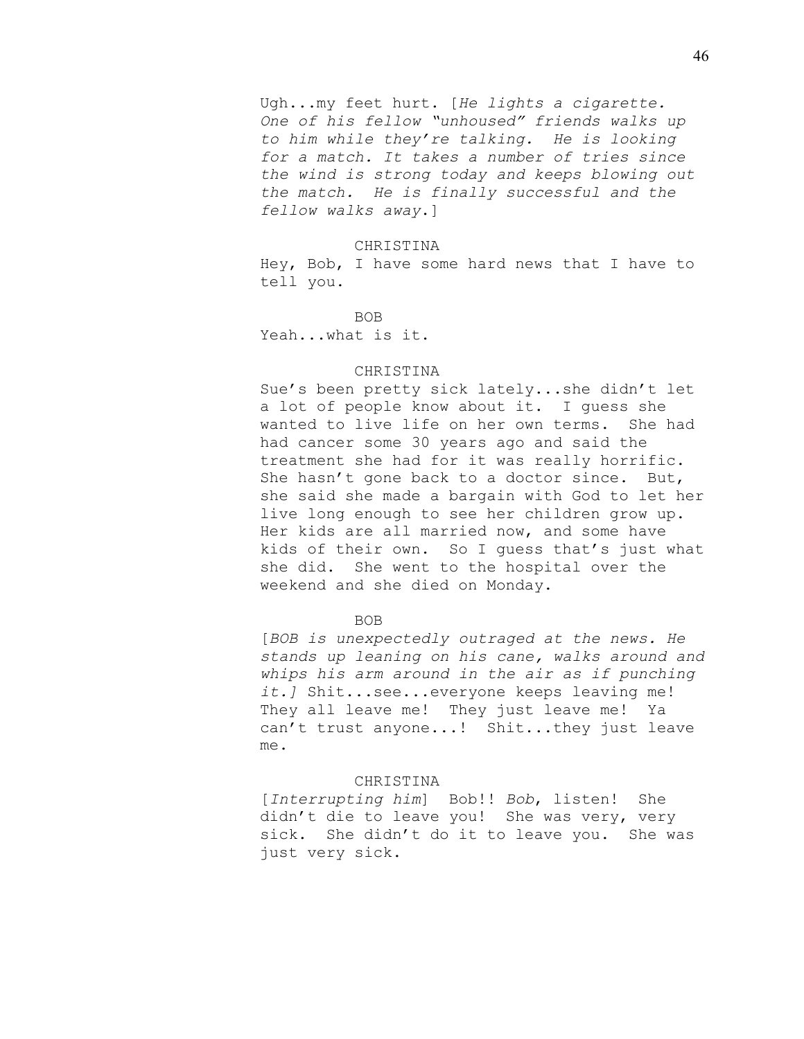Ugh...my feet hurt. [*He lights a cigarette. One of his fellow "unhoused" friends walks up to him while they're talking. He is looking for a match. It takes a number of tries since the wind is strong today and keeps blowing out the match. He is finally successful and the fellow walks away*.]

CHRISTINA

Hey, Bob, I have some hard news that I have to tell you.

BOB

Yeah...what is it.

CHRISTINA

Sue's been pretty sick lately...she didn't let a lot of people know about it. I guess she wanted to live life on her own terms. She had had cancer some 30 years ago and said the treatment she had for it was really horrific. She hasn't gone back to a doctor since. But, she said she made a bargain with God to let her live long enough to see her children grow up. Her kids are all married now, and some have kids of their own. So I guess that's just what she did. She went to the hospital over the weekend and she died on Monday.

BOB

[*BOB is unexpectedly outraged at the news. He stands up leaning on his cane, walks around and whips his arm around in the air as if punching it.]* Shit...see...everyone keeps leaving me! They all leave me! They just leave me! Ya can't trust anyone...! Shit...they just leave me.

CHRISTINA

[*Interrupting him*] Bob!! *Bob*, listen! She didn't die to leave you! She was very, very sick. She didn't do it to leave you. She was just very sick.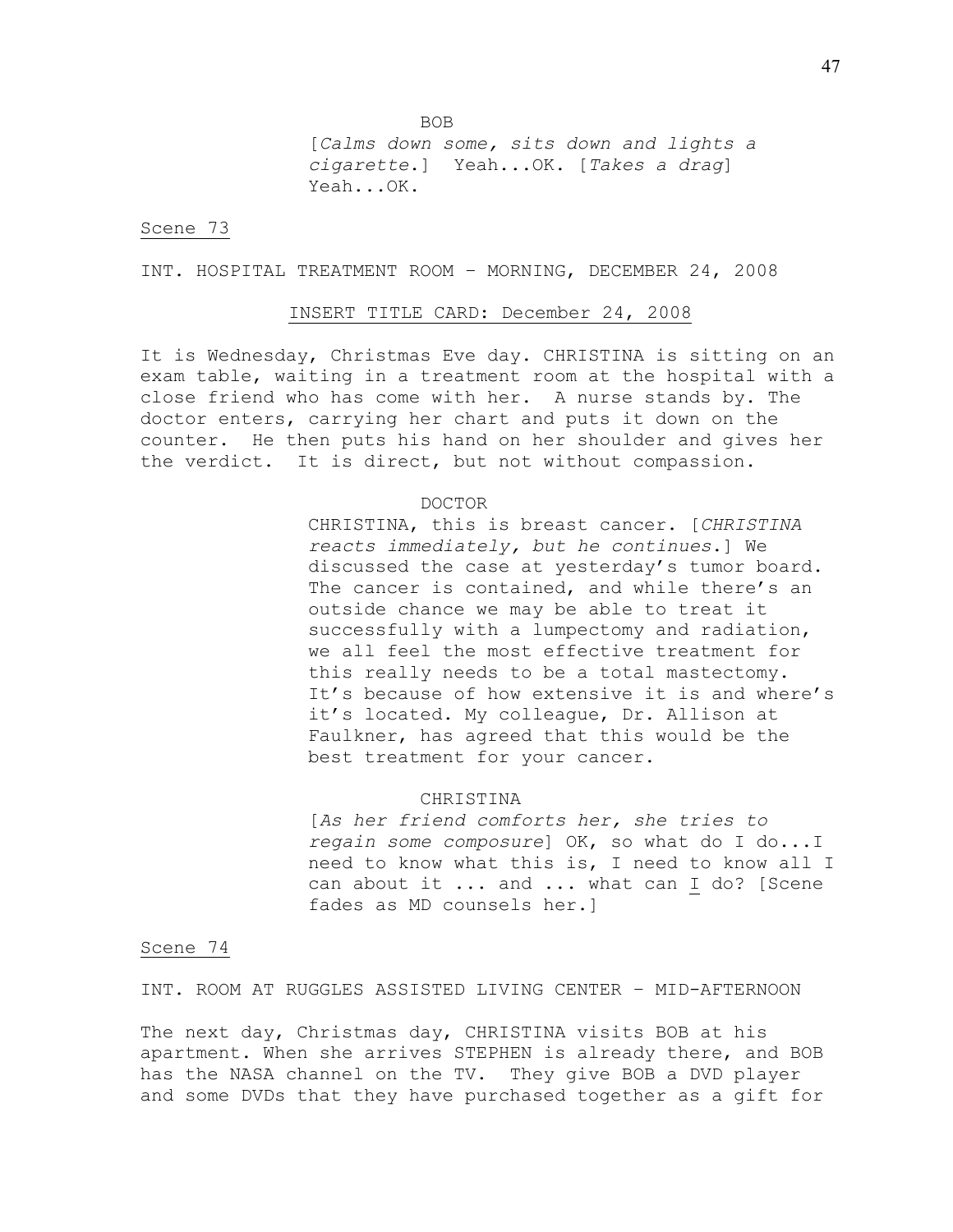BOB

[*Calms down some, sits down and lights a cigarette*.] Yeah...OK. [*Takes a drag*] Yeah...OK.

<u>Scene 73</u>

INT. HOSPITAL TREATMENT ROOM – MORNING, DECEMBER 24, 2008

<u>INSERT TITLE CARD: December 24, 2008</u>

It is Wednesday, Christmas Eve day. CHRISTINA is sitting on an exam table, waiting in a treatment room at the hospital with a close friend who has come with her. A nurse stands by. The doctor enters, carrying her chart and puts it down on the counter. He then puts his hand on her shoulder and gives her the verdict. It is direct, but not without compassion.

DOCTOR

CHRISTINA, this is breast cancer. [*CHRISTINA reacts immediately, but he continues*.] We discussed the case at yesterday's tumor board. The cancer is contained, and while there's an outside chance we may be able to treat it successfully with a lumpectomy and radiation, we all feel the most effective treatment for this really needs to be a total mastectomy. It's because of how extensive it is and where's it's located. My colleague, Dr. Allison at Faulkner, has agreed that this would be the best treatment for your cancer.

CHRISTINA

[*As her friend comforts her, she tries to regain some composure*] OK, so what do I do...I need to know what this is, I need to know all I can about it ... and ... what can <u>I</u> do? [Scene fades as MD counsels her.]

<u>Scene 74</u>

INT. ROOM AT RUGGLES ASSISTED LIVING CENTER – MID-AFTERNOON

The next day, Christmas day, CHRISTINA visits BOB at his apartment. When she arrives STEPHEN is already there, and BOB has the NASA channel on the TV. They give BOB a DVD player and some DVDs that they have purchased together as a gift for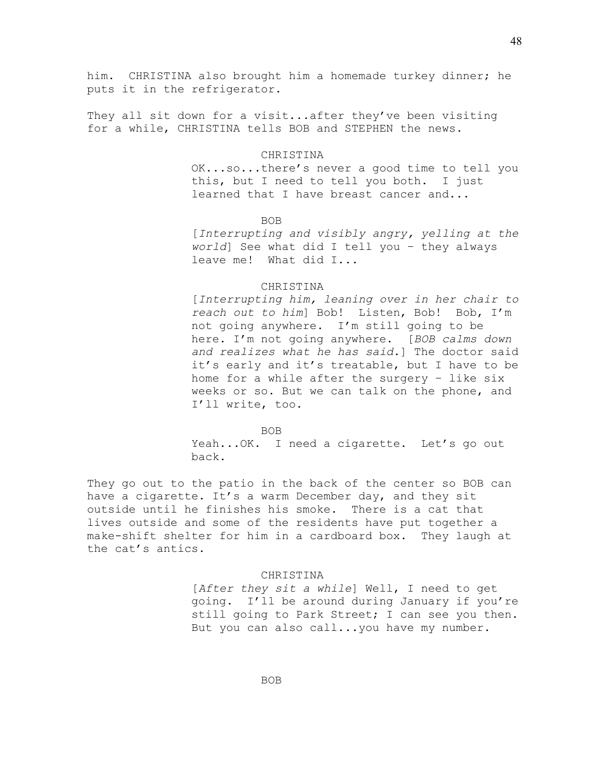him. CHRISTINA also brought him a homemade turkey dinner; he puts it in the refrigerator.

They all sit down for a visit...after they've been visiting for a while, CHRISTINA tells BOB and STEPHEN the news.

CHRISTINA

OK...so...there's never a good time to tell you this, but I need to tell you both. I just learned that I have breast cancer and...

BOB

[*Interrupting and visibly angry, yelling at the world*] See what did I tell you – they always leave me! What did I...

CHRISTINA

[*Interrupting him, leaning over in her chair to reach out to him*] Bob! Listen, Bob! Bob, I'm not going anywhere. I'm still going to be here. I'm not going anywhere. [*BOB calms down and realizes what he has said.*] The doctor said it's early and it's treatable, but I have to be home for a while after the surgery – like six weeks or so. But we can talk on the phone, and I'll write, too.

BOB

Yeah...OK. I need a cigarette. Let's go out back.

They go out to the patio in the back of the center so BOB can have a cigarette. It's a warm December day, and they sit outside until he finishes his smoke. There is a cat that lives outside and some of the residents have put together a make-shift shelter for him in a cardboard box. They laugh at the cat's antics.

CHRISTINA

[*After they sit a while*] Well, I need to get going. I'll be around during January if you're still going to Park Street; I can see you then. But you can also call...you have my number.

BOB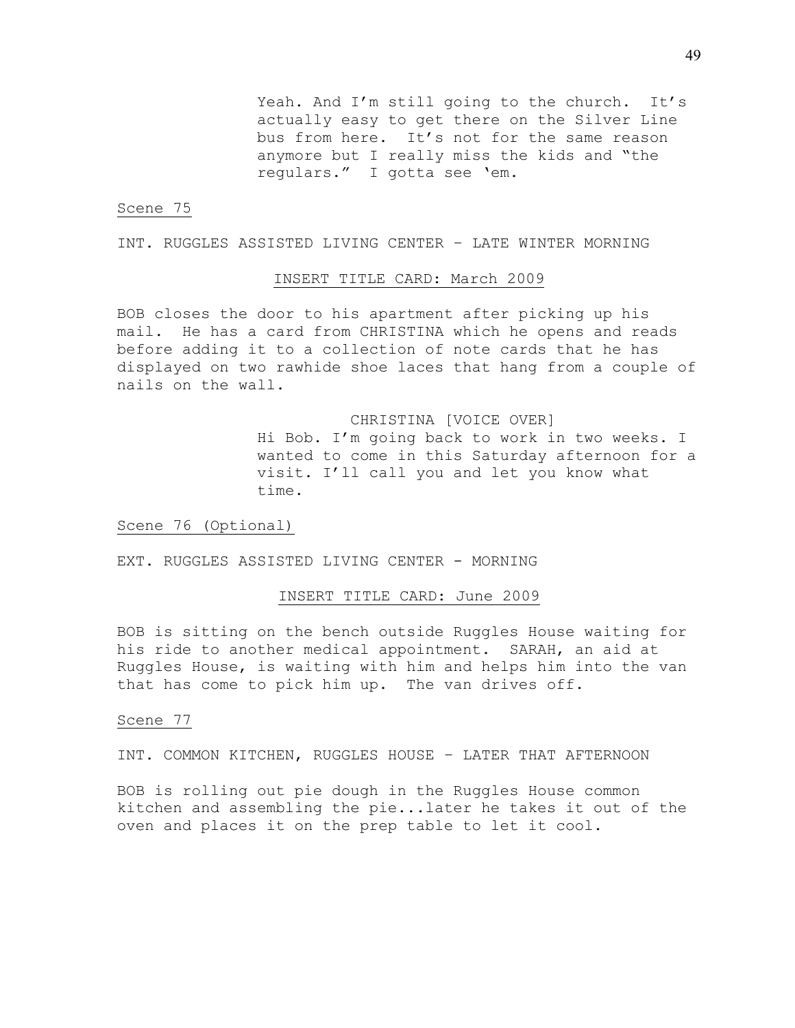Yeah. And I'm still going to the church. It's actually easy to get there on the Silver Line bus from here. It's not for the same reason anymore but I really miss the kids and "the regulars." I gotta see 'em.

<u>Scene 75</u>

INT. RUGGLES ASSISTED LIVING CENTER – LATE WINTER MORNING

<u>INSERT TITLE CARD: March 2009</u>

BOB closes the door to his apartment after picking up his mail. He has a card from CHRISTINA which he opens and reads before adding it to a collection of note cards that he has displayed on two rawhide shoe laces that hang from a couple of nails on the wall.

CHRISTINA [VOICE OVER]

Hi Bob. I'm going back to work in two weeks. I wanted to come in this Saturday afternoon for a visit. I'll call you and let you know what time.

<u>Scene 76 (Optional)</u>

EXT. RUGGLES ASSISTED LIVING CENTER - MORNING

<u>INSERT TITLE CARD: June 2009</u>

BOB is sitting on the bench outside Ruggles House waiting for his ride to another medical appointment. SARAH, an aid at Ruggles House, is waiting with him and helps him into the van that has come to pick him up. The van drives off.

<u>Scene 77</u>

INT. COMMON KITCHEN, RUGGLES HOUSE – LATER THAT AFTERNOON

BOB is rolling out pie dough in the Ruggles House common kitchen and assembling the pie...later he takes it out of the oven and places it on the prep table to let it cool.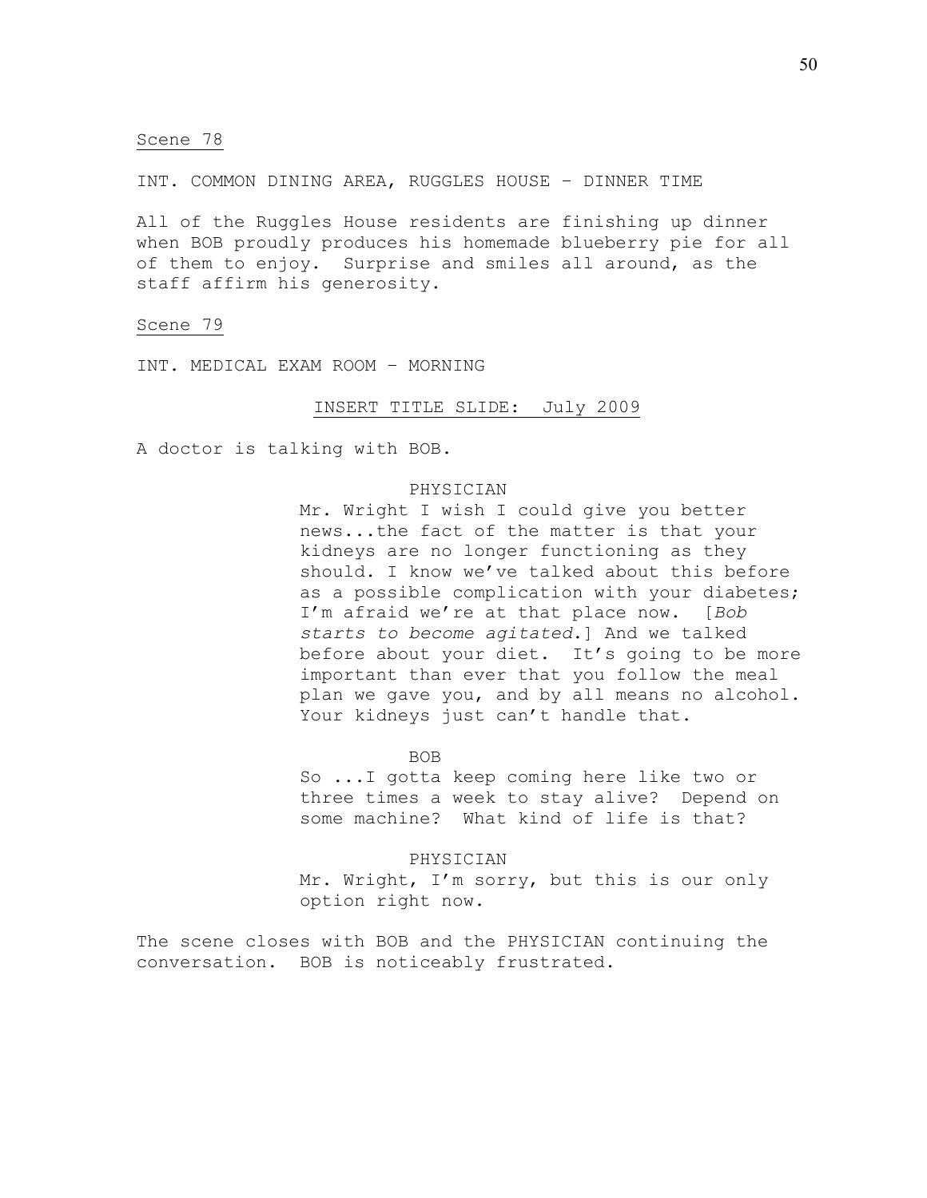<u>Scene 78</u>

INT. COMMON DINING AREA, RUGGLES HOUSE – DINNER TIME

All of the Ruggles House residents are finishing up dinner when BOB proudly produces his homemade blueberry pie for all of them to enjoy. Surprise and smiles all around, as the staff affirm his generosity.

<u>Scene 79</u>

INT. MEDICAL EXAM ROOM – MORNING

<u>INSERT TITLE SLIDE: July 2009</u>

A doctor is talking with BOB.

PHYSICIAN

Mr. Wright I wish I could give you better news...the fact of the matter is that your kidneys are no longer functioning as they should. I know we've talked about this before as a possible complication with your diabetes; I'm afraid we're at that place now. [*Bob starts to become agitated*.] And we talked before about your diet. It's going to be more important than ever that you follow the meal plan we gave you, and by all means no alcohol. Your kidneys just can't handle that.

BOB

So ...I gotta keep coming here like two or three times a week to stay alive? Depend on some machine? What kind of life is that?

PHYSICIAN

Mr. Wright, I'm sorry, but this is our only option right now.

The scene closes with BOB and the PHYSICIAN continuing the conversation. BOB is noticeably frustrated.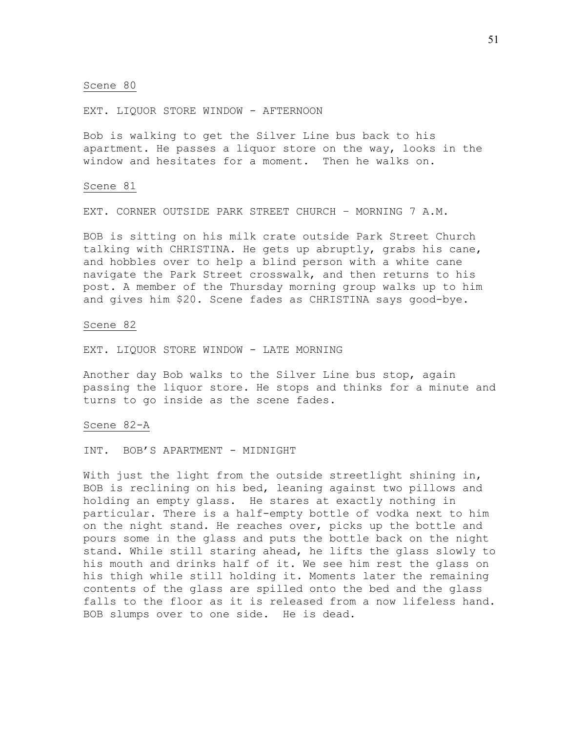Scene 80

EXT. LIQUOR STORE WINDOW - AFTERNOON

Bob is walking to get the Silver Line bus back to his apartment. He passes a liquor store on the way, looks in the window and hesitates for a moment. Then he walks on.

Scene 81

EXT. CORNER OUTSIDE PARK STREET CHURCH – MORNING 7 A.M.

BOB is sitting on his milk crate outside Park Street Church talking with CHRISTINA. He gets up abruptly, grabs his cane, and hobbles over to help a blind person with a white cane navigate the Park Street crosswalk, and then returns to his post. A member of the Thursday morning group walks up to him and gives him $20. Scene fades as CHRISTINA says good-bye.

Scene 82

EXT. LIQUOR STORE WINDOW - LATE MORNING

Another day Bob walks to the Silver Line bus stop, again passing the liquor store. He stops and thinks for a minute and turns to go inside as the scene fades.

Scene 82-A

INT. BOB'S APARTMENT - MIDNIGHT

With just the light from the outside streetlight shining in, BOB is reclining on his bed, leaning against two pillows and holding an empty glass. He stares at exactly nothing in particular. There is a half-empty bottle of vodka next to him on the night stand. He reaches over, picks up the bottle and pours some in the glass and puts the bottle back on the night stand. While still staring ahead, he lifts the glass slowly to his mouth and drinks half of it. We see him rest the glass on his thigh while still holding it. Moments later the remaining contents of the glass are spilled onto the bed and the glass falls to the floor as it is released from a now lifeless hand. BOB slumps over to one side. He is dead.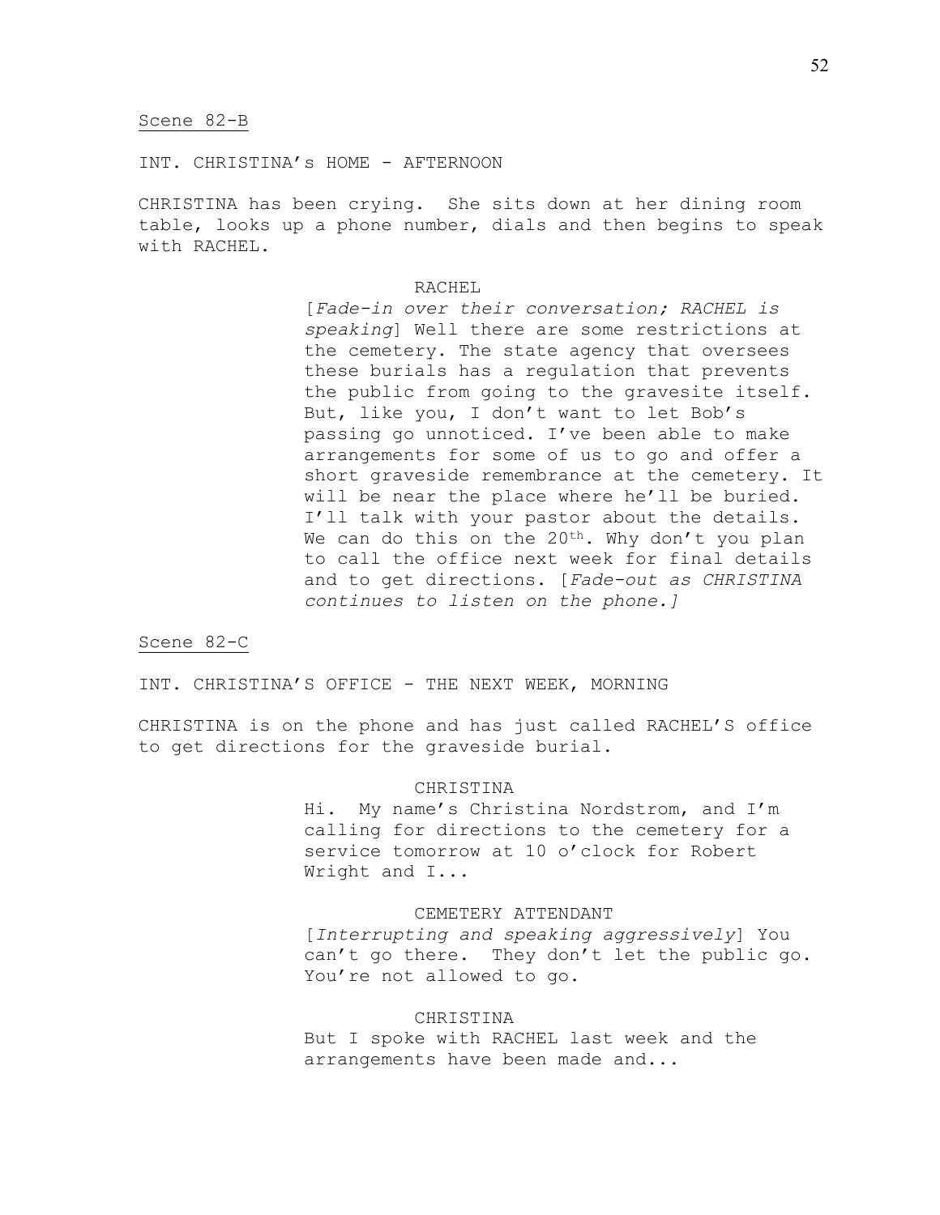<u>Scene 82-B</u>

INT. CHRISTINA's HOME - AFTERNOON

CHRISTINA has been crying. She sits down at her dining room table, looks up a phone number, dials and then begins to speak with RACHEL.

RACHEL

[*Fade-in over their conversation; RACHEL is speaking*] Well there are some restrictions at the cemetery. The state agency that oversees these burials has a regulation that prevents the public from going to the gravesite itself. But, like you, I don't want to let Bob's passing go unnoticed. I've been able to make arrangements for some of us to go and offer a short graveside remembrance at the cemetery. It will be near the place where he'll be buried. I'll talk with your pastor about the details. We can do this on the 20th. Why don't you plan to call the office next week for final details and to get directions. [*Fade-out as CHRISTINA continues to listen on the phone.]*

<u>Scene 82-C</u>

INT. CHRISTINA'S OFFICE - THE NEXT WEEK, MORNING

CHRISTINA is on the phone and has just called RACHEL'S office to get directions for the graveside burial.

CHRISTINA

Hi. My name's Christina Nordstrom, and I'm calling for directions to the cemetery for a service tomorrow at 10 o'clock for Robert Wright and I...

CEMETERY ATTENDANT

[*Interrupting and speaking aggressively*] You can't go there. They don't let the public go. You're not allowed to go.

CHRISTINA

But I spoke with RACHEL last week and the arrangements have been made and...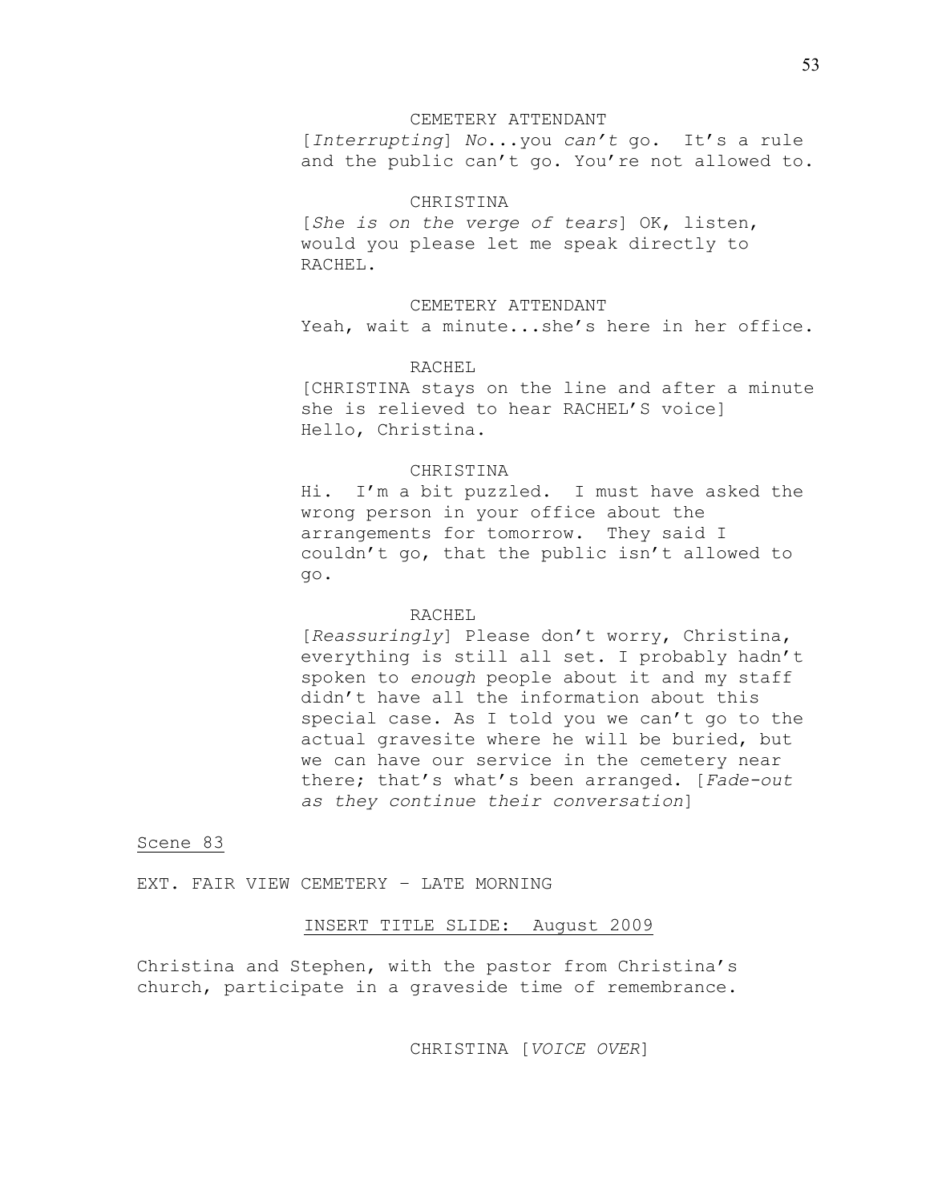CEMETERY ATTENDANT

[*Interrupting*] *No*...you *can't* go. It's a rule and the public can't go. You're not allowed to.

CHRISTINA

[*She is on the verge of tears*] OK, listen, would you please let me speak directly to RACHEL.

CEMETERY ATTENDANT

Yeah, wait a minute...she's here in her office.

RACHEL

[CHRISTINA stays on the line and after a minute she is relieved to hear RACHEL'S voice] Hello, Christina.

CHRISTINA

Hi. I'm a bit puzzled. I must have asked the wrong person in your office about the arrangements for tomorrow. They said I couldn't go, that the public isn't allowed to go.

RACHEL

[*Reassuringly*] Please don't worry, Christina, everything is still all set. I probably hadn't spoken to *enough* people about it and my staff didn't have all the information about this special case. As I told you we can't go to the actual gravesite where he will be buried, but we can have our service in the cemetery near there; that's what's been arranged. [*Fade-out as they continue their conversation*]

<u>Scene 83</u>

EXT. FAIR VIEW CEMETERY – LATE MORNING

<u>INSERT TITLE SLIDE: August 2009</u>

Christina and Stephen, with the pastor from Christina's church, participate in a graveside time of remembrance.

CHRISTINA [*VOICE OVER*]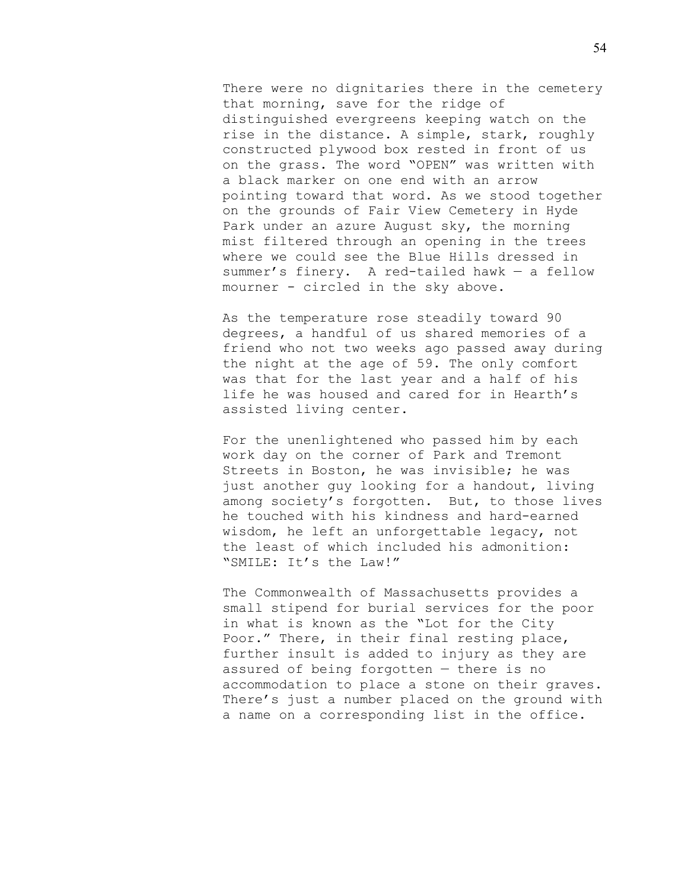There were no dignitaries there in the cemetery that morning, save for the ridge of distinguished evergreens keeping watch on the rise in the distance. A simple, stark, roughly constructed plywood box rested in front of us on the grass. The word "OPEN" was written with a black marker on one end with an arrow pointing toward that word. As we stood together on the grounds of Fair View Cemetery in Hyde Park under an azure August sky, the morning mist filtered through an opening in the trees where we could see the Blue Hills dressed in summer's finery. A red-tailed hawk — a fellow mourner - circled in the sky above.

As the temperature rose steadily toward 90 degrees, a handful of us shared memories of a friend who not two weeks ago passed away during the night at the age of 59. The only comfort was that for the last year and a half of his life he was housed and cared for in Hearth's assisted living center.

For the unenlightened who passed him by each work day on the corner of Park and Tremont Streets in Boston, he was invisible; he was just another guy looking for a handout, living among society's forgotten. But, to those lives he touched with his kindness and hard-earned wisdom, he left an unforgettable legacy, not the least of which included his admonition: "SMILE: It's the Law!"

The Commonwealth of Massachusetts provides a small stipend for burial services for the poor in what is known as the "Lot for the City Poor." There, in their final resting place, further insult is added to injury as they are assured of being forgotten — there is no accommodation to place a stone on their graves. There's just a number placed on the ground with a name on a corresponding list in the office.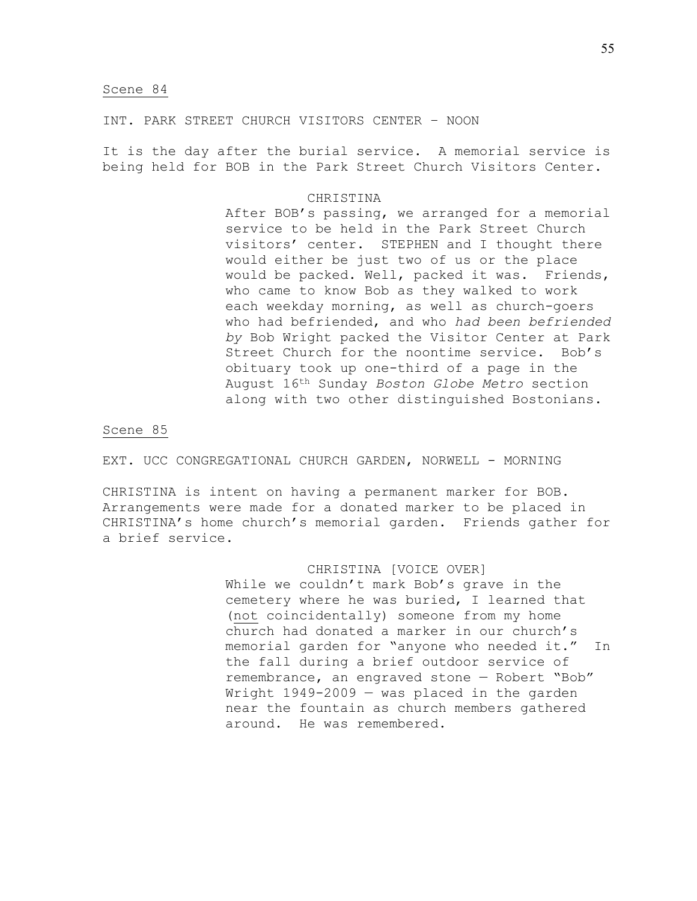<u>Scene 84</u>

INT. PARK STREET CHURCH VISITORS CENTER – NOON

It is the day after the burial service. A memorial service is being held for BOB in the Park Street Church Visitors Center.

CHRISTINA

After BOB's passing, we arranged for a memorial service to be held in the Park Street Church visitors' center. STEPHEN and I thought there would either be just two of us or the place would be packed. Well, packed it was. Friends, who came to know Bob as they walked to work each weekday morning, as well as church-goers who had befriended, and who *had been befriended by* Bob Wright packed the Visitor Center at Park Street Church for the noontime service. Bob's obituary took up one-third of a page in the August 16th Sunday *Boston Globe Metro* section along with two other distinguished Bostonians.

<u>Scene 85</u>

EXT. UCC CONGREGATIONAL CHURCH GARDEN, NORWELL - MORNING

CHRISTINA is intent on having a permanent marker for BOB. Arrangements were made for a donated marker to be placed in CHRISTINA's home church's memorial garden. Friends gather for a brief service.

CHRISTINA [VOICE OVER]

While we couldn't mark Bob's grave in the cemetery where he was buried, I learned that (<u>not</u> coincidentally) someone from my home church had donated a marker in our church's memorial garden for "anyone who needed it." In the fall during a brief outdoor service of remembrance, an engraved stone — Robert "Bob" Wright 1949-2009 — was placed in the garden near the fountain as church members gathered around. He was remembered.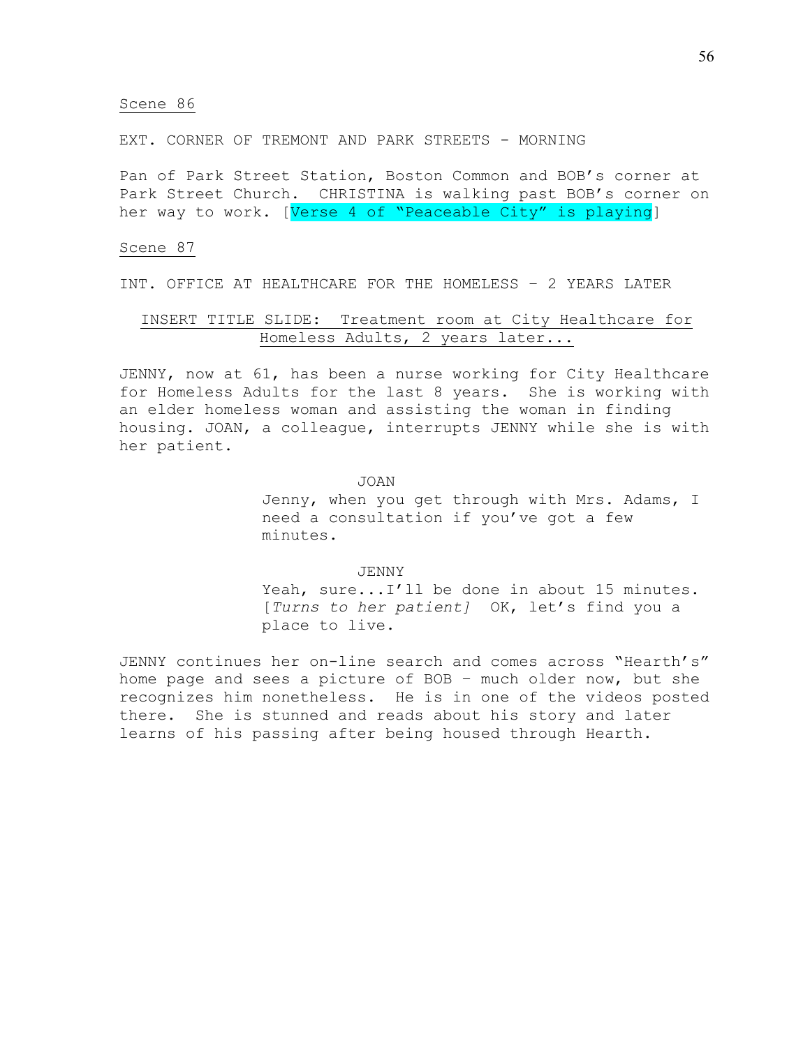Scene 86

EXT. CORNER OF TREMONT AND PARK STREETS - MORNING

Pan of Park Street Station, Boston Common and BOB's corner at Park Street Church. CHRISTINA is walking past BOB's corner on her way to work. [Verse 4 of "Peaceable City" is playing]

Scene 87

INT. OFFICE AT HEALTHCARE FOR THE HOMELESS – 2 YEARS LATER

INSERT TITLE SLIDE: Treatment room at City Healthcare for Homeless Adults, 2 years later...

JENNY, now at 61, has been a nurse working for City Healthcare for Homeless Adults for the last 8 years. She is working with an elder homeless woman and assisting the woman in finding housing. JOAN, a colleague, interrupts JENNY while she is with her patient.

JOAN

Jenny, when you get through with Mrs. Adams, I need a consultation if you've got a few minutes.

JENNY

Yeah, sure...I'll be done in about 15 minutes. [*Turns to her patient]* OK, let's find you a place to live.

JENNY continues her on-line search and comes across "Hearth's" home page and sees a picture of BOB – much older now, but she recognizes him nonetheless. He is in one of the videos posted there. She is stunned and reads about his story and later learns of his passing after being housed through Hearth.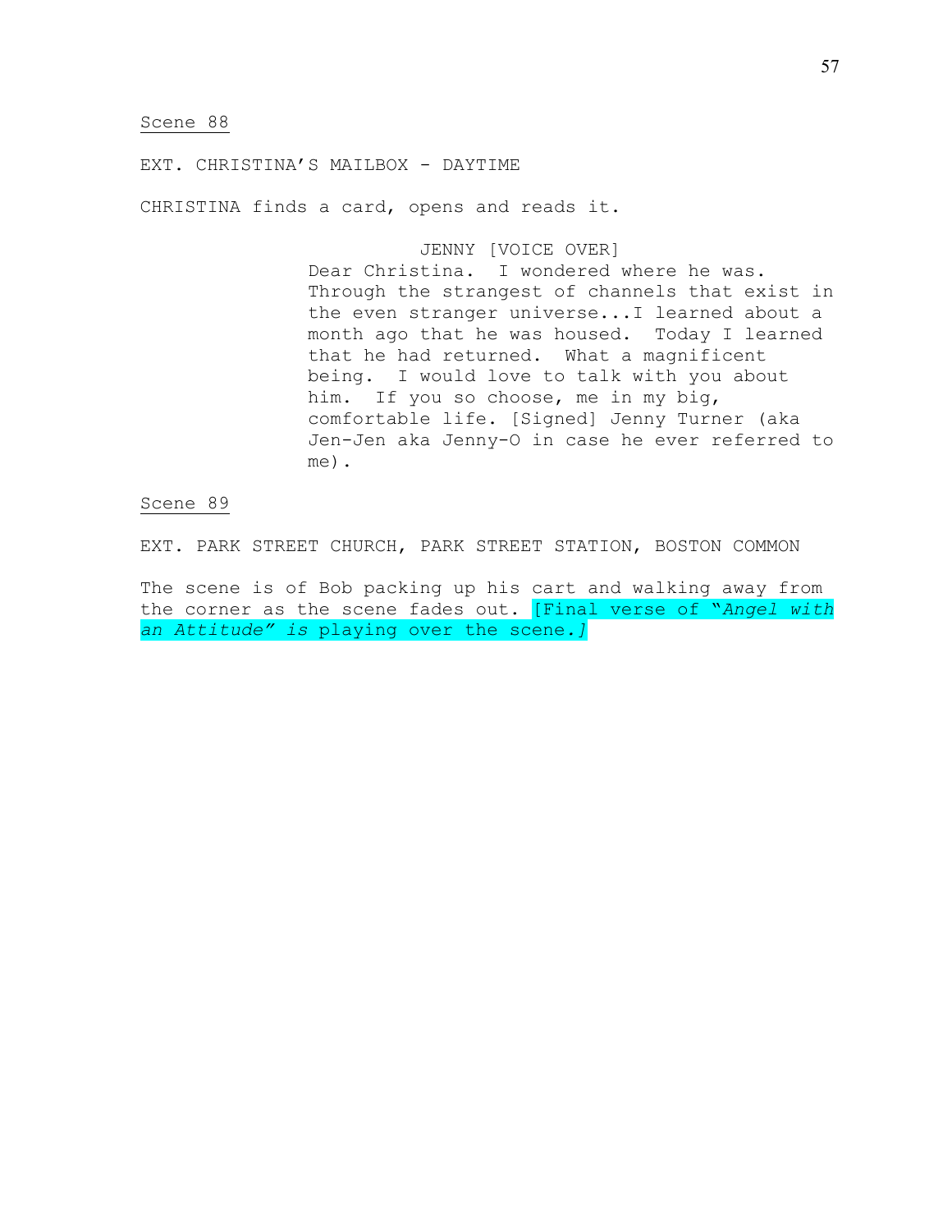<u>Scene 88</u>

EXT. CHRISTINA'S MAILBOX - DAYTIME

CHRISTINA finds a card, opens and reads it.

JENNY [VOICE OVER]

Dear Christina. I wondered where he was. Through the strangest of channels that exist in the even stranger universe...I learned about a month ago that he was housed. Today I learned that he had returned. What a magnificent being. I would love to talk with you about him. If you so choose, me in my big, comfortable life. [Signed] Jenny Turner (aka Jen-Jen aka Jenny-O in case he ever referred to me).

<u>Scene 89</u>

EXT. PARK STREET CHURCH, PARK STREET STATION, BOSTON COMMON

The scene is of Bob packing up his cart and walking away from the corner as the scene fades out. [Final verse of "*Angel with an Attitude" is* playing over the scene.*]*